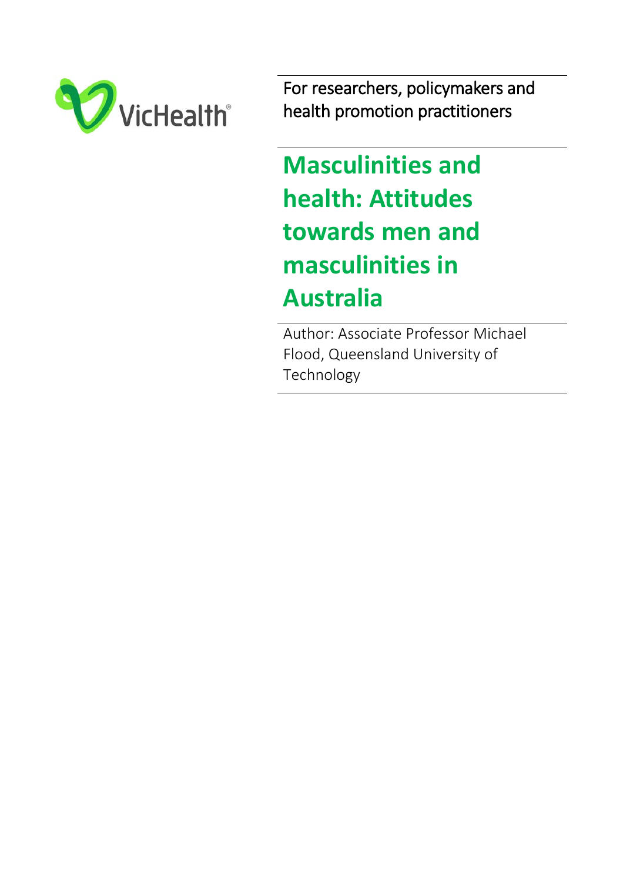VicHealth

For researchers, policymakers and health promotion practitioners

# Masculinities and health: Attitudes towards men and masculinities in Australia

Author: Associate Professor Michael Flood, Queensland University of Technology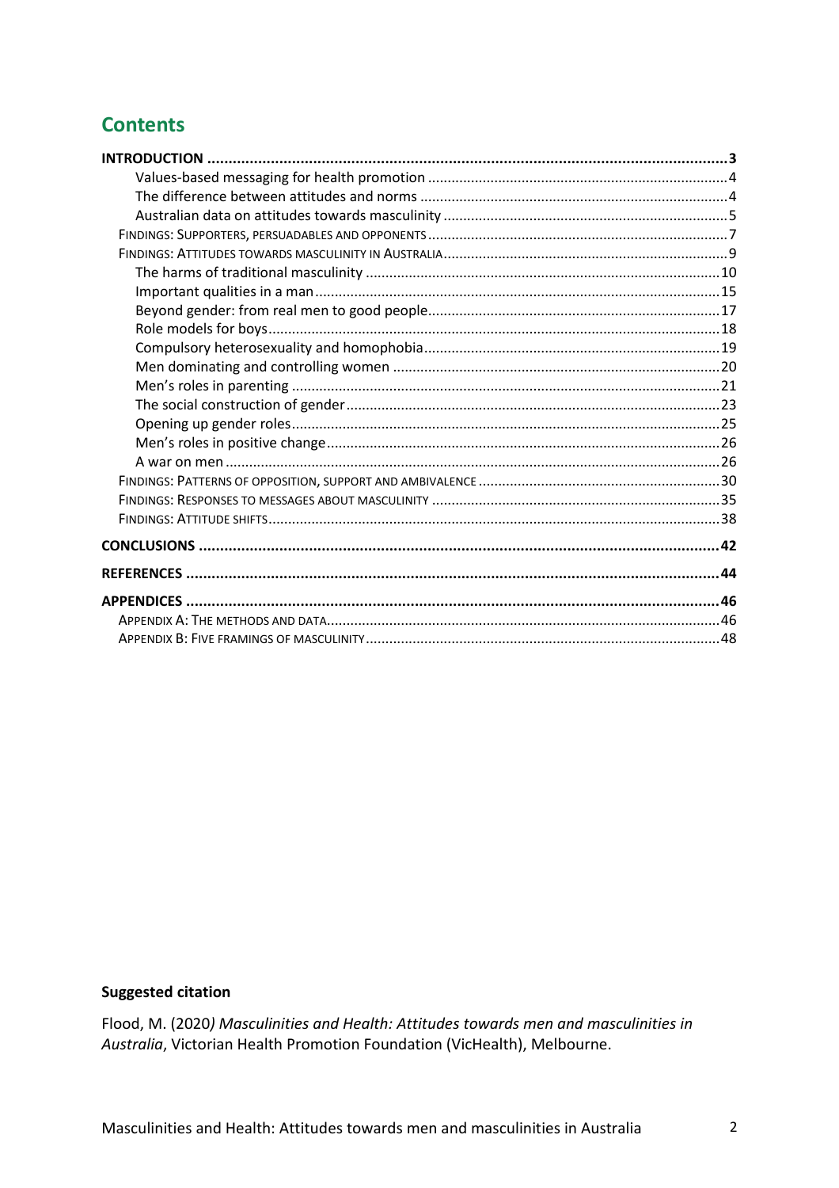## Contents

| | |
|---|---|
| **INTRODUCTION** | **3** |
| Values-based messaging for health promotion | 4 |
| The difference between attitudes and norms | 4 |
| Australian data on attitudes towards masculinity | 5 |
| FINDINGS: SUPPORTERS, PERSUADABLES AND OPPONENTS | 7 |
| FINDINGS: ATTITUDES TOWARDS MASCULINITY IN AUSTRALIA | 9 |
| The harms of traditional masculinity | 10 |
| Important qualities in a man | 15 |
| Beyond gender: from real men to good people | 17 |
| Role models for boys | 18 |
| Compulsory heterosexuality and homophobia | 19 |
| Men dominating and controlling women | 20 |
| Men's roles in parenting | 21 |
| The social construction of gender | 23 |
| Opening up gender roles | 25 |
| Men's roles in positive change | 26 |
| A war on men | 26 |
| FINDINGS: PATTERNS OF OPPOSITION, SUPPORT AND AMBIVALENCE | 30 |
| FINDINGS: RESPONSES TO MESSAGES ABOUT MASCULINITY | 35 |
| FINDINGS: ATTITUDE SHIFTS | 38 |
| **CONCLUSIONS** | **42** |
| **REFERENCES** | **44** |
| **APPENDICES** | **46** |
| APPENDIX A: THE METHODS AND DATA | 46 |
| APPENDIX B: FIVE FRAMINGS OF MASCULINITY | 48 |

**Suggested citation**

Flood, M. (2020) *Masculinities and Health: Attitudes towards men and masculinities in Australia*, Victorian Health Promotion Foundation (VicHealth), Melbourne.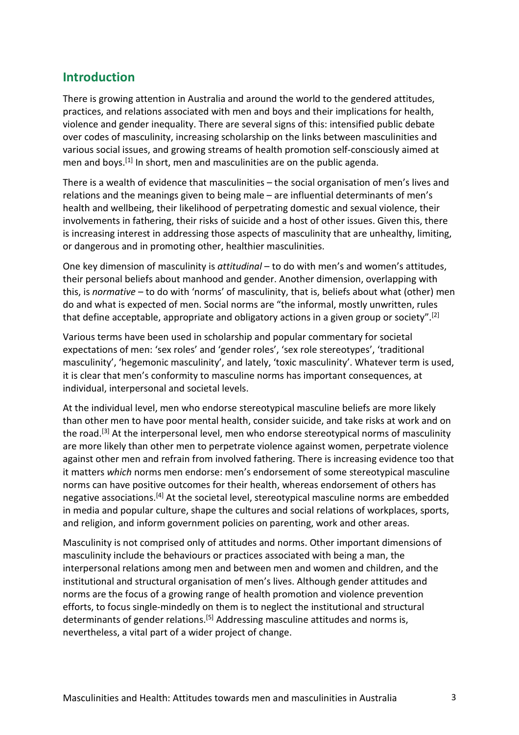## Introduction

There is growing attention in Australia and around the world to the gendered attitudes, practices, and relations associated with men and boys and their implications for health, violence and gender inequality. There are several signs of this: intensified public debate over codes of masculinity, increasing scholarship on the links between masculinities and various social issues, and growing streams of health promotion self-consciously aimed at men and boys.[1] In short, men and masculinities are on the public agenda.

There is a wealth of evidence that masculinities – the social organisation of men's lives and relations and the meanings given to being male – are influential determinants of men's health and wellbeing, their likelihood of perpetrating domestic and sexual violence, their involvements in fathering, their risks of suicide and a host of other issues. Given this, there is increasing interest in addressing those aspects of masculinity that are unhealthy, limiting, or dangerous and in promoting other, healthier masculinities.

One key dimension of masculinity is *attitudinal* – to do with men's and women's attitudes, their personal beliefs about manhood and gender. Another dimension, overlapping with this, is *normative* – to do with 'norms' of masculinity, that is, beliefs about what (other) men do and what is expected of men. Social norms are "the informal, mostly unwritten, rules that define acceptable, appropriate and obligatory actions in a given group or society".[2]

Various terms have been used in scholarship and popular commentary for societal expectations of men: 'sex roles' and 'gender roles', 'sex role stereotypes', 'traditional masculinity', 'hegemonic masculinity', and lately, 'toxic masculinity'. Whatever term is used, it is clear that men's conformity to masculine norms has important consequences, at individual, interpersonal and societal levels.

At the individual level, men who endorse stereotypical masculine beliefs are more likely than other men to have poor mental health, consider suicide, and take risks at work and on the road.[3] At the interpersonal level, men who endorse stereotypical norms of masculinity are more likely than other men to perpetrate violence against women, perpetrate violence against other men and refrain from involved fathering. There is increasing evidence too that it matters *which* norms men endorse: men's endorsement of some stereotypical masculine norms can have positive outcomes for their health, whereas endorsement of others has negative associations.[4] At the societal level, stereotypical masculine norms are embedded in media and popular culture, shape the cultures and social relations of workplaces, sports, and religion, and inform government policies on parenting, work and other areas.

Masculinity is not comprised only of attitudes and norms. Other important dimensions of masculinity include the behaviours or practices associated with being a man, the interpersonal relations among men and between men and women and children, and the institutional and structural organisation of men's lives. Although gender attitudes and norms are the focus of a growing range of health promotion and violence prevention efforts, to focus single-mindedly on them is to neglect the institutional and structural determinants of gender relations.[5] Addressing masculine attitudes and norms is, nevertheless, a vital part of a wider project of change.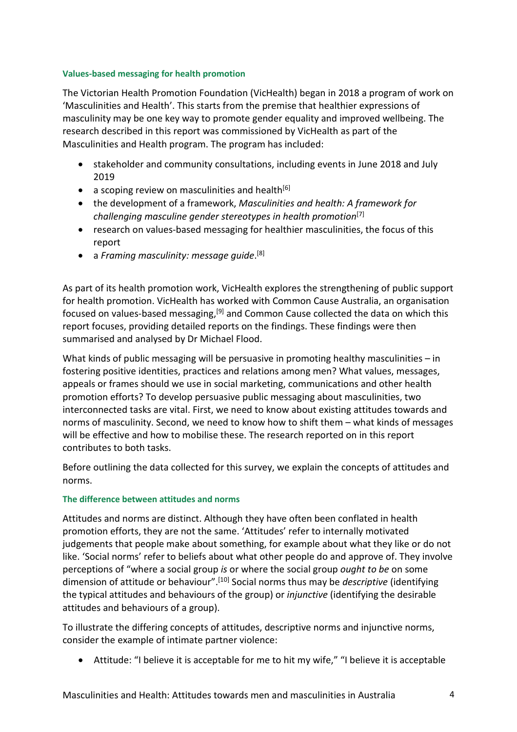### Values-based messaging for health promotion

The Victorian Health Promotion Foundation (VicHealth) began in 2018 a program of work on 'Masculinities and Health'. This starts from the premise that healthier expressions of masculinity may be one key way to promote gender equality and improved wellbeing. The research described in this report was commissioned by VicHealth as part of the Masculinities and Health program. The program has included:

- stakeholder and community consultations, including events in June 2018 and July 2019
- a scoping review on masculinities and health[6]
- the development of a framework, *Masculinities and health: A framework for challenging masculine gender stereotypes in health promotion*[7]
- research on values-based messaging for healthier masculinities, the focus of this report
- a *Framing masculinity: message guide*.[8]

As part of its health promotion work, VicHealth explores the strengthening of public support for health promotion. VicHealth has worked with Common Cause Australia, an organisation focused on values-based messaging,[9] and Common Cause collected the data on which this report focuses, providing detailed reports on the findings. These findings were then summarised and analysed by Dr Michael Flood.

What kinds of public messaging will be persuasive in promoting healthy masculinities – in fostering positive identities, practices and relations among men? What values, messages, appeals or frames should we use in social marketing, communications and other health promotion efforts? To develop persuasive public messaging about masculinities, two interconnected tasks are vital. First, we need to know about existing attitudes towards and norms of masculinity. Second, we need to know how to shift them – what kinds of messages will be effective and how to mobilise these. The research reported on in this report contributes to both tasks.

Before outlining the data collected for this survey, we explain the concepts of attitudes and norms.

### The difference between attitudes and norms

Attitudes and norms are distinct. Although they have often been conflated in health promotion efforts, they are not the same. 'Attitudes' refer to internally motivated judgements that people make about something, for example about what they like or do not like. 'Social norms' refer to beliefs about what other people do and approve of. They involve perceptions of "where a social group *is* or where the social group *ought to be* on some dimension of attitude or behaviour".[10] Social norms thus may be *descriptive* (identifying the typical attitudes and behaviours of the group) or *injunctive* (identifying the desirable attitudes and behaviours of a group).

To illustrate the differing concepts of attitudes, descriptive norms and injunctive norms, consider the example of intimate partner violence:

- Attitude: "I believe it is acceptable for me to hit my wife," "I believe it is acceptable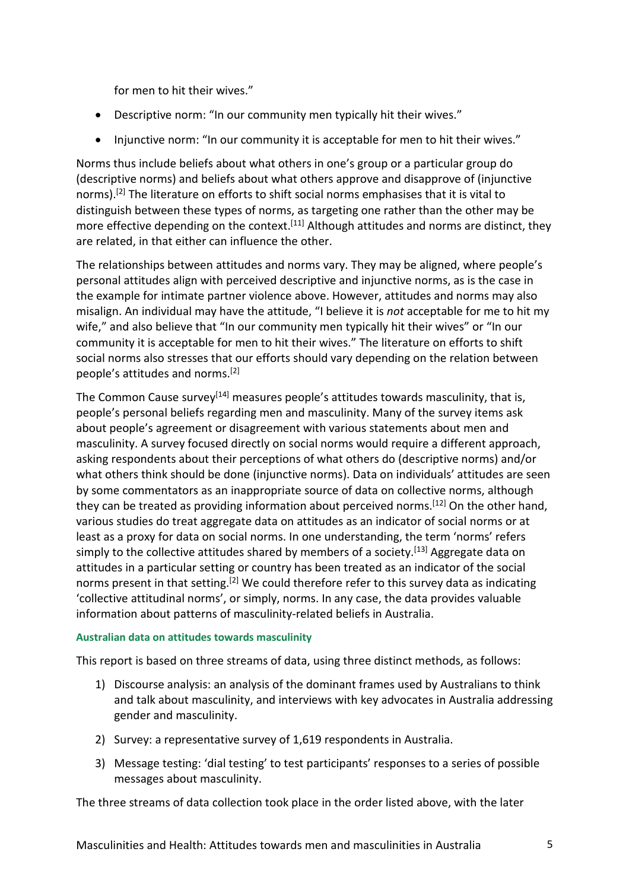for men to hit their wives."

- Descriptive norm: "In our community men typically hit their wives."
- Injunctive norm: "In our community it is acceptable for men to hit their wives."

Norms thus include beliefs about what others in one's group or a particular group do (descriptive norms) and beliefs about what others approve and disapprove of (injunctive norms).[2] The literature on efforts to shift social norms emphasises that it is vital to distinguish between these types of norms, as targeting one rather than the other may be more effective depending on the context.[11] Although attitudes and norms are distinct, they are related, in that either can influence the other.

The relationships between attitudes and norms vary. They may be aligned, where people's personal attitudes align with perceived descriptive and injunctive norms, as is the case in the example for intimate partner violence above. However, attitudes and norms may also misalign. An individual may have the attitude, "I believe it is *not* acceptable for me to hit my wife," and also believe that "In our community men typically hit their wives" or "In our community it is acceptable for men to hit their wives." The literature on efforts to shift social norms also stresses that our efforts should vary depending on the relation between people's attitudes and norms.[2]

The Common Cause survey[14] measures people's attitudes towards masculinity, that is, people's personal beliefs regarding men and masculinity. Many of the survey items ask about people's agreement or disagreement with various statements about men and masculinity. A survey focused directly on social norms would require a different approach, asking respondents about their perceptions of what others do (descriptive norms) and/or what others think should be done (injunctive norms). Data on individuals' attitudes are seen by some commentators as an inappropriate source of data on collective norms, although they can be treated as providing information about perceived norms.[12] On the other hand, various studies do treat aggregate data on attitudes as an indicator of social norms or at least as a proxy for data on social norms. In one understanding, the term 'norms' refers simply to the collective attitudes shared by members of a society.[13] Aggregate data on attitudes in a particular setting or country has been treated as an indicator of the social norms present in that setting.[2] We could therefore refer to this survey data as indicating 'collective attitudinal norms', or simply, norms. In any case, the data provides valuable information about patterns of masculinity-related beliefs in Australia.

#### Australian data on attitudes towards masculinity

This report is based on three streams of data, using three distinct methods, as follows:

1) Discourse analysis: an analysis of the dominant frames used by Australians to think and talk about masculinity, and interviews with key advocates in Australia addressing gender and masculinity.
2) Survey: a representative survey of 1,619 respondents in Australia.
3) Message testing: 'dial testing' to test participants' responses to a series of possible messages about masculinity.

The three streams of data collection took place in the order listed above, with the later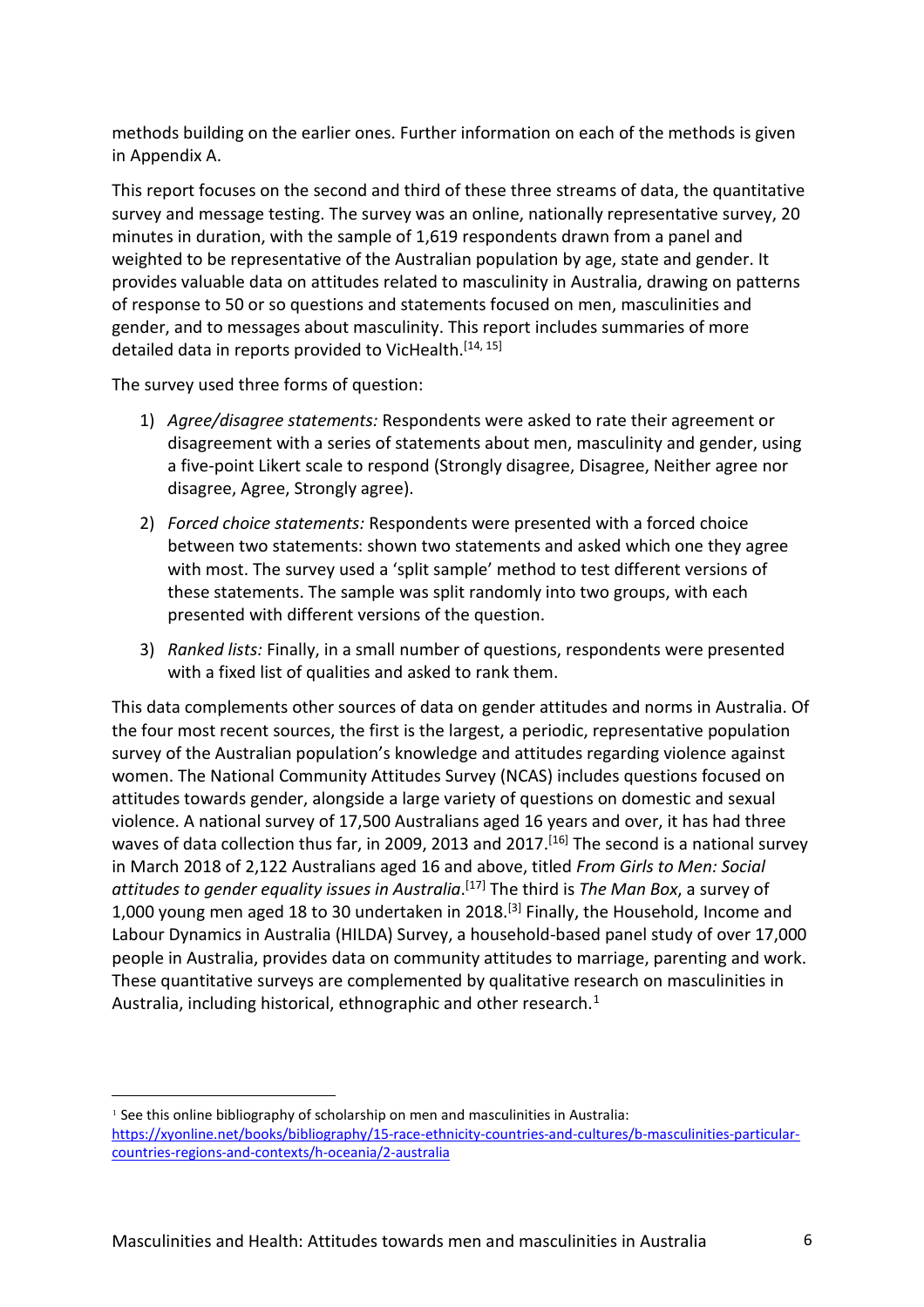methods building on the earlier ones. Further information on each of the methods is given in Appendix A.

This report focuses on the second and third of these three streams of data, the quantitative survey and message testing. The survey was an online, nationally representative survey, 20 minutes in duration, with the sample of 1,619 respondents drawn from a panel and weighted to be representative of the Australian population by age, state and gender. It provides valuable data on attitudes related to masculinity in Australia, drawing on patterns of response to 50 or so questions and statements focused on men, masculinities and gender, and to messages about masculinity. This report includes summaries of more detailed data in reports provided to VicHealth.[14, 15]

The survey used three forms of question:

1) *Agree/disagree statements:* Respondents were asked to rate their agreement or disagreement with a series of statements about men, masculinity and gender, using a five-point Likert scale to respond (Strongly disagree, Disagree, Neither agree nor disagree, Agree, Strongly agree).
2) *Forced choice statements:* Respondents were presented with a forced choice between two statements: shown two statements and asked which one they agree with most. The survey used a 'split sample' method to test different versions of these statements. The sample was split randomly into two groups, with each presented with different versions of the question.
3) *Ranked lists:* Finally, in a small number of questions, respondents were presented with a fixed list of qualities and asked to rank them.

This data complements other sources of data on gender attitudes and norms in Australia. Of the four most recent sources, the first is the largest, a periodic, representative population survey of the Australian population's knowledge and attitudes regarding violence against women. The National Community Attitudes Survey (NCAS) includes questions focused on attitudes towards gender, alongside a large variety of questions on domestic and sexual violence. A national survey of 17,500 Australians aged 16 years and over, it has had three waves of data collection thus far, in 2009, 2013 and 2017.[16] The second is a national survey in March 2018 of 2,122 Australians aged 16 and above, titled *From Girls to Men: Social attitudes to gender equality issues in Australia*.[17] The third is *The Man Box*, a survey of 1,000 young men aged 18 to 30 undertaken in 2018.[3] Finally, the Household, Income and Labour Dynamics in Australia (HILDA) Survey, a household-based panel study of over 17,000 people in Australia, provides data on community attitudes to marriage, parenting and work. These quantitative surveys are complemented by qualitative research on masculinities in Australia, including historical, ethnographic and other research.[1]

---

[1] See this online bibliography of scholarship on men and masculinities in Australia: https://xyonline.net/books/bibliography/15-race-ethnicity-countries-and-cultures/b-masculinities-particular-countries-regions-and-contexts/h-oceania/2-australia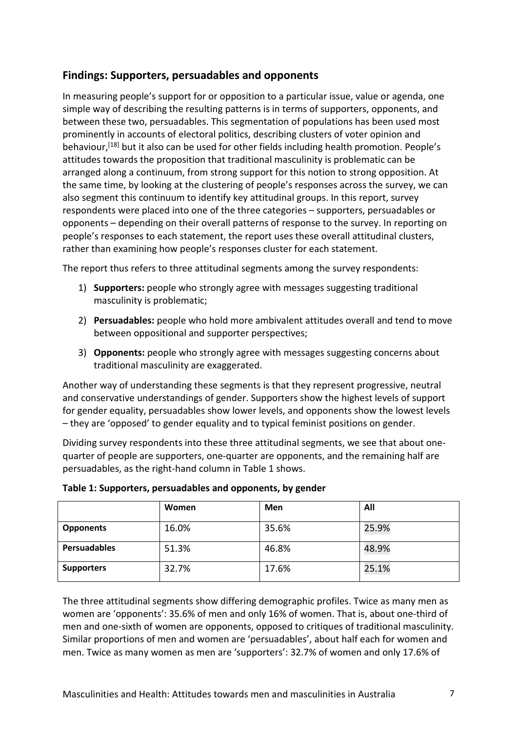## Findings: Supporters, persuadables and opponents

In measuring people's support for or opposition to a particular issue, value or agenda, one simple way of describing the resulting patterns is in terms of supporters, opponents, and between these two, persuadables. This segmentation of populations has been used most prominently in accounts of electoral politics, describing clusters of voter opinion and behaviour,[18] but it also can be used for other fields including health promotion. People's attitudes towards the proposition that traditional masculinity is problematic can be arranged along a continuum, from strong support for this notion to strong opposition. At the same time, by looking at the clustering of people's responses across the survey, we can also segment this continuum to identify key attitudinal groups. In this report, survey respondents were placed into one of the three categories – supporters, persuadables or opponents – depending on their overall patterns of response to the survey. In reporting on people's responses to each statement, the report uses these overall attitudinal clusters, rather than examining how people's responses cluster for each statement.

The report thus refers to three attitudinal segments among the survey respondents:

1) **Supporters:** people who strongly agree with messages suggesting traditional masculinity is problematic;
2) **Persuadables:** people who hold more ambivalent attitudes overall and tend to move between oppositional and supporter perspectives;
3) **Opponents:** people who strongly agree with messages suggesting concerns about traditional masculinity are exaggerated.

Another way of understanding these segments is that they represent progressive, neutral and conservative understandings of gender. Supporters show the highest levels of support for gender equality, persuadables show lower levels, and opponents show the lowest levels – they are 'opposed' to gender equality and to typical feminist positions on gender.

Dividing survey respondents into these three attitudinal segments, we see that about one-quarter of people are supporters, one-quarter are opponents, and the remaining half are persuadables, as the right-hand column in Table 1 shows.

**Table 1: Supporters, persuadables and opponents, by gender**

| | Women | Men | All |
|---|---|---|---|
| **Opponents** | 16.0% | 35.6% | 25.9% |
| **Persuadables** | 51.3% | 46.8% | 48.9% |
| **Supporters** | 32.7% | 17.6% | 25.1% |

The three attitudinal segments show differing demographic profiles. Twice as many men as women are 'opponents': 35.6% of men and only 16% of women. That is, about one-third of men and one-sixth of women are opponents, opposed to critiques of traditional masculinity. Similar proportions of men and women are 'persuadables', about half each for women and men. Twice as many women as men are 'supporters': 32.7% of women and only 17.6% of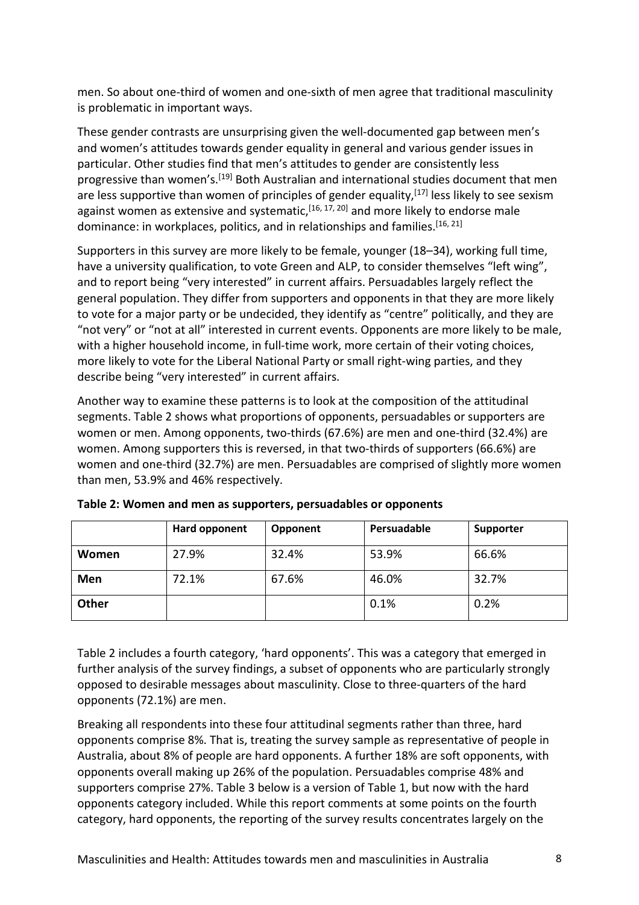men. So about one-third of women and one-sixth of men agree that traditional masculinity is problematic in important ways.

These gender contrasts are unsurprising given the well-documented gap between men's and women's attitudes towards gender equality in general and various gender issues in particular. Other studies find that men's attitudes to gender are consistently less progressive than women's.[19] Both Australian and international studies document that men are less supportive than women of principles of gender equality,[17] less likely to see sexism against women as extensive and systematic,[16, 17, 20] and more likely to endorse male dominance: in workplaces, politics, and in relationships and families.[16, 21]

Supporters in this survey are more likely to be female, younger (18–34), working full time, have a university qualification, to vote Green and ALP, to consider themselves "left wing", and to report being "very interested" in current affairs. Persuadables largely reflect the general population. They differ from supporters and opponents in that they are more likely to vote for a major party or be undecided, they identify as "centre" politically, and they are "not very" or "not at all" interested in current events. Opponents are more likely to be male, with a higher household income, in full-time work, more certain of their voting choices, more likely to vote for the Liberal National Party or small right-wing parties, and they describe being "very interested" in current affairs.

Another way to examine these patterns is to look at the composition of the attitudinal segments. Table 2 shows what proportions of opponents, persuadables or supporters are women or men. Among opponents, two-thirds (67.6%) are men and one-third (32.4%) are women. Among supporters this is reversed, in that two-thirds of supporters (66.6%) are women and one-third (32.7%) are men. Persuadables are comprised of slightly more women than men, 53.9% and 46% respectively.

**Table 2: Women and men as supporters, persuadables or opponents**

| | Hard opponent | Opponent | Persuadable | Supporter |
|---|---|---|---|---|
| **Women** | 27.9% | 32.4% | 53.9% | 66.6% |
| **Men** | 72.1% | 67.6% | 46.0% | 32.7% |
| **Other** | | | 0.1% | 0.2% |

Table 2 includes a fourth category, 'hard opponents'. This was a category that emerged in further analysis of the survey findings, a subset of opponents who are particularly strongly opposed to desirable messages about masculinity. Close to three-quarters of the hard opponents (72.1%) are men.

Breaking all respondents into these four attitudinal segments rather than three, hard opponents comprise 8%. That is, treating the survey sample as representative of people in Australia, about 8% of people are hard opponents. A further 18% are soft opponents, with opponents overall making up 26% of the population. Persuadables comprise 48% and supporters comprise 27%. Table 3 below is a version of Table 1, but now with the hard opponents category included. While this report comments at some points on the fourth category, hard opponents, the reporting of the survey results concentrates largely on the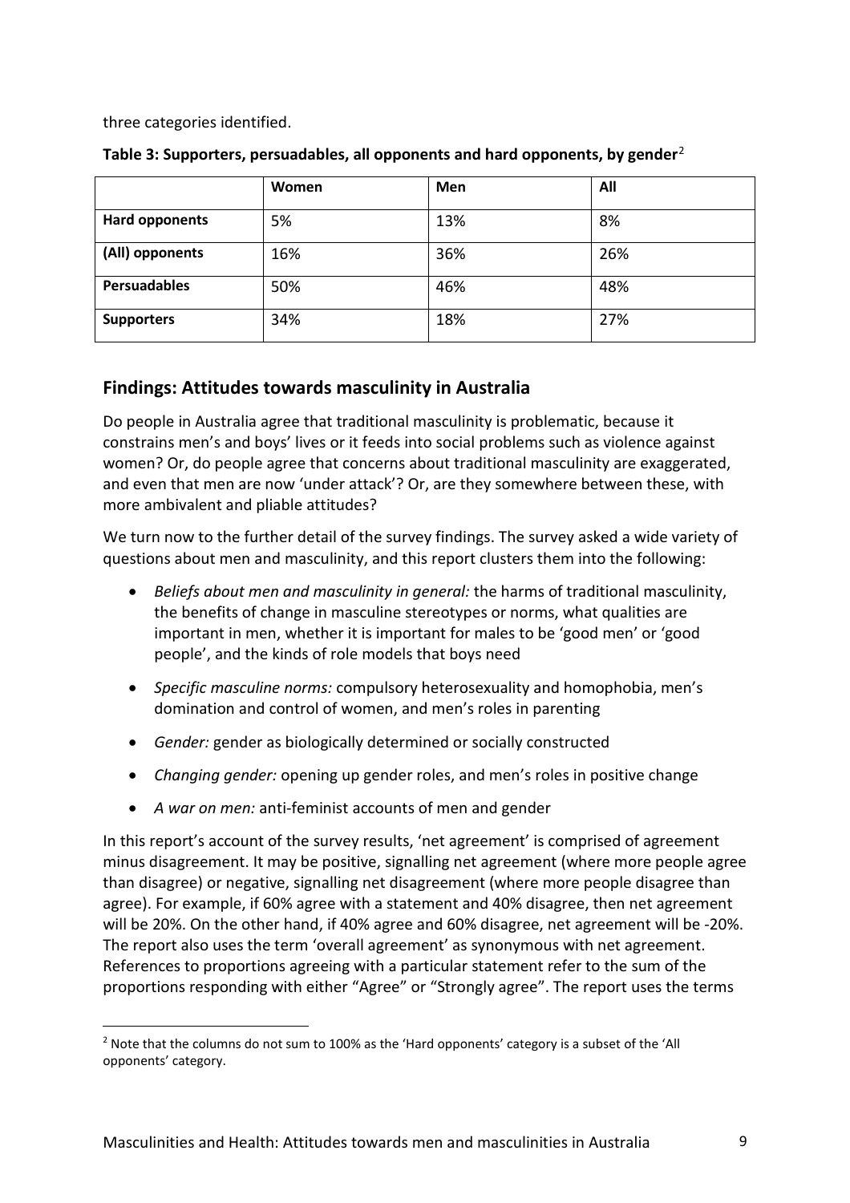three categories identified.

**Table 3: Supporters, persuadables, all opponents and hard opponents, by gender**[2]

| | Women | Men | All |
|---|---|---|---|
| **Hard opponents** | 5% | 13% | 8% |
| **(All) opponents** | 16% | 36% | 26% |
| **Persuadables** | 50% | 46% | 48% |
| **Supporters** | 34% | 18% | 27% |

## Findings: Attitudes towards masculinity in Australia

Do people in Australia agree that traditional masculinity is problematic, because it constrains men's and boys' lives or it feeds into social problems such as violence against women? Or, do people agree that concerns about traditional masculinity are exaggerated, and even that men are now 'under attack'? Or, are they somewhere between these, with more ambivalent and pliable attitudes?

We turn now to the further detail of the survey findings. The survey asked a wide variety of questions about men and masculinity, and this report clusters them into the following:

- *Beliefs about men and masculinity in general:* the harms of traditional masculinity, the benefits of change in masculine stereotypes or norms, what qualities are important in men, whether it is important for males to be 'good men' or 'good people', and the kinds of role models that boys need
- *Specific masculine norms:* compulsory heterosexuality and homophobia, men's domination and control of women, and men's roles in parenting
- *Gender:* gender as biologically determined or socially constructed
- *Changing gender:* opening up gender roles, and men's roles in positive change
- *A war on men:* anti-feminist accounts of men and gender

In this report's account of the survey results, 'net agreement' is comprised of agreement minus disagreement. It may be positive, signalling net agreement (where more people agree than disagree) or negative, signalling net disagreement (where more people disagree than agree). For example, if 60% agree with a statement and 40% disagree, then net agreement will be 20%. On the other hand, if 40% agree and 60% disagree, net agreement will be -20%. The report also uses the term 'overall agreement' as synonymous with net agreement. References to proportions agreeing with a particular statement refer to the sum of the proportions responding with either "Agree" or "Strongly agree". The report uses the terms

[2] Note that the columns do not sum to 100% as the 'Hard opponents' category is a subset of the 'All opponents' category.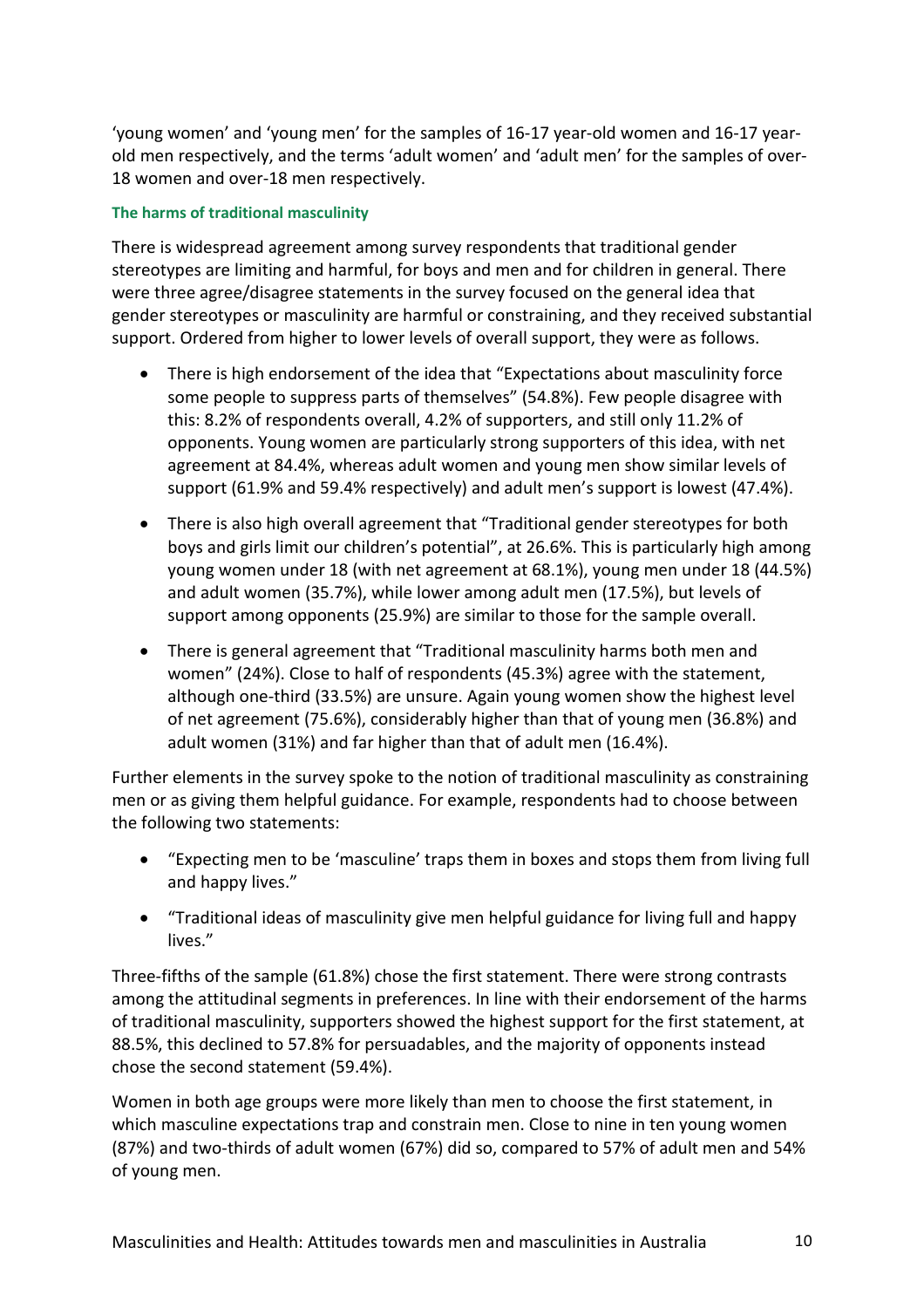'young women' and 'young men' for the samples of 16-17 year-old women and 16-17 year-old men respectively, and the terms 'adult women' and 'adult men' for the samples of over-18 women and over-18 men respectively.

#### The harms of traditional masculinity

There is widespread agreement among survey respondents that traditional gender stereotypes are limiting and harmful, for boys and men and for children in general. There were three agree/disagree statements in the survey focused on the general idea that gender stereotypes or masculinity are harmful or constraining, and they received substantial support. Ordered from higher to lower levels of overall support, they were as follows.

- There is high endorsement of the idea that "Expectations about masculinity force some people to suppress parts of themselves" (54.8%). Few people disagree with this: 8.2% of respondents overall, 4.2% of supporters, and still only 11.2% of opponents. Young women are particularly strong supporters of this idea, with net agreement at 84.4%, whereas adult women and young men show similar levels of support (61.9% and 59.4% respectively) and adult men's support is lowest (47.4%).
- There is also high overall agreement that "Traditional gender stereotypes for both boys and girls limit our children's potential", at 26.6%. This is particularly high among young women under 18 (with net agreement at 68.1%), young men under 18 (44.5%) and adult women (35.7%), while lower among adult men (17.5%), but levels of support among opponents (25.9%) are similar to those for the sample overall.
- There is general agreement that "Traditional masculinity harms both men and women" (24%). Close to half of respondents (45.3%) agree with the statement, although one-third (33.5%) are unsure. Again young women show the highest level of net agreement (75.6%), considerably higher than that of young men (36.8%) and adult women (31%) and far higher than that of adult men (16.4%).

Further elements in the survey spoke to the notion of traditional masculinity as constraining men or as giving them helpful guidance. For example, respondents had to choose between the following two statements:

- "Expecting men to be 'masculine' traps them in boxes and stops them from living full and happy lives."
- "Traditional ideas of masculinity give men helpful guidance for living full and happy lives."

Three-fifths of the sample (61.8%) chose the first statement. There were strong contrasts among the attitudinal segments in preferences. In line with their endorsement of the harms of traditional masculinity, supporters showed the highest support for the first statement, at 88.5%, this declined to 57.8% for persuadables, and the majority of opponents instead chose the second statement (59.4%).

Women in both age groups were more likely than men to choose the first statement, in which masculine expectations trap and constrain men. Close to nine in ten young women (87%) and two-thirds of adult women (67%) did so, compared to 57% of adult men and 54% of young men.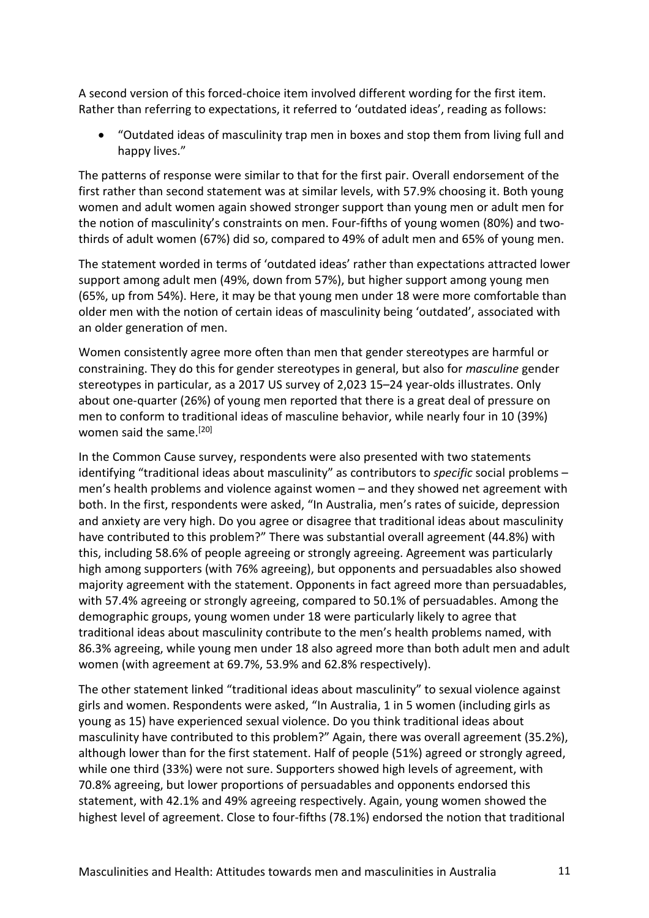A second version of this forced-choice item involved different wording for the first item. Rather than referring to expectations, it referred to 'outdated ideas', reading as follows:

- "Outdated ideas of masculinity trap men in boxes and stop them from living full and happy lives."

The patterns of response were similar to that for the first pair. Overall endorsement of the first rather than second statement was at similar levels, with 57.9% choosing it. Both young women and adult women again showed stronger support than young men or adult men for the notion of masculinity's constraints on men. Four-fifths of young women (80%) and two-thirds of adult women (67%) did so, compared to 49% of adult men and 65% of young men.

The statement worded in terms of 'outdated ideas' rather than expectations attracted lower support among adult men (49%, down from 57%), but higher support among young men (65%, up from 54%). Here, it may be that young men under 18 were more comfortable than older men with the notion of certain ideas of masculinity being 'outdated', associated with an older generation of men.

Women consistently agree more often than men that gender stereotypes are harmful or constraining. They do this for gender stereotypes in general, but also for *masculine* gender stereotypes in particular, as a 2017 US survey of 2,023 15–24 year-olds illustrates. Only about one-quarter (26%) of young men reported that there is a great deal of pressure on men to conform to traditional ideas of masculine behavior, while nearly four in 10 (39%) women said the same.[20]

In the Common Cause survey, respondents were also presented with two statements identifying "traditional ideas about masculinity" as contributors to *specific* social problems – men's health problems and violence against women – and they showed net agreement with both. In the first, respondents were asked, "In Australia, men's rates of suicide, depression and anxiety are very high. Do you agree or disagree that traditional ideas about masculinity have contributed to this problem?" There was substantial overall agreement (44.8%) with this, including 58.6% of people agreeing or strongly agreeing. Agreement was particularly high among supporters (with 76% agreeing), but opponents and persuadables also showed majority agreement with the statement. Opponents in fact agreed more than persuadables, with 57.4% agreeing or strongly agreeing, compared to 50.1% of persuadables. Among the demographic groups, young women under 18 were particularly likely to agree that traditional ideas about masculinity contribute to the men's health problems named, with 86.3% agreeing, while young men under 18 also agreed more than both adult men and adult women (with agreement at 69.7%, 53.9% and 62.8% respectively).

The other statement linked "traditional ideas about masculinity" to sexual violence against girls and women. Respondents were asked, "In Australia, 1 in 5 women (including girls as young as 15) have experienced sexual violence. Do you think traditional ideas about masculinity have contributed to this problem?" Again, there was overall agreement (35.2%), although lower than for the first statement. Half of people (51%) agreed or strongly agreed, while one third (33%) were not sure. Supporters showed high levels of agreement, with 70.8% agreeing, but lower proportions of persuadables and opponents endorsed this statement, with 42.1% and 49% agreeing respectively. Again, young women showed the highest level of agreement. Close to four-fifths (78.1%) endorsed the notion that traditional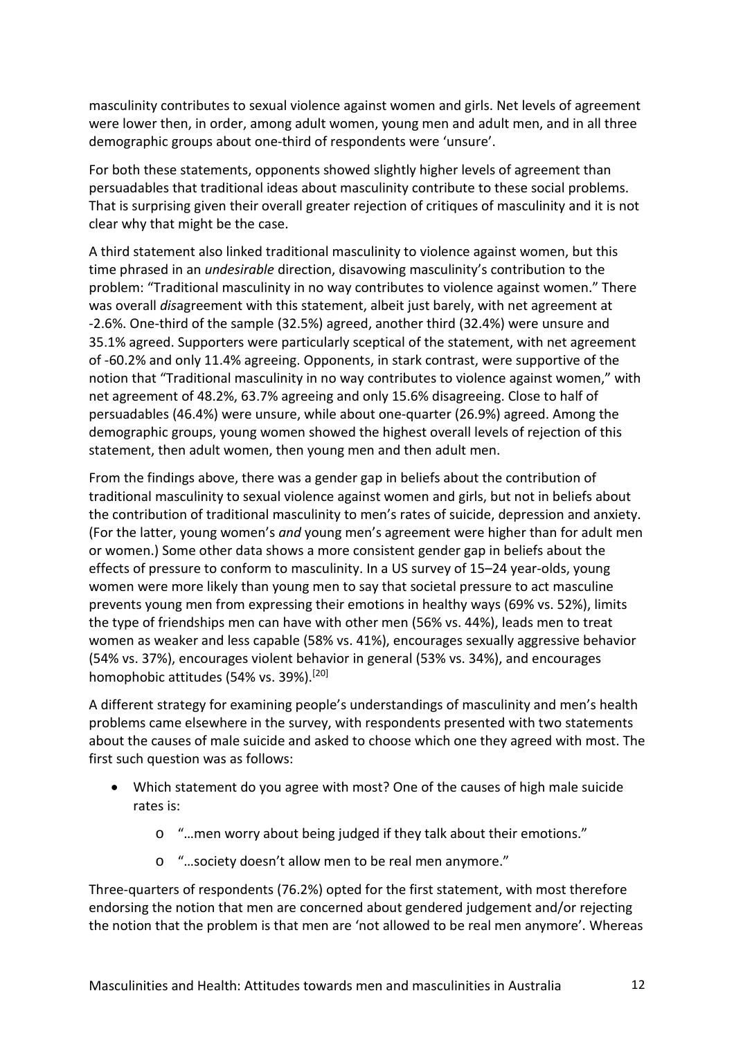masculinity contributes to sexual violence against women and girls. Net levels of agreement were lower then, in order, among adult women, young men and adult men, and in all three demographic groups about one-third of respondents were 'unsure'.

For both these statements, opponents showed slightly higher levels of agreement than persuadables that traditional ideas about masculinity contribute to these social problems. That is surprising given their overall greater rejection of critiques of masculinity and it is not clear why that might be the case.

A third statement also linked traditional masculinity to violence against women, but this time phrased in an *undesirable* direction, disavowing masculinity's contribution to the problem: "Traditional masculinity in no way contributes to violence against women." There was overall *dis*agreement with this statement, albeit just barely, with net agreement at -2.6%. One-third of the sample (32.5%) agreed, another third (32.4%) were unsure and 35.1% agreed. Supporters were particularly sceptical of the statement, with net agreement of -60.2% and only 11.4% agreeing. Opponents, in stark contrast, were supportive of the notion that "Traditional masculinity in no way contributes to violence against women," with net agreement of 48.2%, 63.7% agreeing and only 15.6% disagreeing. Close to half of persuadables (46.4%) were unsure, while about one-quarter (26.9%) agreed. Among the demographic groups, young women showed the highest overall levels of rejection of this statement, then adult women, then young men and then adult men.

From the findings above, there was a gender gap in beliefs about the contribution of traditional masculinity to sexual violence against women and girls, but not in beliefs about the contribution of traditional masculinity to men's rates of suicide, depression and anxiety. (For the latter, young women's *and* young men's agreement were higher than for adult men or women.) Some other data shows a more consistent gender gap in beliefs about the effects of pressure to conform to masculinity. In a US survey of 15–24 year-olds, young women were more likely than young men to say that societal pressure to act masculine prevents young men from expressing their emotions in healthy ways (69% vs. 52%), limits the type of friendships men can have with other men (56% vs. 44%), leads men to treat women as weaker and less capable (58% vs. 41%), encourages sexually aggressive behavior (54% vs. 37%), encourages violent behavior in general (53% vs. 34%), and encourages homophobic attitudes (54% vs. 39%).[20]

A different strategy for examining people's understandings of masculinity and men's health problems came elsewhere in the survey, with respondents presented with two statements about the causes of male suicide and asked to choose which one they agreed with most. The first such question was as follows:

- Which statement do you agree with most? One of the causes of high male suicide rates is:
  - "…men worry about being judged if they talk about their emotions."
  - "…society doesn't allow men to be real men anymore."

Three-quarters of respondents (76.2%) opted for the first statement, with most therefore endorsing the notion that men are concerned about gendered judgement and/or rejecting the notion that the problem is that men are 'not allowed to be real men anymore'. Whereas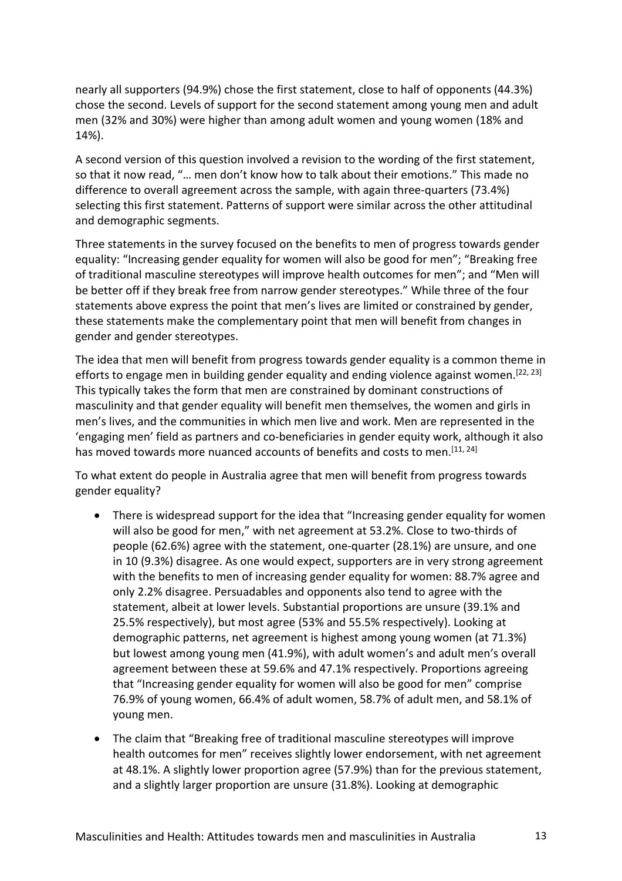nearly all supporters (94.9%) chose the first statement, close to half of opponents (44.3%) chose the second. Levels of support for the second statement among young men and adult men (32% and 30%) were higher than among adult women and young women (18% and 14%).

A second version of this question involved a revision to the wording of the first statement, so that it now read, "… men don't know how to talk about their emotions." This made no difference to overall agreement across the sample, with again three-quarters (73.4%) selecting this first statement. Patterns of support were similar across the other attitudinal and demographic segments.

Three statements in the survey focused on the benefits to men of progress towards gender equality: "Increasing gender equality for women will also be good for men"; "Breaking free of traditional masculine stereotypes will improve health outcomes for men"; and "Men will be better off if they break free from narrow gender stereotypes." While three of the four statements above express the point that men's lives are limited or constrained by gender, these statements make the complementary point that men will benefit from changes in gender and gender stereotypes.

The idea that men will benefit from progress towards gender equality is a common theme in efforts to engage men in building gender equality and ending violence against women.[22, 23] This typically takes the form that men are constrained by dominant constructions of masculinity and that gender equality will benefit men themselves, the women and girls in men's lives, and the communities in which men live and work. Men are represented in the 'engaging men' field as partners and co-beneficiaries in gender equity work, although it also has moved towards more nuanced accounts of benefits and costs to men.[11, 24]

To what extent do people in Australia agree that men will benefit from progress towards gender equality?

- There is widespread support for the idea that "Increasing gender equality for women will also be good for men," with net agreement at 53.2%. Close to two-thirds of people (62.6%) agree with the statement, one-quarter (28.1%) are unsure, and one in 10 (9.3%) disagree. As one would expect, supporters are in very strong agreement with the benefits to men of increasing gender equality for women: 88.7% agree and only 2.2% disagree. Persuadables and opponents also tend to agree with the statement, albeit at lower levels. Substantial proportions are unsure (39.1% and 25.5% respectively), but most agree (53% and 55.5% respectively). Looking at demographic patterns, net agreement is highest among young women (at 71.3%) but lowest among young men (41.9%), with adult women's and adult men's overall agreement between these at 59.6% and 47.1% respectively. Proportions agreeing that "Increasing gender equality for women will also be good for men" comprise 76.9% of young women, 66.4% of adult women, 58.7% of adult men, and 58.1% of young men.
- The claim that "Breaking free of traditional masculine stereotypes will improve health outcomes for men" receives slightly lower endorsement, with net agreement at 48.1%. A slightly lower proportion agree (57.9%) than for the previous statement, and a slightly larger proportion are unsure (31.8%). Looking at demographic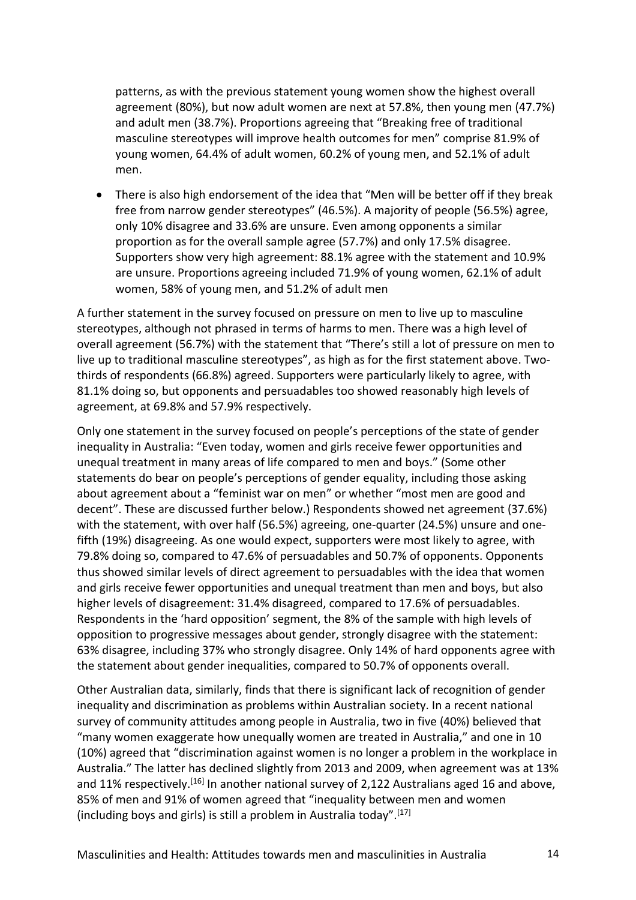patterns, as with the previous statement young women show the highest overall agreement (80%), but now adult women are next at 57.8%, then young men (47.7%) and adult men (38.7%). Proportions agreeing that "Breaking free of traditional masculine stereotypes will improve health outcomes for men" comprise 81.9% of young women, 64.4% of adult women, 60.2% of young men, and 52.1% of adult men.

- There is also high endorsement of the idea that "Men will be better off if they break free from narrow gender stereotypes" (46.5%). A majority of people (56.5%) agree, only 10% disagree and 33.6% are unsure. Even among opponents a similar proportion as for the overall sample agree (57.7%) and only 17.5% disagree. Supporters show very high agreement: 88.1% agree with the statement and 10.9% are unsure. Proportions agreeing included 71.9% of young women, 62.1% of adult women, 58% of young men, and 51.2% of adult men

A further statement in the survey focused on pressure on men to live up to masculine stereotypes, although not phrased in terms of harms to men. There was a high level of overall agreement (56.7%) with the statement that "There's still a lot of pressure on men to live up to traditional masculine stereotypes", as high as for the first statement above. Two-thirds of respondents (66.8%) agreed. Supporters were particularly likely to agree, with 81.1% doing so, but opponents and persuadables too showed reasonably high levels of agreement, at 69.8% and 57.9% respectively.

Only one statement in the survey focused on people's perceptions of the state of gender inequality in Australia: "Even today, women and girls receive fewer opportunities and unequal treatment in many areas of life compared to men and boys." (Some other statements do bear on people's perceptions of gender equality, including those asking about agreement about a "feminist war on men" or whether "most men are good and decent". These are discussed further below.) Respondents showed net agreement (37.6%) with the statement, with over half (56.5%) agreeing, one-quarter (24.5%) unsure and one-fifth (19%) disagreeing. As one would expect, supporters were most likely to agree, with 79.8% doing so, compared to 47.6% of persuadables and 50.7% of opponents. Opponents thus showed similar levels of direct agreement to persuadables with the idea that women and girls receive fewer opportunities and unequal treatment than men and boys, but also higher levels of disagreement: 31.4% disagreed, compared to 17.6% of persuadables. Respondents in the 'hard opposition' segment, the 8% of the sample with high levels of opposition to progressive messages about gender, strongly disagree with the statement: 63% disagree, including 37% who strongly disagree. Only 14% of hard opponents agree with the statement about gender inequalities, compared to 50.7% of opponents overall.

Other Australian data, similarly, finds that there is significant lack of recognition of gender inequality and discrimination as problems within Australian society. In a recent national survey of community attitudes among people in Australia, two in five (40%) believed that "many women exaggerate how unequally women are treated in Australia," and one in 10 (10%) agreed that "discrimination against women is no longer a problem in the workplace in Australia." The latter has declined slightly from 2013 and 2009, when agreement was at 13% and 11% respectively.[16] In another national survey of 2,122 Australians aged 16 and above, 85% of men and 91% of women agreed that "inequality between men and women (including boys and girls) is still a problem in Australia today".[17]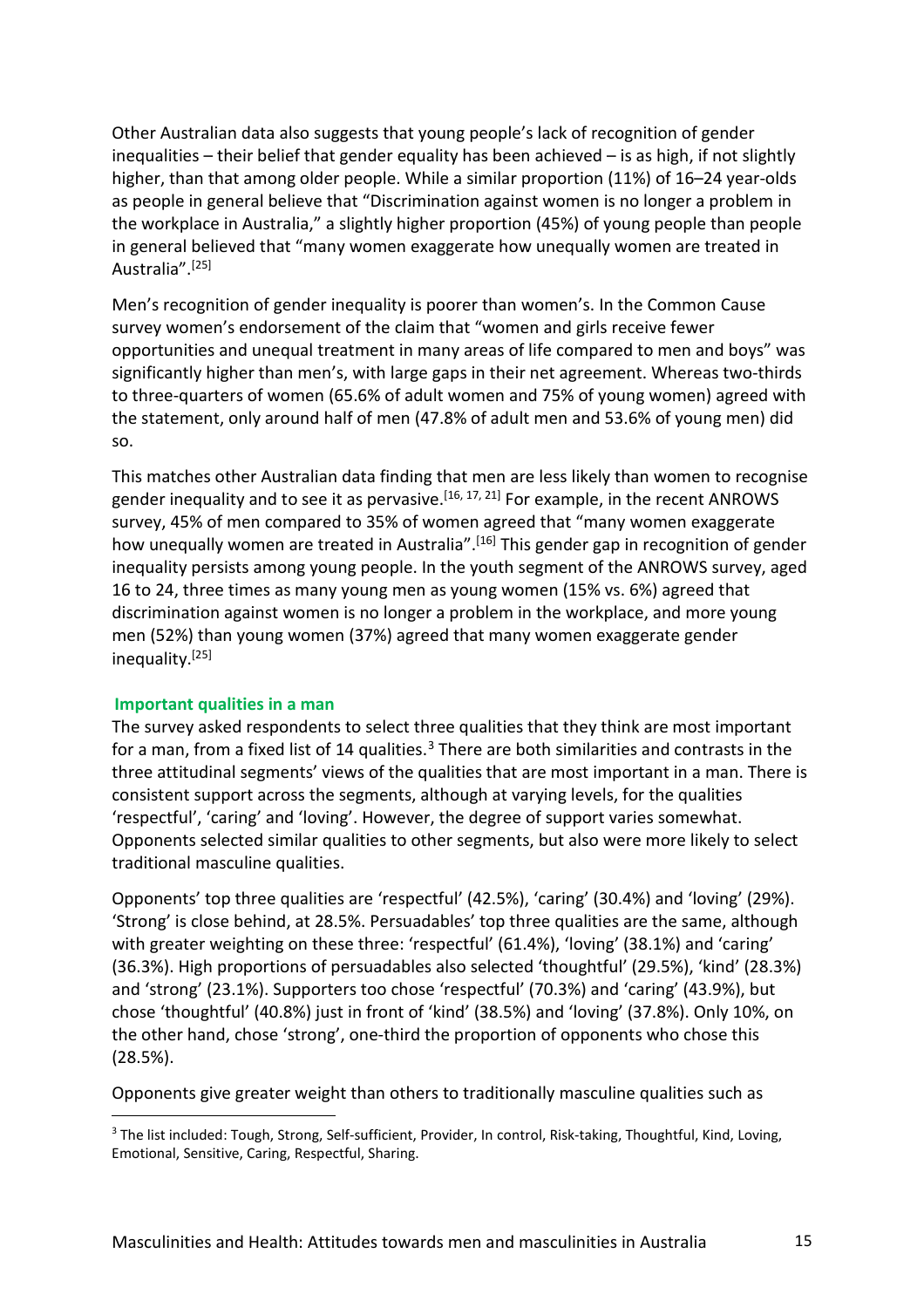Other Australian data also suggests that young people's lack of recognition of gender inequalities – their belief that gender equality has been achieved – is as high, if not slightly higher, than that among older people. While a similar proportion (11%) of 16–24 year-olds as people in general believe that "Discrimination against women is no longer a problem in the workplace in Australia," a slightly higher proportion (45%) of young people than people in general believed that "many women exaggerate how unequally women are treated in Australia".[25]

Men's recognition of gender inequality is poorer than women's. In the Common Cause survey women's endorsement of the claim that "women and girls receive fewer opportunities and unequal treatment in many areas of life compared to men and boys" was significantly higher than men's, with large gaps in their net agreement. Whereas two-thirds to three-quarters of women (65.6% of adult women and 75% of young women) agreed with the statement, only around half of men (47.8% of adult men and 53.6% of young men) did so.

This matches other Australian data finding that men are less likely than women to recognise gender inequality and to see it as pervasive.[16, 17, 21] For example, in the recent ANROWS survey, 45% of men compared to 35% of women agreed that "many women exaggerate how unequally women are treated in Australia".[16] This gender gap in recognition of gender inequality persists among young people. In the youth segment of the ANROWS survey, aged 16 to 24, three times as many young men as young women (15% vs. 6%) agreed that discrimination against women is no longer a problem in the workplace, and more young men (52%) than young women (37%) agreed that many women exaggerate gender inequality.[25]

### Important qualities in a man

The survey asked respondents to select three qualities that they think are most important for a man, from a fixed list of 14 qualities.[3] There are both similarities and contrasts in the three attitudinal segments' views of the qualities that are most important in a man. There is consistent support across the segments, although at varying levels, for the qualities 'respectful', 'caring' and 'loving'. However, the degree of support varies somewhat. Opponents selected similar qualities to other segments, but also were more likely to select traditional masculine qualities.

Opponents' top three qualities are 'respectful' (42.5%), 'caring' (30.4%) and 'loving' (29%). 'Strong' is close behind, at 28.5%. Persuadables' top three qualities are the same, although with greater weighting on these three: 'respectful' (61.4%), 'loving' (38.1%) and 'caring' (36.3%). High proportions of persuadables also selected 'thoughtful' (29.5%), 'kind' (28.3%) and 'strong' (23.1%). Supporters too chose 'respectful' (70.3%) and 'caring' (43.9%), but chose 'thoughtful' (40.8%) just in front of 'kind' (38.5%) and 'loving' (37.8%). Only 10%, on the other hand, chose 'strong', one-third the proportion of opponents who chose this (28.5%).

Opponents give greater weight than others to traditionally masculine qualities such as

[3] The list included: Tough, Strong, Self-sufficient, Provider, In control, Risk-taking, Thoughtful, Kind, Loving, Emotional, Sensitive, Caring, Respectful, Sharing.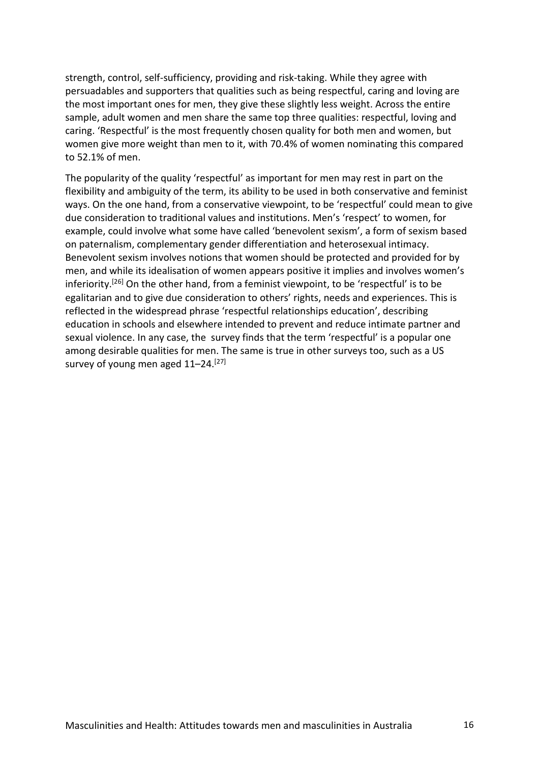strength, control, self-sufficiency, providing and risk-taking. While they agree with persuadables and supporters that qualities such as being respectful, caring and loving are the most important ones for men, they give these slightly less weight. Across the entire sample, adult women and men share the same top three qualities: respectful, loving and caring. 'Respectful' is the most frequently chosen quality for both men and women, but women give more weight than men to it, with 70.4% of women nominating this compared to 52.1% of men.

The popularity of the quality 'respectful' as important for men may rest in part on the flexibility and ambiguity of the term, its ability to be used in both conservative and feminist ways. On the one hand, from a conservative viewpoint, to be 'respectful' could mean to give due consideration to traditional values and institutions. Men's 'respect' to women, for example, could involve what some have called 'benevolent sexism', a form of sexism based on paternalism, complementary gender differentiation and heterosexual intimacy. Benevolent sexism involves notions that women should be protected and provided for by men, and while its idealisation of women appears positive it implies and involves women's inferiority.[26] On the other hand, from a feminist viewpoint, to be 'respectful' is to be egalitarian and to give due consideration to others' rights, needs and experiences. This is reflected in the widespread phrase 'respectful relationships education', describing education in schools and elsewhere intended to prevent and reduce intimate partner and sexual violence. In any case, the survey finds that the term 'respectful' is a popular one among desirable qualities for men. The same is true in other surveys too, such as a US survey of young men aged 11–24.[27]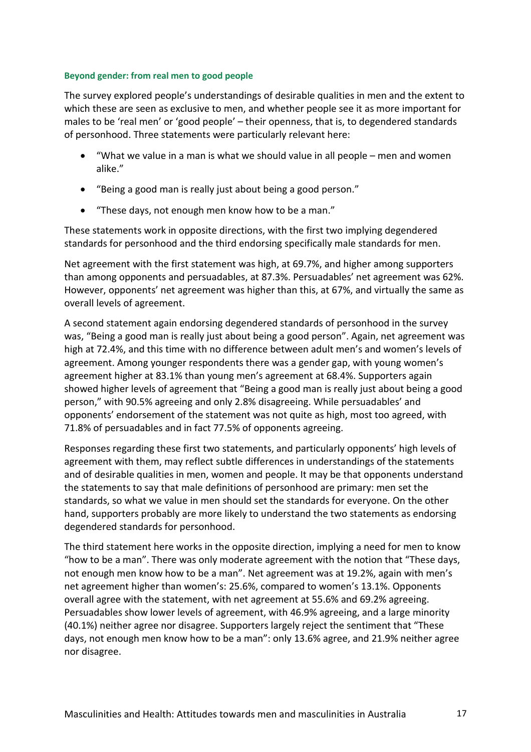### Beyond gender: from real men to good people

The survey explored people's understandings of desirable qualities in men and the extent to which these are seen as exclusive to men, and whether people see it as more important for males to be 'real men' or 'good people' – their openness, that is, to degendered standards of personhood. Three statements were particularly relevant here:

- "What we value in a man is what we should value in all people – men and women alike."
- "Being a good man is really just about being a good person."
- "These days, not enough men know how to be a man."

These statements work in opposite directions, with the first two implying degendered standards for personhood and the third endorsing specifically male standards for men.

Net agreement with the first statement was high, at 69.7%, and higher among supporters than among opponents and persuadables, at 87.3%. Persuadables' net agreement was 62%. However, opponents' net agreement was higher than this, at 67%, and virtually the same as overall levels of agreement.

A second statement again endorsing degendered standards of personhood in the survey was, "Being a good man is really just about being a good person". Again, net agreement was high at 72.4%, and this time with no difference between adult men's and women's levels of agreement. Among younger respondents there was a gender gap, with young women's agreement higher at 83.1% than young men's agreement at 68.4%. Supporters again showed higher levels of agreement that "Being a good man is really just about being a good person," with 90.5% agreeing and only 2.8% disagreeing. While persuadables' and opponents' endorsement of the statement was not quite as high, most too agreed, with 71.8% of persuadables and in fact 77.5% of opponents agreeing.

Responses regarding these first two statements, and particularly opponents' high levels of agreement with them, may reflect subtle differences in understandings of the statements and of desirable qualities in men, women and people. It may be that opponents understand the statements to say that male definitions of personhood are primary: men set the standards, so what we value in men should set the standards for everyone. On the other hand, supporters probably are more likely to understand the two statements as endorsing degendered standards for personhood.

The third statement here works in the opposite direction, implying a need for men to know "how to be a man". There was only moderate agreement with the notion that "These days, not enough men know how to be a man". Net agreement was at 19.2%, again with men's net agreement higher than women's: 25.6%, compared to women's 13.1%. Opponents overall agree with the statement, with net agreement at 55.6% and 69.2% agreeing. Persuadables show lower levels of agreement, with 46.9% agreeing, and a large minority (40.1%) neither agree nor disagree. Supporters largely reject the sentiment that "These days, not enough men know how to be a man": only 13.6% agree, and 21.9% neither agree nor disagree.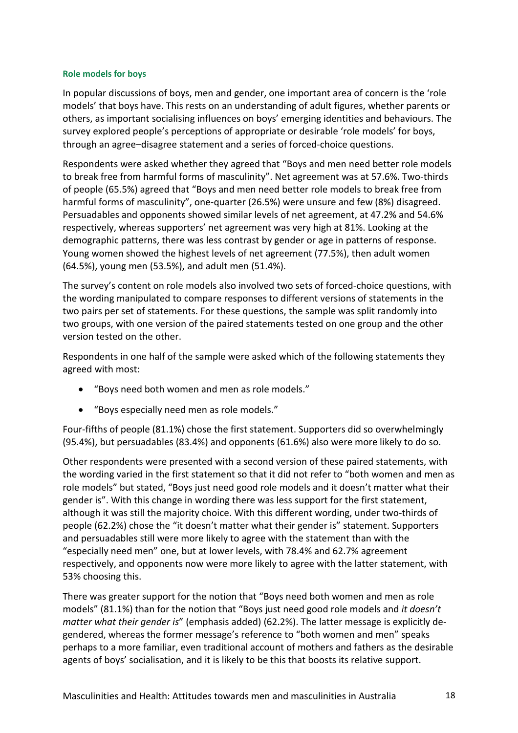### Role models for boys

In popular discussions of boys, men and gender, one important area of concern is the 'role models' that boys have. This rests on an understanding of adult figures, whether parents or others, as important socialising influences on boys' emerging identities and behaviours. The survey explored people's perceptions of appropriate or desirable 'role models' for boys, through an agree–disagree statement and a series of forced-choice questions.

Respondents were asked whether they agreed that "Boys and men need better role models to break free from harmful forms of masculinity". Net agreement was at 57.6%. Two-thirds of people (65.5%) agreed that "Boys and men need better role models to break free from harmful forms of masculinity", one-quarter (26.5%) were unsure and few (8%) disagreed. Persuadables and opponents showed similar levels of net agreement, at 47.2% and 54.6% respectively, whereas supporters' net agreement was very high at 81%. Looking at the demographic patterns, there was less contrast by gender or age in patterns of response. Young women showed the highest levels of net agreement (77.5%), then adult women (64.5%), young men (53.5%), and adult men (51.4%).

The survey's content on role models also involved two sets of forced-choice questions, with the wording manipulated to compare responses to different versions of statements in the two pairs per set of statements. For these questions, the sample was split randomly into two groups, with one version of the paired statements tested on one group and the other version tested on the other.

Respondents in one half of the sample were asked which of the following statements they agreed with most:

- "Boys need both women and men as role models."
- "Boys especially need men as role models."

Four-fifths of people (81.1%) chose the first statement. Supporters did so overwhelmingly (95.4%), but persuadables (83.4%) and opponents (61.6%) also were more likely to do so.

Other respondents were presented with a second version of these paired statements, with the wording varied in the first statement so that it did not refer to "both women and men as role models" but stated, "Boys just need good role models and it doesn't matter what their gender is". With this change in wording there was less support for the first statement, although it was still the majority choice. With this different wording, under two-thirds of people (62.2%) chose the "it doesn't matter what their gender is" statement. Supporters and persuadables still were more likely to agree with the statement than with the "especially need men" one, but at lower levels, with 78.4% and 62.7% agreement respectively, and opponents now were more likely to agree with the latter statement, with 53% choosing this.

There was greater support for the notion that "Boys need both women and men as role models" (81.1%) than for the notion that "Boys just need good role models and *it doesn't matter what their gender is*" (emphasis added) (62.2%). The latter message is explicitly de-gendered, whereas the former message's reference to "both women and men" speaks perhaps to a more familiar, even traditional account of mothers and fathers as the desirable agents of boys' socialisation, and it is likely to be this that boosts its relative support.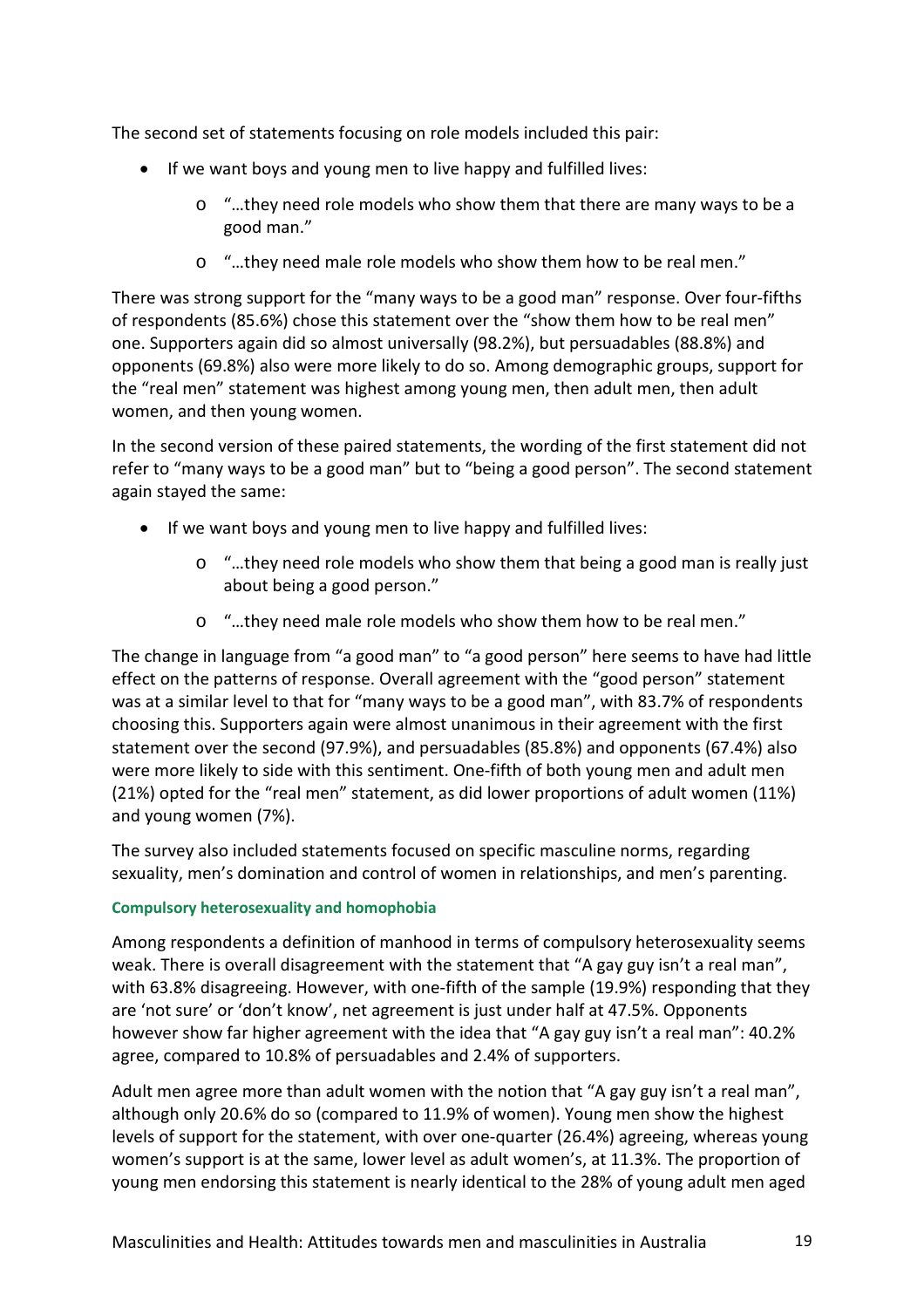The second set of statements focusing on role models included this pair:

- If we want boys and young men to live happy and fulfilled lives:
    - "…they need role models who show them that there are many ways to be a good man."
    - "…they need male role models who show them how to be real men."

There was strong support for the "many ways to be a good man" response. Over four-fifths of respondents (85.6%) chose this statement over the "show them how to be real men" one. Supporters again did so almost universally (98.2%), but persuadables (88.8%) and opponents (69.8%) also were more likely to do so. Among demographic groups, support for the "real men" statement was highest among young men, then adult men, then adult women, and then young women.

In the second version of these paired statements, the wording of the first statement did not refer to "many ways to be a good man" but to "being a good person". The second statement again stayed the same:

- If we want boys and young men to live happy and fulfilled lives:
    - "…they need role models who show them that being a good man is really just about being a good person."
    - "…they need male role models who show them how to be real men."

The change in language from "a good man" to "a good person" here seems to have had little effect on the patterns of response. Overall agreement with the "good person" statement was at a similar level to that for "many ways to be a good man", with 83.7% of respondents choosing this. Supporters again were almost unanimous in their agreement with the first statement over the second (97.9%), and persuadables (85.8%) and opponents (67.4%) also were more likely to side with this sentiment. One-fifth of both young men and adult men (21%) opted for the "real men" statement, as did lower proportions of adult women (11%) and young women (7%).

The survey also included statements focused on specific masculine norms, regarding sexuality, men's domination and control of women in relationships, and men's parenting.

#### Compulsory heterosexuality and homophobia

Among respondents a definition of manhood in terms of compulsory heterosexuality seems weak. There is overall disagreement with the statement that "A gay guy isn't a real man", with 63.8% disagreeing. However, with one-fifth of the sample (19.9%) responding that they are 'not sure' or 'don't know', net agreement is just under half at 47.5%. Opponents however show far higher agreement with the idea that "A gay guy isn't a real man": 40.2% agree, compared to 10.8% of persuadables and 2.4% of supporters.

Adult men agree more than adult women with the notion that "A gay guy isn't a real man", although only 20.6% do so (compared to 11.9% of women). Young men show the highest levels of support for the statement, with over one-quarter (26.4%) agreeing, whereas young women's support is at the same, lower level as adult women's, at 11.3%. The proportion of young men endorsing this statement is nearly identical to the 28% of young adult men aged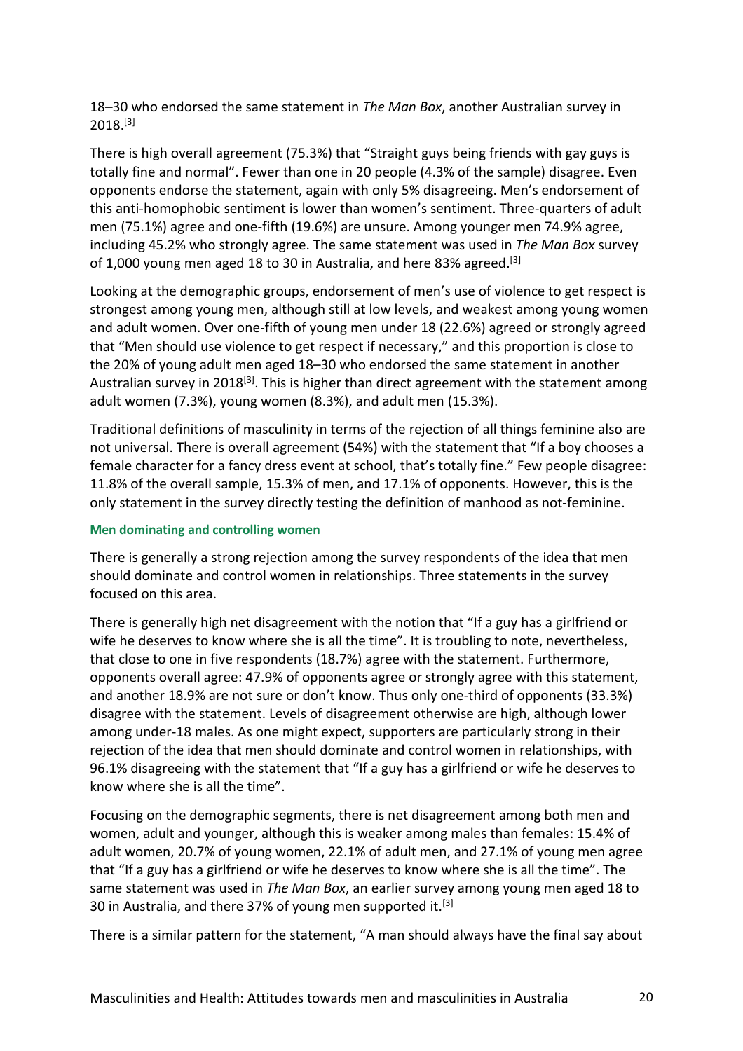18–30 who endorsed the same statement in *The Man Box*, another Australian survey in 2018.[3]

There is high overall agreement (75.3%) that "Straight guys being friends with gay guys is totally fine and normal". Fewer than one in 20 people (4.3% of the sample) disagree. Even opponents endorse the statement, again with only 5% disagreeing. Men's endorsement of this anti-homophobic sentiment is lower than women's sentiment. Three-quarters of adult men (75.1%) agree and one-fifth (19.6%) are unsure. Among younger men 74.9% agree, including 45.2% who strongly agree. The same statement was used in *The Man Box* survey of 1,000 young men aged 18 to 30 in Australia, and here 83% agreed.[3]

Looking at the demographic groups, endorsement of men's use of violence to get respect is strongest among young men, although still at low levels, and weakest among young women and adult women. Over one-fifth of young men under 18 (22.6%) agreed or strongly agreed that "Men should use violence to get respect if necessary," and this proportion is close to the 20% of young adult men aged 18–30 who endorsed the same statement in another Australian survey in 2018[3]. This is higher than direct agreement with the statement among adult women (7.3%), young women (8.3%), and adult men (15.3%).

Traditional definitions of masculinity in terms of the rejection of all things feminine also are not universal. There is overall agreement (54%) with the statement that "If a boy chooses a female character for a fancy dress event at school, that's totally fine." Few people disagree: 11.8% of the overall sample, 15.3% of men, and 17.1% of opponents. However, this is the only statement in the survey directly testing the definition of manhood as not-feminine.

#### Men dominating and controlling women

There is generally a strong rejection among the survey respondents of the idea that men should dominate and control women in relationships. Three statements in the survey focused on this area.

There is generally high net disagreement with the notion that "If a guy has a girlfriend or wife he deserves to know where she is all the time". It is troubling to note, nevertheless, that close to one in five respondents (18.7%) agree with the statement. Furthermore, opponents overall agree: 47.9% of opponents agree or strongly agree with this statement, and another 18.9% are not sure or don't know. Thus only one-third of opponents (33.3%) disagree with the statement. Levels of disagreement otherwise are high, although lower among under-18 males. As one might expect, supporters are particularly strong in their rejection of the idea that men should dominate and control women in relationships, with 96.1% disagreeing with the statement that "If a guy has a girlfriend or wife he deserves to know where she is all the time".

Focusing on the demographic segments, there is net disagreement among both men and women, adult and younger, although this is weaker among males than females: 15.4% of adult women, 20.7% of young women, 22.1% of adult men, and 27.1% of young men agree that "If a guy has a girlfriend or wife he deserves to know where she is all the time". The same statement was used in *The Man Box*, an earlier survey among young men aged 18 to 30 in Australia, and there 37% of young men supported it.[3]

There is a similar pattern for the statement, "A man should always have the final say about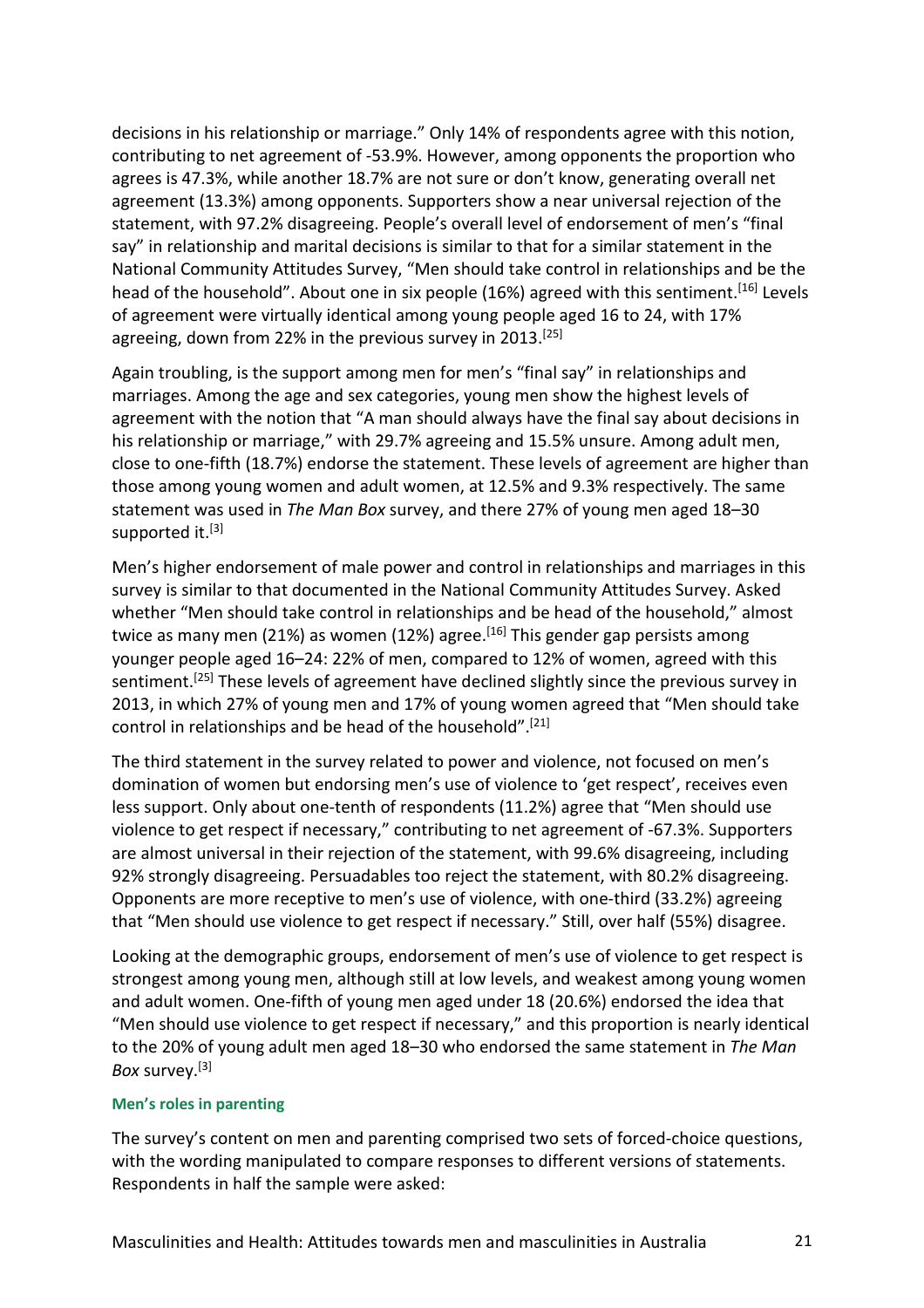decisions in his relationship or marriage." Only 14% of respondents agree with this notion, contributing to net agreement of -53.9%. However, among opponents the proportion who agrees is 47.3%, while another 18.7% are not sure or don't know, generating overall net agreement (13.3%) among opponents. Supporters show a near universal rejection of the statement, with 97.2% disagreeing. People's overall level of endorsement of men's "final say" in relationship and marital decisions is similar to that for a similar statement in the National Community Attitudes Survey, "Men should take control in relationships and be the head of the household". About one in six people (16%) agreed with this sentiment.[16] Levels of agreement were virtually identical among young people aged 16 to 24, with 17% agreeing, down from 22% in the previous survey in 2013.[25]

Again troubling, is the support among men for men's "final say" in relationships and marriages. Among the age and sex categories, young men show the highest levels of agreement with the notion that "A man should always have the final say about decisions in his relationship or marriage," with 29.7% agreeing and 15.5% unsure. Among adult men, close to one-fifth (18.7%) endorse the statement. These levels of agreement are higher than those among young women and adult women, at 12.5% and 9.3% respectively. The same statement was used in *The Man Box* survey, and there 27% of young men aged 18–30 supported it.[3]

Men's higher endorsement of male power and control in relationships and marriages in this survey is similar to that documented in the National Community Attitudes Survey. Asked whether "Men should take control in relationships and be head of the household," almost twice as many men (21%) as women (12%) agree.[16] This gender gap persists among younger people aged 16–24: 22% of men, compared to 12% of women, agreed with this sentiment.[25] These levels of agreement have declined slightly since the previous survey in 2013, in which 27% of young men and 17% of young women agreed that "Men should take control in relationships and be head of the household".[21]

The third statement in the survey related to power and violence, not focused on men's domination of women but endorsing men's use of violence to 'get respect', receives even less support. Only about one-tenth of respondents (11.2%) agree that "Men should use violence to get respect if necessary," contributing to net agreement of -67.3%. Supporters are almost universal in their rejection of the statement, with 99.6% disagreeing, including 92% strongly disagreeing. Persuadables too reject the statement, with 80.2% disagreeing. Opponents are more receptive to men's use of violence, with one-third (33.2%) agreeing that "Men should use violence to get respect if necessary." Still, over half (55%) disagree.

Looking at the demographic groups, endorsement of men's use of violence to get respect is strongest among young men, although still at low levels, and weakest among young women and adult women. One-fifth of young men aged under 18 (20.6%) endorsed the idea that "Men should use violence to get respect if necessary," and this proportion is nearly identical to the 20% of young adult men aged 18–30 who endorsed the same statement in *The Man Box* survey.[3]

#### Men's roles in parenting

The survey's content on men and parenting comprised two sets of forced-choice questions, with the wording manipulated to compare responses to different versions of statements. Respondents in half the sample were asked: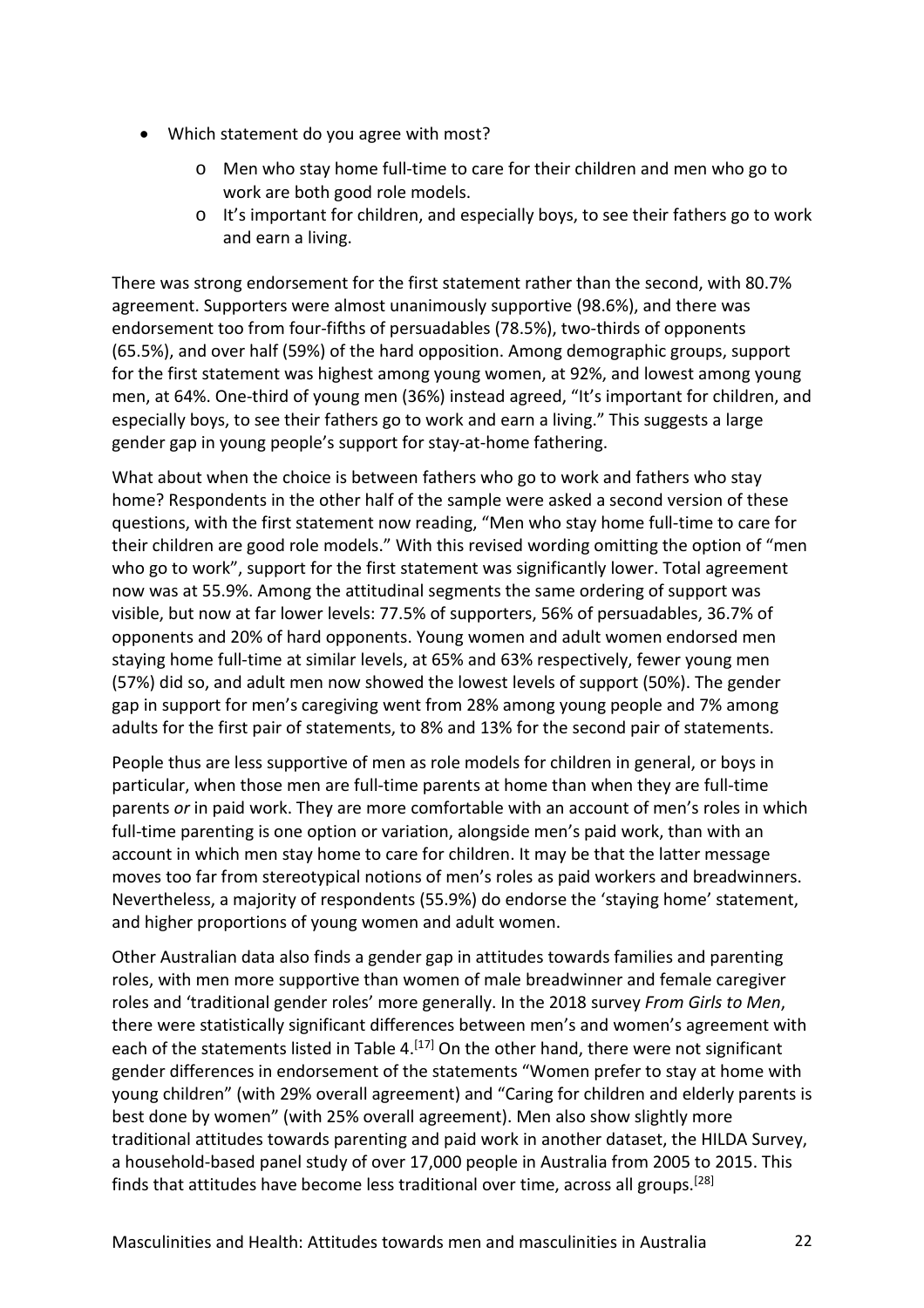- Which statement do you agree with most?
    - Men who stay home full-time to care for their children and men who go to work are both good role models.
    - It's important for children, and especially boys, to see their fathers go to work and earn a living.

There was strong endorsement for the first statement rather than the second, with 80.7% agreement. Supporters were almost unanimously supportive (98.6%), and there was endorsement too from four-fifths of persuadables (78.5%), two-thirds of opponents (65.5%), and over half (59%) of the hard opposition. Among demographic groups, support for the first statement was highest among young women, at 92%, and lowest among young men, at 64%. One-third of young men (36%) instead agreed, "It's important for children, and especially boys, to see their fathers go to work and earn a living." This suggests a large gender gap in young people's support for stay-at-home fathering.

What about when the choice is between fathers who go to work and fathers who stay home? Respondents in the other half of the sample were asked a second version of these questions, with the first statement now reading, "Men who stay home full-time to care for their children are good role models." With this revised wording omitting the option of "men who go to work", support for the first statement was significantly lower. Total agreement now was at 55.9%. Among the attitudinal segments the same ordering of support was visible, but now at far lower levels: 77.5% of supporters, 56% of persuadables, 36.7% of opponents and 20% of hard opponents. Young women and adult women endorsed men staying home full-time at similar levels, at 65% and 63% respectively, fewer young men (57%) did so, and adult men now showed the lowest levels of support (50%). The gender gap in support for men's caregiving went from 28% among young people and 7% among adults for the first pair of statements, to 8% and 13% for the second pair of statements.

People thus are less supportive of men as role models for children in general, or boys in particular, when those men are full-time parents at home than when they are full-time parents *or* in paid work. They are more comfortable with an account of men's roles in which full-time parenting is one option or variation, alongside men's paid work, than with an account in which men stay home to care for children. It may be that the latter message moves too far from stereotypical notions of men's roles as paid workers and breadwinners. Nevertheless, a majority of respondents (55.9%) do endorse the 'staying home' statement, and higher proportions of young women and adult women.

Other Australian data also finds a gender gap in attitudes towards families and parenting roles, with men more supportive than women of male breadwinner and female caregiver roles and 'traditional gender roles' more generally. In the 2018 survey *From Girls to Men*, there were statistically significant differences between men's and women's agreement with each of the statements listed in Table 4.[17] On the other hand, there were not significant gender differences in endorsement of the statements "Women prefer to stay at home with young children" (with 29% overall agreement) and "Caring for children and elderly parents is best done by women" (with 25% overall agreement). Men also show slightly more traditional attitudes towards parenting and paid work in another dataset, the HILDA Survey, a household-based panel study of over 17,000 people in Australia from 2005 to 2015. This finds that attitudes have become less traditional over time, across all groups.[28]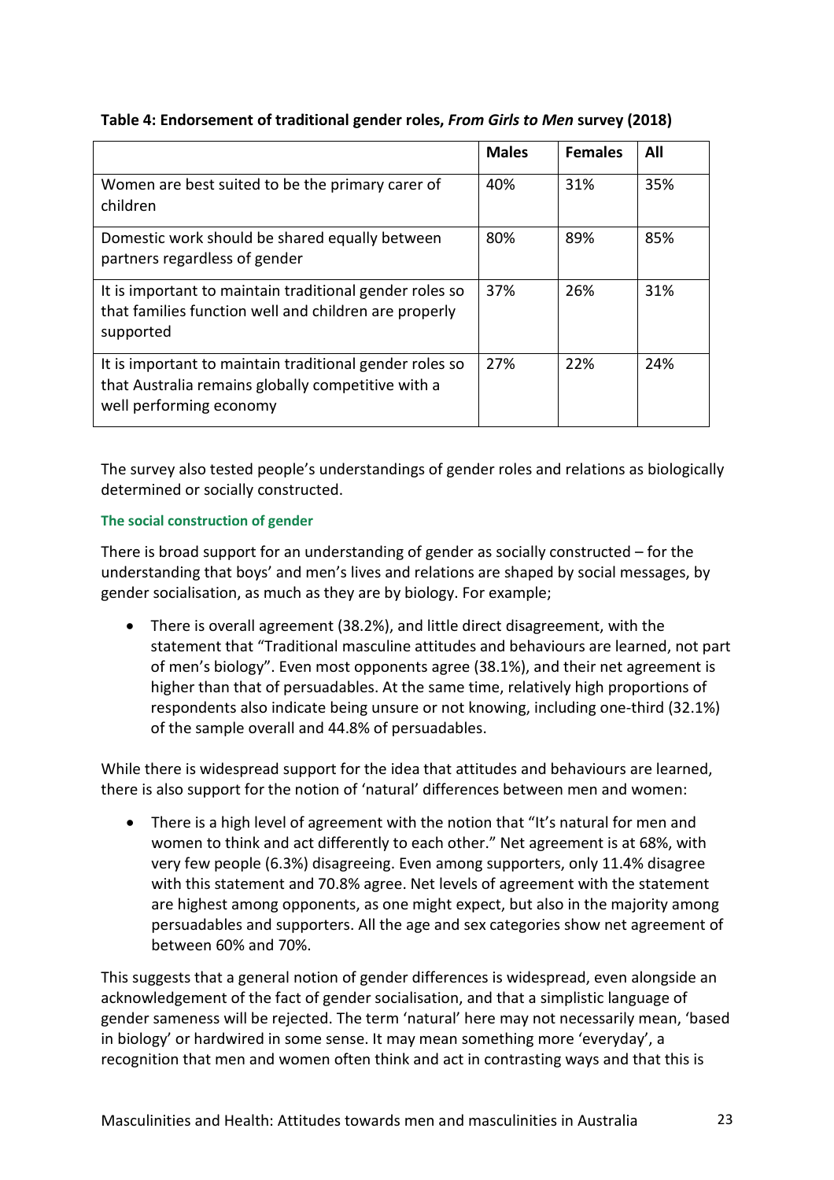**Table 4: Endorsement of traditional gender roles, *From Girls to Men* survey (2018)**

| | Males | Females | All |
|---|---|---|---|
| Women are best suited to be the primary carer of children | 40% | 31% | 35% |
| Domestic work should be shared equally between partners regardless of gender | 80% | 89% | 85% |
| It is important to maintain traditional gender roles so that families function well and children are properly supported | 37% | 26% | 31% |
| It is important to maintain traditional gender roles so that Australia remains globally competitive with a well performing economy | 27% | 22% | 24% |

The survey also tested people's understandings of gender roles and relations as biologically determined or socially constructed.

#### The social construction of gender

There is broad support for an understanding of gender as socially constructed – for the understanding that boys' and men's lives and relations are shaped by social messages, by gender socialisation, as much as they are by biology. For example;

- There is overall agreement (38.2%), and little direct disagreement, with the statement that "Traditional masculine attitudes and behaviours are learned, not part of men's biology". Even most opponents agree (38.1%), and their net agreement is higher than that of persuadables. At the same time, relatively high proportions of respondents also indicate being unsure or not knowing, including one-third (32.1%) of the sample overall and 44.8% of persuadables.

While there is widespread support for the idea that attitudes and behaviours are learned, there is also support for the notion of 'natural' differences between men and women:

- There is a high level of agreement with the notion that "It's natural for men and women to think and act differently to each other." Net agreement is at 68%, with very few people (6.3%) disagreeing. Even among supporters, only 11.4% disagree with this statement and 70.8% agree. Net levels of agreement with the statement are highest among opponents, as one might expect, but also in the majority among persuadables and supporters. All the age and sex categories show net agreement of between 60% and 70%.

This suggests that a general notion of gender differences is widespread, even alongside an acknowledgement of the fact of gender socialisation, and that a simplistic language of gender sameness will be rejected. The term 'natural' here may not necessarily mean, 'based in biology' or hardwired in some sense. It may mean something more 'everyday', a recognition that men and women often think and act in contrasting ways and that this is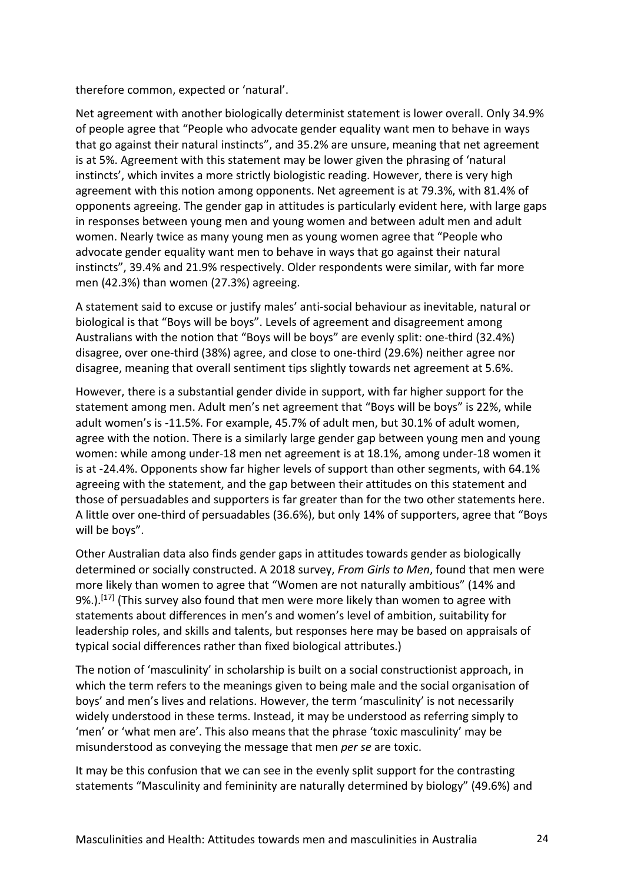therefore common, expected or 'natural'.

Net agreement with another biologically determinist statement is lower overall. Only 34.9% of people agree that "People who advocate gender equality want men to behave in ways that go against their natural instincts", and 35.2% are unsure, meaning that net agreement is at 5%. Agreement with this statement may be lower given the phrasing of 'natural instincts', which invites a more strictly biologistic reading. However, there is very high agreement with this notion among opponents. Net agreement is at 79.3%, with 81.4% of opponents agreeing. The gender gap in attitudes is particularly evident here, with large gaps in responses between young men and young women and between adult men and adult women. Nearly twice as many young men as young women agree that "People who advocate gender equality want men to behave in ways that go against their natural instincts", 39.4% and 21.9% respectively. Older respondents were similar, with far more men (42.3%) than women (27.3%) agreeing.

A statement said to excuse or justify males' anti-social behaviour as inevitable, natural or biological is that "Boys will be boys". Levels of agreement and disagreement among Australians with the notion that "Boys will be boys" are evenly split: one-third (32.4%) disagree, over one-third (38%) agree, and close to one-third (29.6%) neither agree nor disagree, meaning that overall sentiment tips slightly towards net agreement at 5.6%.

However, there is a substantial gender divide in support, with far higher support for the statement among men. Adult men's net agreement that "Boys will be boys" is 22%, while adult women's is -11.5%. For example, 45.7% of adult men, but 30.1% of adult women, agree with the notion. There is a similarly large gender gap between young men and young women: while among under-18 men net agreement is at 18.1%, among under-18 women it is at -24.4%. Opponents show far higher levels of support than other segments, with 64.1% agreeing with the statement, and the gap between their attitudes on this statement and those of persuadables and supporters is far greater than for the two other statements here. A little over one-third of persuadables (36.6%), but only 14% of supporters, agree that "Boys will be boys".

Other Australian data also finds gender gaps in attitudes towards gender as biologically determined or socially constructed. A 2018 survey, *From Girls to Men*, found that men were more likely than women to agree that "Women are not naturally ambitious" (14% and 9%.).[17] (This survey also found that men were more likely than women to agree with statements about differences in men's and women's level of ambition, suitability for leadership roles, and skills and talents, but responses here may be based on appraisals of typical social differences rather than fixed biological attributes.)

The notion of 'masculinity' in scholarship is built on a social constructionist approach, in which the term refers to the meanings given to being male and the social organisation of boys' and men's lives and relations. However, the term 'masculinity' is not necessarily widely understood in these terms. Instead, it may be understood as referring simply to 'men' or 'what men are'. This also means that the phrase 'toxic masculinity' may be misunderstood as conveying the message that men *per se* are toxic.

It may be this confusion that we can see in the evenly split support for the contrasting statements "Masculinity and femininity are naturally determined by biology" (49.6%) and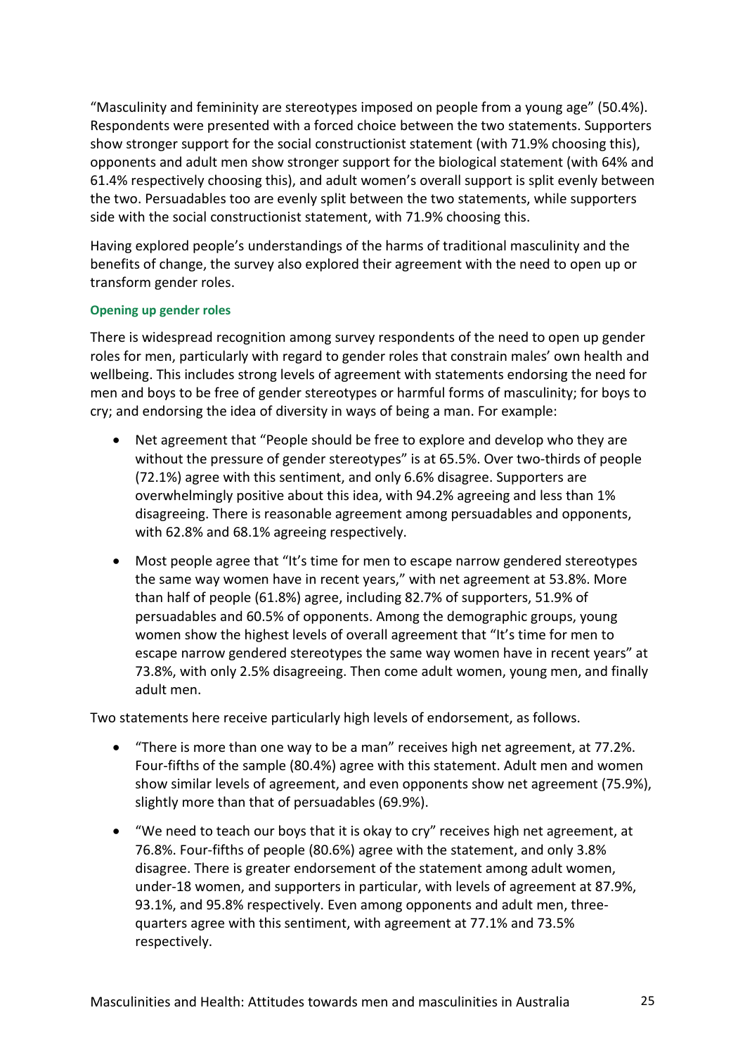"Masculinity and femininity are stereotypes imposed on people from a young age" (50.4%). Respondents were presented with a forced choice between the two statements. Supporters show stronger support for the social constructionist statement (with 71.9% choosing this), opponents and adult men show stronger support for the biological statement (with 64% and 61.4% respectively choosing this), and adult women's overall support is split evenly between the two. Persuadables too are evenly split between the two statements, while supporters side with the social constructionist statement, with 71.9% choosing this.

Having explored people's understandings of the harms of traditional masculinity and the benefits of change, the survey also explored their agreement with the need to open up or transform gender roles.

#### Opening up gender roles

There is widespread recognition among survey respondents of the need to open up gender roles for men, particularly with regard to gender roles that constrain males' own health and wellbeing. This includes strong levels of agreement with statements endorsing the need for men and boys to be free of gender stereotypes or harmful forms of masculinity; for boys to cry; and endorsing the idea of diversity in ways of being a man. For example:

- Net agreement that "People should be free to explore and develop who they are without the pressure of gender stereotypes" is at 65.5%. Over two-thirds of people (72.1%) agree with this sentiment, and only 6.6% disagree. Supporters are overwhelmingly positive about this idea, with 94.2% agreeing and less than 1% disagreeing. There is reasonable agreement among persuadables and opponents, with 62.8% and 68.1% agreeing respectively.
- Most people agree that "It's time for men to escape narrow gendered stereotypes the same way women have in recent years," with net agreement at 53.8%. More than half of people (61.8%) agree, including 82.7% of supporters, 51.9% of persuadables and 60.5% of opponents. Among the demographic groups, young women show the highest levels of overall agreement that "It's time for men to escape narrow gendered stereotypes the same way women have in recent years" at 73.8%, with only 2.5% disagreeing. Then come adult women, young men, and finally adult men.

Two statements here receive particularly high levels of endorsement, as follows.

- "There is more than one way to be a man" receives high net agreement, at 77.2%. Four-fifths of the sample (80.4%) agree with this statement. Adult men and women show similar levels of agreement, and even opponents show net agreement (75.9%), slightly more than that of persuadables (69.9%).
- "We need to teach our boys that it is okay to cry" receives high net agreement, at 76.8%. Four-fifths of people (80.6%) agree with the statement, and only 3.8% disagree. There is greater endorsement of the statement among adult women, under-18 women, and supporters in particular, with levels of agreement at 87.9%, 93.1%, and 95.8% respectively. Even among opponents and adult men, three-quarters agree with this sentiment, with agreement at 77.1% and 73.5% respectively.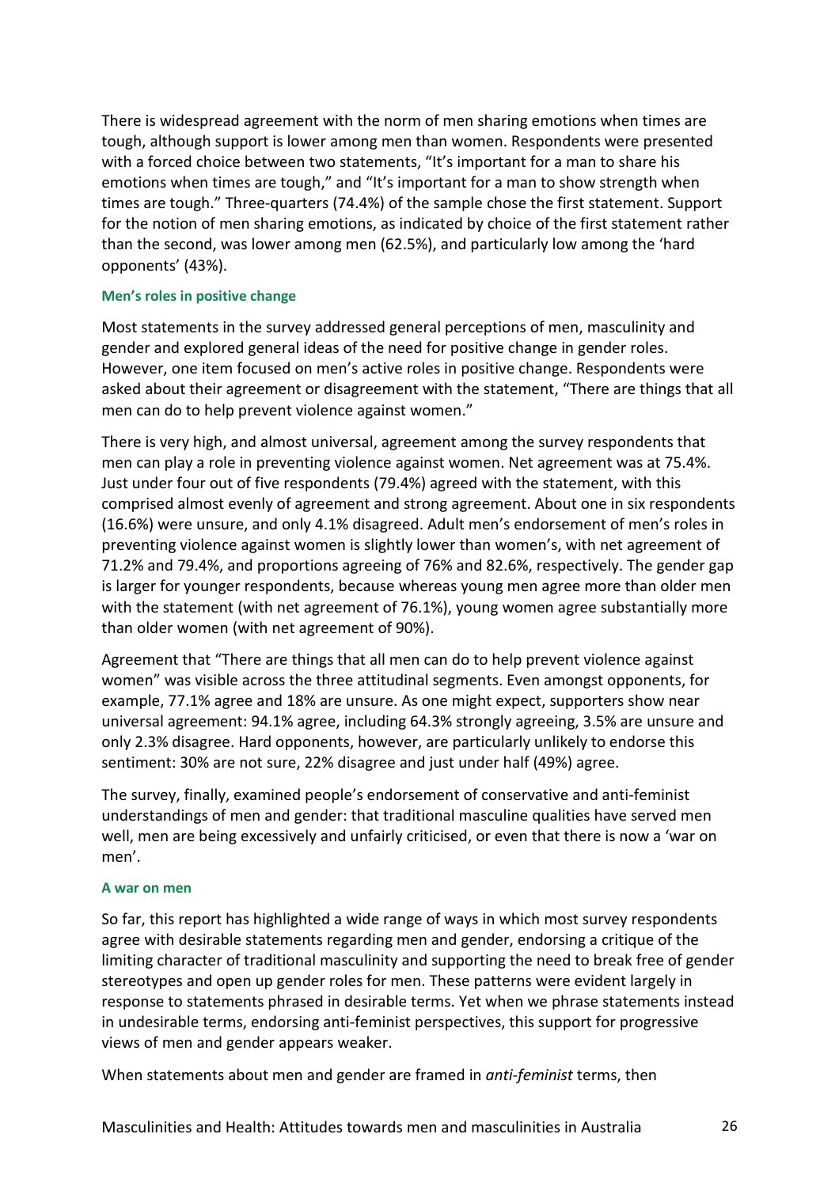There is widespread agreement with the norm of men sharing emotions when times are tough, although support is lower among men than women. Respondents were presented with a forced choice between two statements, "It's important for a man to share his emotions when times are tough," and "It's important for a man to show strength when times are tough." Three-quarters (74.4%) of the sample chose the first statement. Support for the notion of men sharing emotions, as indicated by choice of the first statement rather than the second, was lower among men (62.5%), and particularly low among the 'hard opponents' (43%).

#### Men's roles in positive change

Most statements in the survey addressed general perceptions of men, masculinity and gender and explored general ideas of the need for positive change in gender roles. However, one item focused on men's active roles in positive change. Respondents were asked about their agreement or disagreement with the statement, "There are things that all men can do to help prevent violence against women."

There is very high, and almost universal, agreement among the survey respondents that men can play a role in preventing violence against women. Net agreement was at 75.4%. Just under four out of five respondents (79.4%) agreed with the statement, with this comprised almost evenly of agreement and strong agreement. About one in six respondents (16.6%) were unsure, and only 4.1% disagreed. Adult men's endorsement of men's roles in preventing violence against women is slightly lower than women's, with net agreement of 71.2% and 79.4%, and proportions agreeing of 76% and 82.6%, respectively. The gender gap is larger for younger respondents, because whereas young men agree more than older men with the statement (with net agreement of 76.1%), young women agree substantially more than older women (with net agreement of 90%).

Agreement that "There are things that all men can do to help prevent violence against women" was visible across the three attitudinal segments. Even amongst opponents, for example, 77.1% agree and 18% are unsure. As one might expect, supporters show near universal agreement: 94.1% agree, including 64.3% strongly agreeing, 3.5% are unsure and only 2.3% disagree. Hard opponents, however, are particularly unlikely to endorse this sentiment: 30% are not sure, 22% disagree and just under half (49%) agree.

The survey, finally, examined people's endorsement of conservative and anti-feminist understandings of men and gender: that traditional masculine qualities have served men well, men are being excessively and unfairly criticised, or even that there is now a 'war on men'.

#### A war on men

So far, this report has highlighted a wide range of ways in which most survey respondents agree with desirable statements regarding men and gender, endorsing a critique of the limiting character of traditional masculinity and supporting the need to break free of gender stereotypes and open up gender roles for men. These patterns were evident largely in response to statements phrased in desirable terms. Yet when we phrase statements instead in undesirable terms, endorsing anti-feminist perspectives, this support for progressive views of men and gender appears weaker.

When statements about men and gender are framed in *anti-feminist* terms, then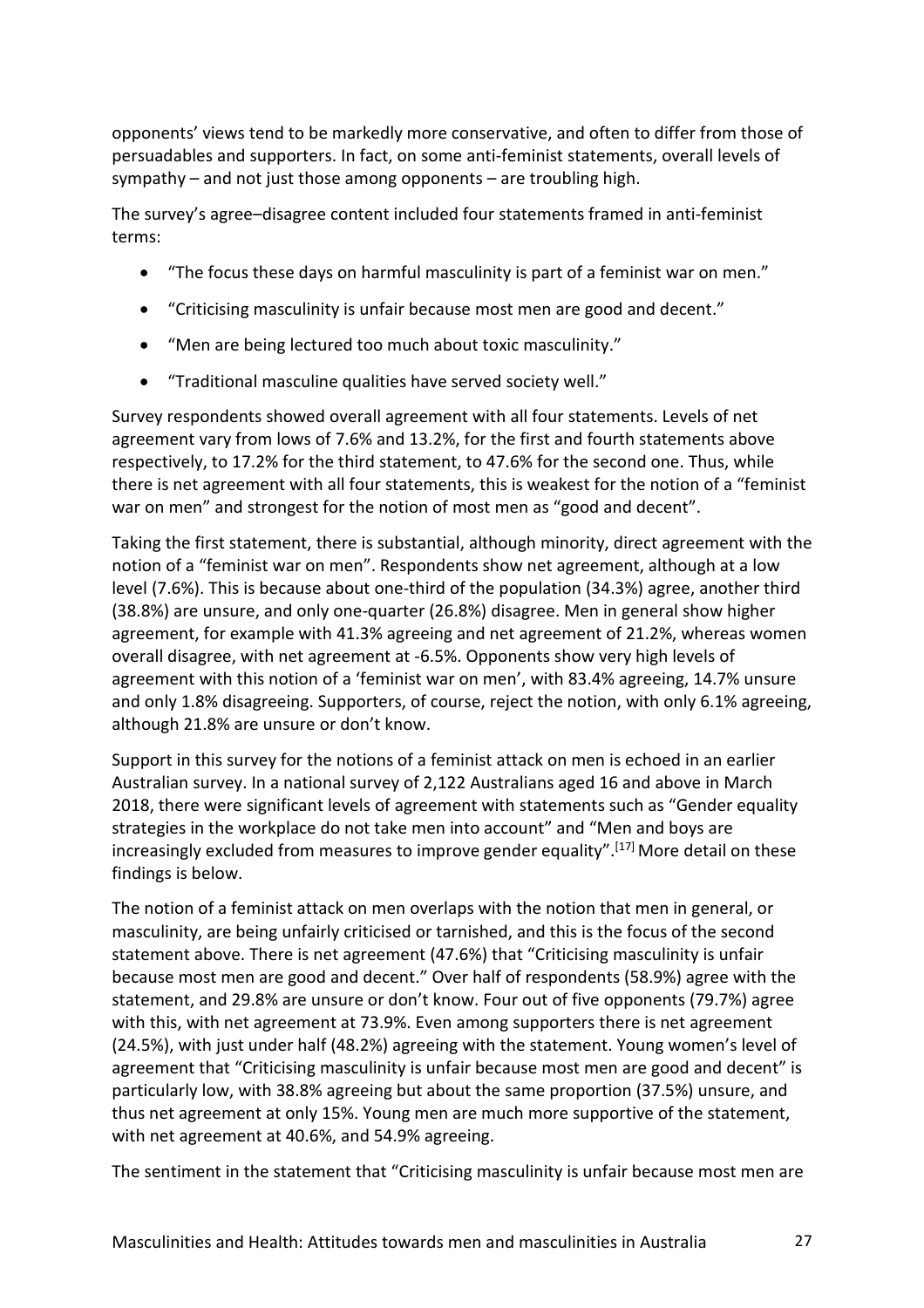opponents' views tend to be markedly more conservative, and often to differ from those of persuadables and supporters. In fact, on some anti-feminist statements, overall levels of sympathy – and not just those among opponents – are troubling high.

The survey's agree–disagree content included four statements framed in anti-feminist terms:

- "The focus these days on harmful masculinity is part of a feminist war on men."
- "Criticising masculinity is unfair because most men are good and decent."
- "Men are being lectured too much about toxic masculinity."
- "Traditional masculine qualities have served society well."

Survey respondents showed overall agreement with all four statements. Levels of net agreement vary from lows of 7.6% and 13.2%, for the first and fourth statements above respectively, to 17.2% for the third statement, to 47.6% for the second one. Thus, while there is net agreement with all four statements, this is weakest for the notion of a "feminist war on men" and strongest for the notion of most men as "good and decent".

Taking the first statement, there is substantial, although minority, direct agreement with the notion of a "feminist war on men". Respondents show net agreement, although at a low level (7.6%). This is because about one-third of the population (34.3%) agree, another third (38.8%) are unsure, and only one-quarter (26.8%) disagree. Men in general show higher agreement, for example with 41.3% agreeing and net agreement of 21.2%, whereas women overall disagree, with net agreement at -6.5%. Opponents show very high levels of agreement with this notion of a 'feminist war on men', with 83.4% agreeing, 14.7% unsure and only 1.8% disagreeing. Supporters, of course, reject the notion, with only 6.1% agreeing, although 21.8% are unsure or don't know.

Support in this survey for the notions of a feminist attack on men is echoed in an earlier Australian survey. In a national survey of 2,122 Australians aged 16 and above in March 2018, there were significant levels of agreement with statements such as "Gender equality strategies in the workplace do not take men into account" and "Men and boys are increasingly excluded from measures to improve gender equality".[17] More detail on these findings is below.

The notion of a feminist attack on men overlaps with the notion that men in general, or masculinity, are being unfairly criticised or tarnished, and this is the focus of the second statement above. There is net agreement (47.6%) that "Criticising masculinity is unfair because most men are good and decent." Over half of respondents (58.9%) agree with the statement, and 29.8% are unsure or don't know. Four out of five opponents (79.7%) agree with this, with net agreement at 73.9%. Even among supporters there is net agreement (24.5%), with just under half (48.2%) agreeing with the statement. Young women's level of agreement that "Criticising masculinity is unfair because most men are good and decent" is particularly low, with 38.8% agreeing but about the same proportion (37.5%) unsure, and thus net agreement at only 15%. Young men are much more supportive of the statement, with net agreement at 40.6%, and 54.9% agreeing.

The sentiment in the statement that "Criticising masculinity is unfair because most men are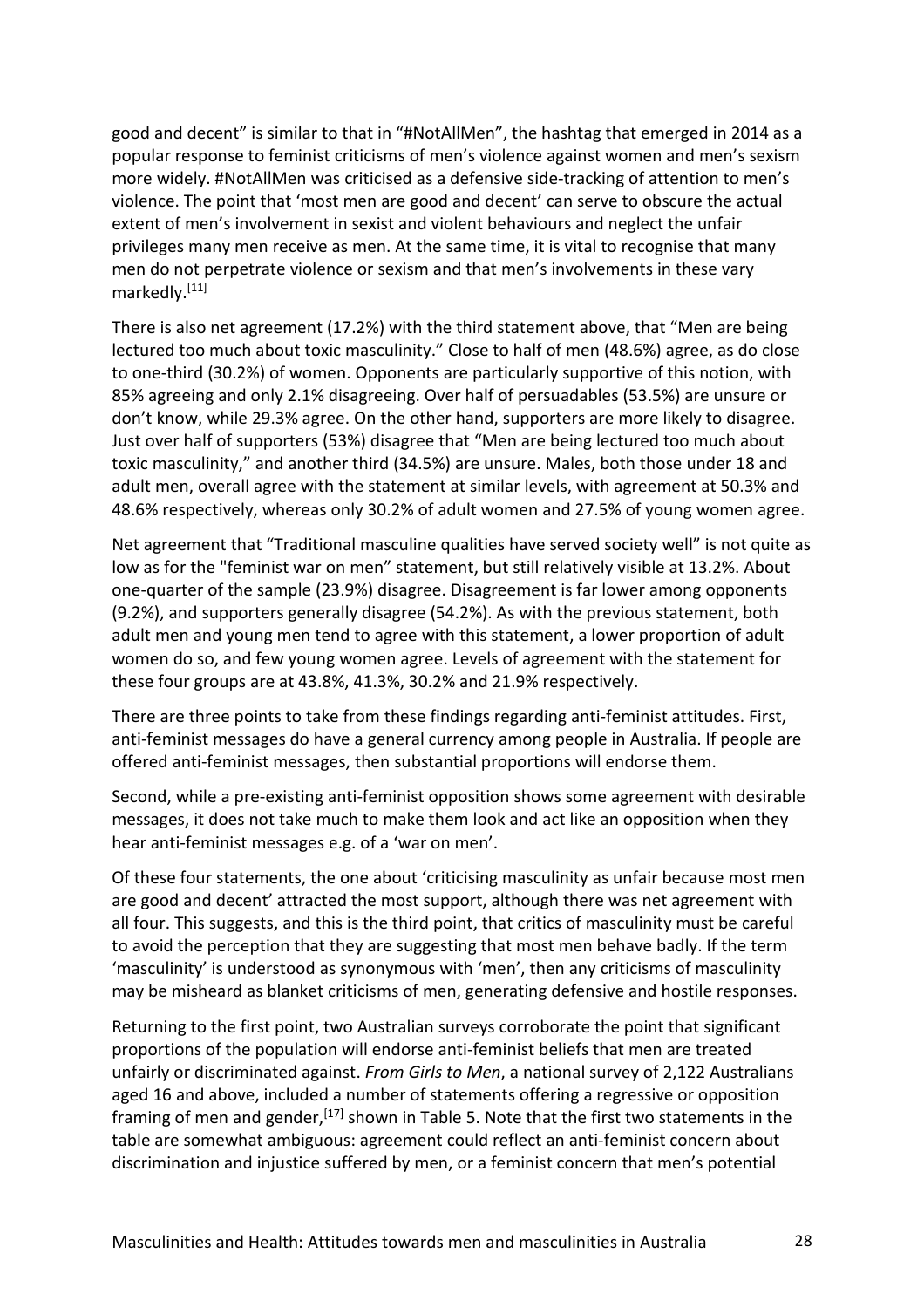good and decent" is similar to that in "#NotAllMen", the hashtag that emerged in 2014 as a popular response to feminist criticisms of men's violence against women and men's sexism more widely. #NotAllMen was criticised as a defensive side-tracking of attention to men's violence. The point that 'most men are good and decent' can serve to obscure the actual extent of men's involvement in sexist and violent behaviours and neglect the unfair privileges many men receive as men. At the same time, it is vital to recognise that many men do not perpetrate violence or sexism and that men's involvements in these vary markedly.[11]

There is also net agreement (17.2%) with the third statement above, that "Men are being lectured too much about toxic masculinity." Close to half of men (48.6%) agree, as do close to one-third (30.2%) of women. Opponents are particularly supportive of this notion, with 85% agreeing and only 2.1% disagreeing. Over half of persuadables (53.5%) are unsure or don't know, while 29.3% agree. On the other hand, supporters are more likely to disagree. Just over half of supporters (53%) disagree that "Men are being lectured too much about toxic masculinity," and another third (34.5%) are unsure. Males, both those under 18 and adult men, overall agree with the statement at similar levels, with agreement at 50.3% and 48.6% respectively, whereas only 30.2% of adult women and 27.5% of young women agree.

Net agreement that "Traditional masculine qualities have served society well" is not quite as low as for the "feminist war on men" statement, but still relatively visible at 13.2%. About one-quarter of the sample (23.9%) disagree. Disagreement is far lower among opponents (9.2%), and supporters generally disagree (54.2%). As with the previous statement, both adult men and young men tend to agree with this statement, a lower proportion of adult women do so, and few young women agree. Levels of agreement with the statement for these four groups are at 43.8%, 41.3%, 30.2% and 21.9% respectively.

There are three points to take from these findings regarding anti-feminist attitudes. First, anti-feminist messages do have a general currency among people in Australia. If people are offered anti-feminist messages, then substantial proportions will endorse them.

Second, while a pre-existing anti-feminist opposition shows some agreement with desirable messages, it does not take much to make them look and act like an opposition when they hear anti-feminist messages e.g. of a 'war on men'.

Of these four statements, the one about 'criticising masculinity as unfair because most men are good and decent' attracted the most support, although there was net agreement with all four. This suggests, and this is the third point, that critics of masculinity must be careful to avoid the perception that they are suggesting that most men behave badly. If the term 'masculinity' is understood as synonymous with 'men', then any criticisms of masculinity may be misheard as blanket criticisms of men, generating defensive and hostile responses.

Returning to the first point, two Australian surveys corroborate the point that significant proportions of the population will endorse anti-feminist beliefs that men are treated unfairly or discriminated against. *From Girls to Men*, a national survey of 2,122 Australians aged 16 and above, included a number of statements offering a regressive or opposition framing of men and gender,[17] shown in Table 5. Note that the first two statements in the table are somewhat ambiguous: agreement could reflect an anti-feminist concern about discrimination and injustice suffered by men, or a feminist concern that men's potential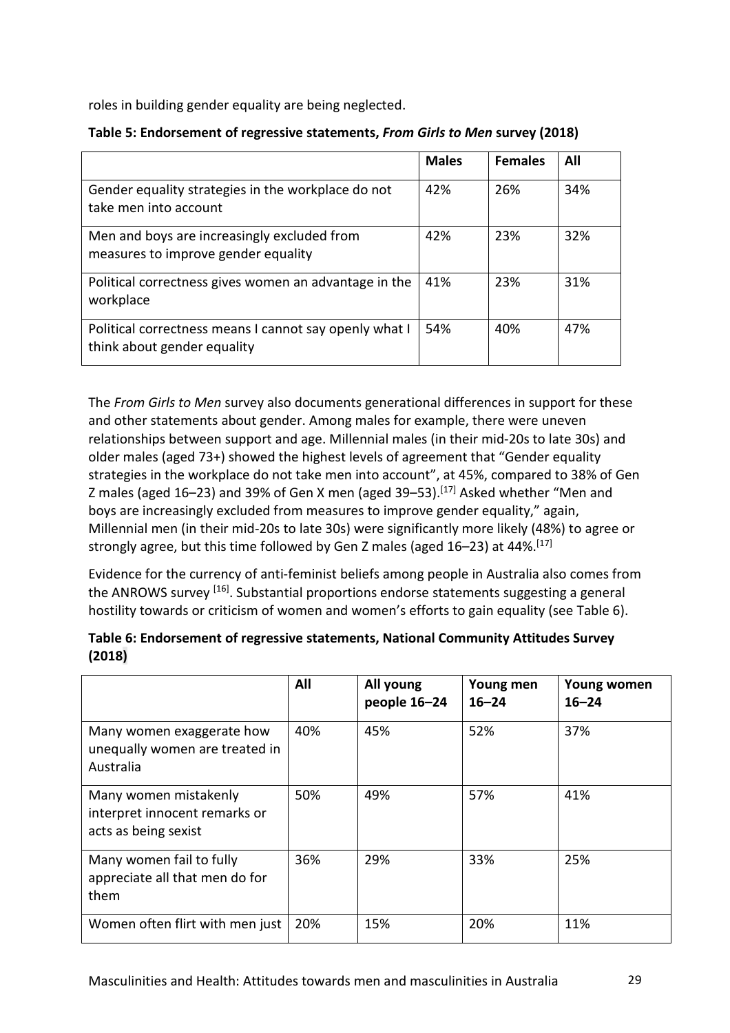roles in building gender equality are being neglected.

**Table 5: Endorsement of regressive statements, *From Girls to Men* survey (2018)**

| | Males | Females | All |
|---|---|---|---|
| Gender equality strategies in the workplace do not take men into account | 42% | 26% | 34% |
| Men and boys are increasingly excluded from measures to improve gender equality | 42% | 23% | 32% |
| Political correctness gives women an advantage in the workplace | 41% | 23% | 31% |
| Political correctness means I cannot say openly what I think about gender equality | 54% | 40% | 47% |

The *From Girls to Men* survey also documents generational differences in support for these and other statements about gender. Among males for example, there were uneven relationships between support and age. Millennial males (in their mid-20s to late 30s) and older males (aged 73+) showed the highest levels of agreement that "Gender equality strategies in the workplace do not take men into account", at 45%, compared to 38% of Gen Z males (aged 16–23) and 39% of Gen X men (aged 39–53).[17] Asked whether "Men and boys are increasingly excluded from measures to improve gender equality," again, Millennial men (in their mid-20s to late 30s) were significantly more likely (48%) to agree or strongly agree, but this time followed by Gen Z males (aged 16–23) at 44%.[17]

Evidence for the currency of anti-feminist beliefs among people in Australia also comes from the ANROWS survey [16]. Substantial proportions endorse statements suggesting a general hostility towards or criticism of women and women's efforts to gain equality (see Table 6).

**Table 6: Endorsement of regressive statements, National Community Attitudes Survey (2018)**

| | All | All young people 16–24 | Young men 16–24 | Young women 16–24 |
|---|---|---|---|---|
| Many women exaggerate how unequally women are treated in Australia | 40% | 45% | 52% | 37% |
| Many women mistakenly interpret innocent remarks or acts as being sexist | 50% | 49% | 57% | 41% |
| Many women fail to fully appreciate all that men do for them | 36% | 29% | 33% | 25% |
| Women often flirt with men just | 20% | 15% | 20% | 11% |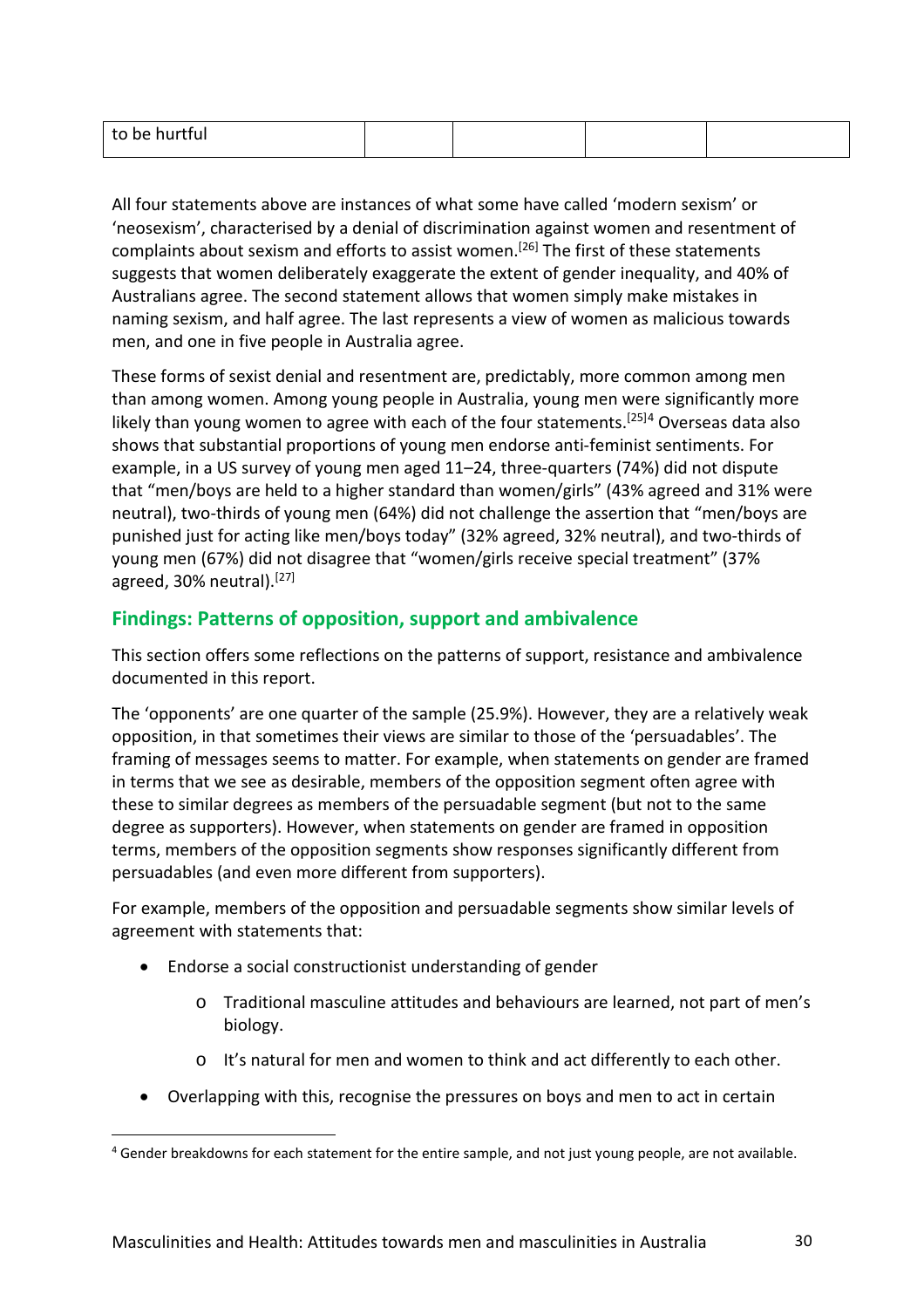| to be hurtful | | | | |
|---|---|---|---|---|

All four statements above are instances of what some have called 'modern sexism' or 'neosexism', characterised by a denial of discrimination against women and resentment of complaints about sexism and efforts to assist women.[26] The first of these statements suggests that women deliberately exaggerate the extent of gender inequality, and 40% of Australians agree. The second statement allows that women simply make mistakes in naming sexism, and half agree. The last represents a view of women as malicious towards men, and one in five people in Australia agree.

These forms of sexist denial and resentment are, predictably, more common among men than among women. Among young people in Australia, young men were significantly more likely than young women to agree with each of the four statements.[25][4] Overseas data also shows that substantial proportions of young men endorse anti-feminist sentiments. For example, in a US survey of young men aged 11–24, three-quarters (74%) did not dispute that "men/boys are held to a higher standard than women/girls" (43% agreed and 31% were neutral), two-thirds of young men (64%) did not challenge the assertion that "men/boys are punished just for acting like men/boys today" (32% agreed, 32% neutral), and two-thirds of young men (67%) did not disagree that "women/girls receive special treatment" (37% agreed, 30% neutral).[27]

## Findings: Patterns of opposition, support and ambivalence

This section offers some reflections on the patterns of support, resistance and ambivalence documented in this report.

The 'opponents' are one quarter of the sample (25.9%). However, they are a relatively weak opposition, in that sometimes their views are similar to those of the 'persuadables'. The framing of messages seems to matter. For example, when statements on gender are framed in terms that we see as desirable, members of the opposition segment often agree with these to similar degrees as members of the persuadable segment (but not to the same degree as supporters). However, when statements on gender are framed in opposition terms, members of the opposition segments show responses significantly different from persuadables (and even more different from supporters).

For example, members of the opposition and persuadable segments show similar levels of agreement with statements that:

- Endorse a social constructionist understanding of gender
  - Traditional masculine attitudes and behaviours are learned, not part of men's biology.
  - It's natural for men and women to think and act differently to each other.
- Overlapping with this, recognise the pressures on boys and men to act in certain

[4] Gender breakdowns for each statement for the entire sample, and not just young people, are not available.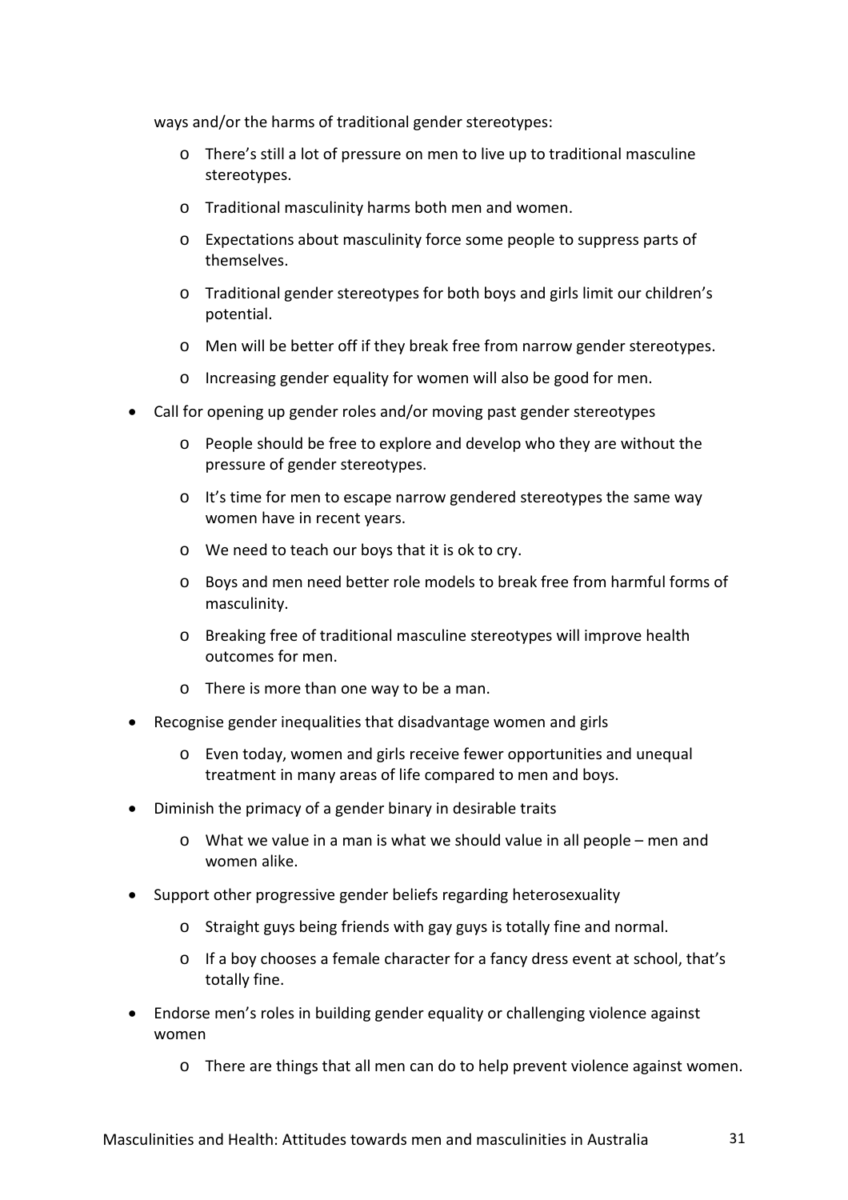ways and/or the harms of traditional gender stereotypes:

  - There's still a lot of pressure on men to live up to traditional masculine stereotypes.
  - Traditional masculinity harms both men and women.
  - Expectations about masculinity force some people to suppress parts of themselves.
  - Traditional gender stereotypes for both boys and girls limit our children's potential.
  - Men will be better off if they break free from narrow gender stereotypes.
  - Increasing gender equality for women will also be good for men.

- Call for opening up gender roles and/or moving past gender stereotypes
  - People should be free to explore and develop who they are without the pressure of gender stereotypes.
  - It's time for men to escape narrow gendered stereotypes the same way women have in recent years.
  - We need to teach our boys that it is ok to cry.
  - Boys and men need better role models to break free from harmful forms of masculinity.
  - Breaking free of traditional masculine stereotypes will improve health outcomes for men.
  - There is more than one way to be a man.
- Recognise gender inequalities that disadvantage women and girls
  - Even today, women and girls receive fewer opportunities and unequal treatment in many areas of life compared to men and boys.
- Diminish the primacy of a gender binary in desirable traits
  - What we value in a man is what we should value in all people – men and women alike.
- Support other progressive gender beliefs regarding heterosexuality
  - Straight guys being friends with gay guys is totally fine and normal.
  - If a boy chooses a female character for a fancy dress event at school, that's totally fine.
- Endorse men's roles in building gender equality or challenging violence against women
  - There are things that all men can do to help prevent violence against women.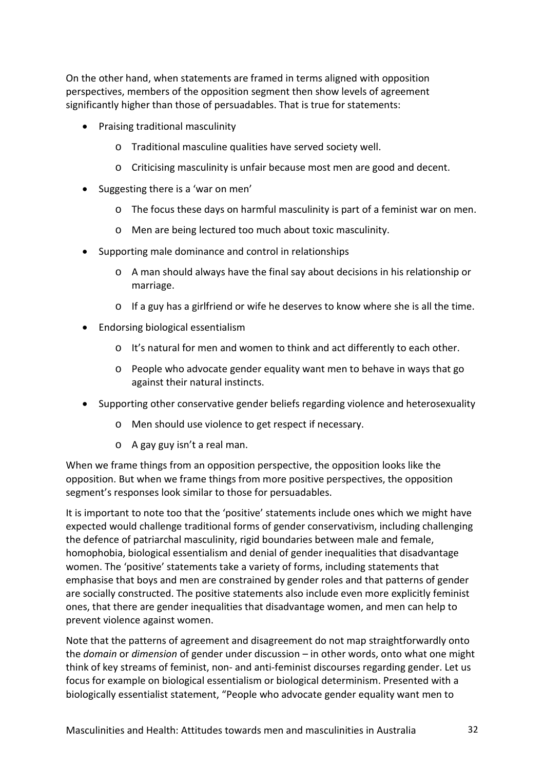On the other hand, when statements are framed in terms aligned with opposition perspectives, members of the opposition segment then show levels of agreement significantly higher than those of persuadables. That is true for statements:

- Praising traditional masculinity
  - Traditional masculine qualities have served society well.
  - Criticising masculinity is unfair because most men are good and decent.
- Suggesting there is a 'war on men'
  - The focus these days on harmful masculinity is part of a feminist war on men.
  - Men are being lectured too much about toxic masculinity.
- Supporting male dominance and control in relationships
  - A man should always have the final say about decisions in his relationship or marriage.
  - If a guy has a girlfriend or wife he deserves to know where she is all the time.
- Endorsing biological essentialism
  - It's natural for men and women to think and act differently to each other.
  - People who advocate gender equality want men to behave in ways that go against their natural instincts.
- Supporting other conservative gender beliefs regarding violence and heterosexuality
  - Men should use violence to get respect if necessary.
  - A gay guy isn't a real man.

When we frame things from an opposition perspective, the opposition looks like the opposition. But when we frame things from more positive perspectives, the opposition segment's responses look similar to those for persuadables.

It is important to note too that the 'positive' statements include ones which we might have expected would challenge traditional forms of gender conservativism, including challenging the defence of patriarchal masculinity, rigid boundaries between male and female, homophobia, biological essentialism and denial of gender inequalities that disadvantage women. The 'positive' statements take a variety of forms, including statements that emphasise that boys and men are constrained by gender roles and that patterns of gender are socially constructed. The positive statements also include even more explicitly feminist ones, that there are gender inequalities that disadvantage women, and men can help to prevent violence against women.

Note that the patterns of agreement and disagreement do not map straightforwardly onto the *domain* or *dimension* of gender under discussion – in other words, onto what one might think of key streams of feminist, non- and anti-feminist discourses regarding gender. Let us focus for example on biological essentialism or biological determinism. Presented with a biologically essentialist statement, "People who advocate gender equality want men to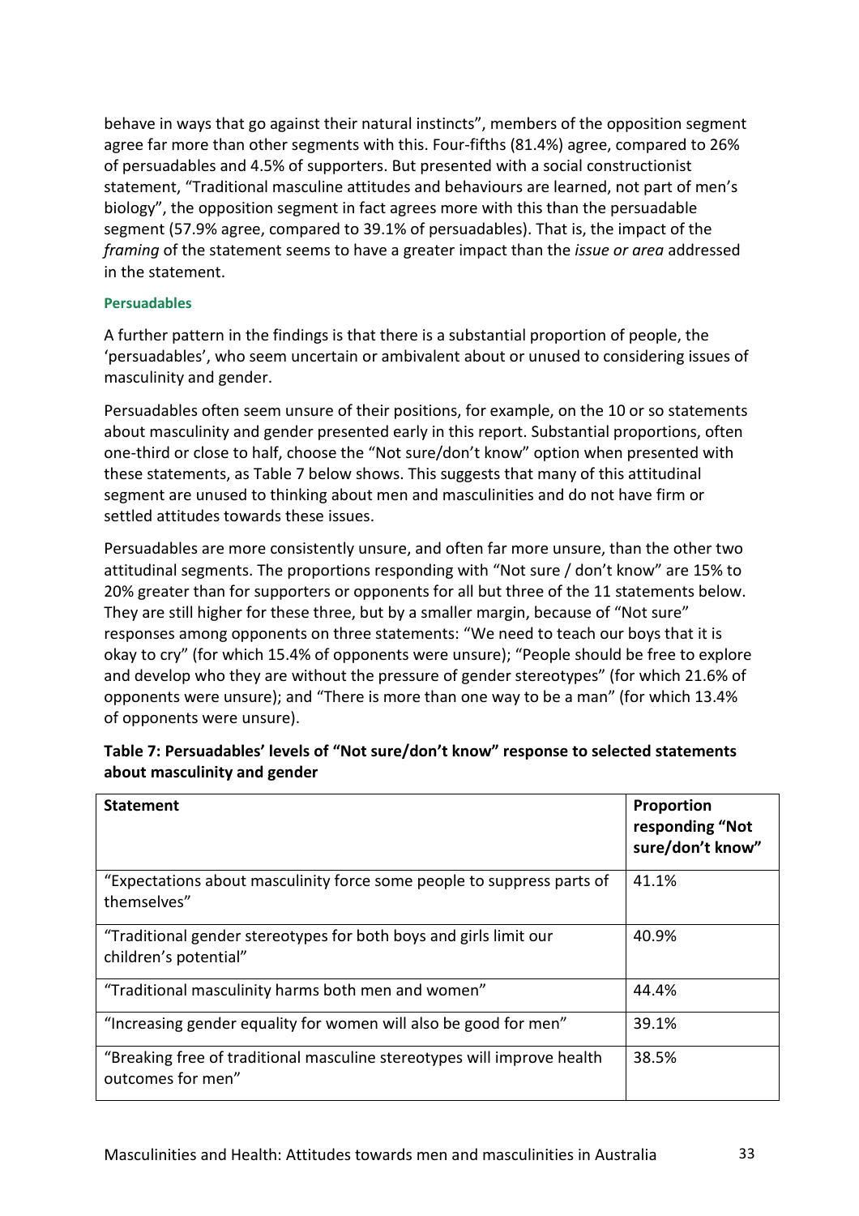behave in ways that go against their natural instincts", members of the opposition segment agree far more than other segments with this. Four-fifths (81.4%) agree, compared to 26% of persuadables and 4.5% of supporters. But presented with a social constructionist statement, "Traditional masculine attitudes and behaviours are learned, not part of men's biology", the opposition segment in fact agrees more with this than the persuadable segment (57.9% agree, compared to 39.1% of persuadables). That is, the impact of the *framing* of the statement seems to have a greater impact than the *issue or area* addressed in the statement.

#### Persuadables

A further pattern in the findings is that there is a substantial proportion of people, the 'persuadables', who seem uncertain or ambivalent about or unused to considering issues of masculinity and gender.

Persuadables often seem unsure of their positions, for example, on the 10 or so statements about masculinity and gender presented early in this report. Substantial proportions, often one-third or close to half, choose the "Not sure/don't know" option when presented with these statements, as Table 7 below shows. This suggests that many of this attitudinal segment are unused to thinking about men and masculinities and do not have firm or settled attitudes towards these issues.

Persuadables are more consistently unsure, and often far more unsure, than the other two attitudinal segments. The proportions responding with "Not sure / don't know" are 15% to 20% greater than for supporters or opponents for all but three of the 11 statements below. They are still higher for these three, but by a smaller margin, because of "Not sure" responses among opponents on three statements: "We need to teach our boys that it is okay to cry" (for which 15.4% of opponents were unsure); "People should be free to explore and develop who they are without the pressure of gender stereotypes" (for which 21.6% of opponents were unsure); and "There is more than one way to be a man" (for which 13.4% of opponents were unsure).

**Table 7: Persuadables' levels of "Not sure/don't know" response to selected statements about masculinity and gender**

| Statement | Proportion responding "Not sure/don't know" |
|---|---|
| "Expectations about masculinity force some people to suppress parts of themselves" | 41.1% |
| "Traditional gender stereotypes for both boys and girls limit our children's potential" | 40.9% |
| "Traditional masculinity harms both men and women" | 44.4% |
| "Increasing gender equality for women will also be good for men" | 39.1% |
| "Breaking free of traditional masculine stereotypes will improve health outcomes for men" | 38.5% |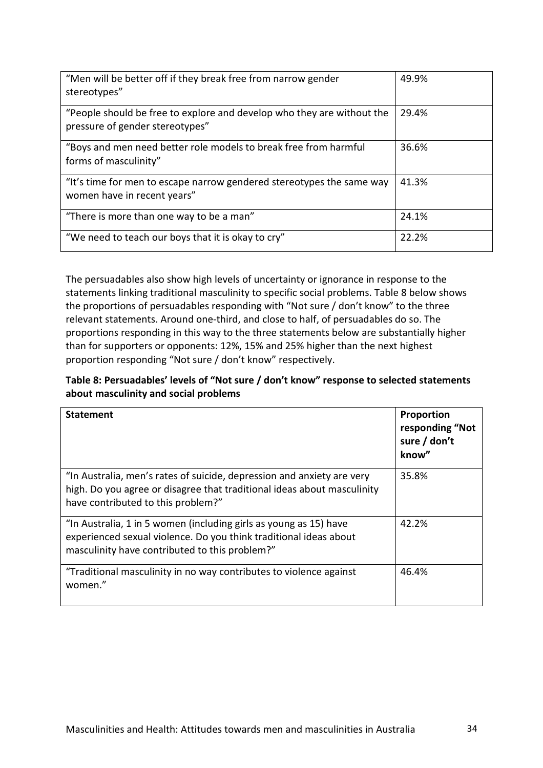| | |
|---|---|
| "Men will be better off if they break free from narrow gender stereotypes" | 49.9% |
| "People should be free to explore and develop who they are without the pressure of gender stereotypes" | 29.4% |
| "Boys and men need better role models to break free from harmful forms of masculinity" | 36.6% |
| "It's time for men to escape narrow gendered stereotypes the same way women have in recent years" | 41.3% |
| "There is more than one way to be a man" | 24.1% |
| "We need to teach our boys that it is okay to cry" | 22.2% |

The persuadables also show high levels of uncertainty or ignorance in response to the statements linking traditional masculinity to specific social problems. Table 8 below shows the proportions of persuadables responding with "Not sure / don't know" to the three relevant statements. Around one-third, and close to half, of persuadables do so. The proportions responding in this way to the three statements below are substantially higher than for supporters or opponents: 12%, 15% and 25% higher than the next highest proportion responding "Not sure / don't know" respectively.

**Table 8: Persuadables' levels of "Not sure / don't know" response to selected statements about masculinity and social problems**

| **Statement** | **Proportion responding "Not sure / don't know"** |
|---|---|
| "In Australia, men's rates of suicide, depression and anxiety are very high. Do you agree or disagree that traditional ideas about masculinity have contributed to this problem?" | 35.8% |
| "In Australia, 1 in 5 women (including girls as young as 15) have experienced sexual violence. Do you think traditional ideas about masculinity have contributed to this problem?" | 42.2% |
| "Traditional masculinity in no way contributes to violence against women." | 46.4% |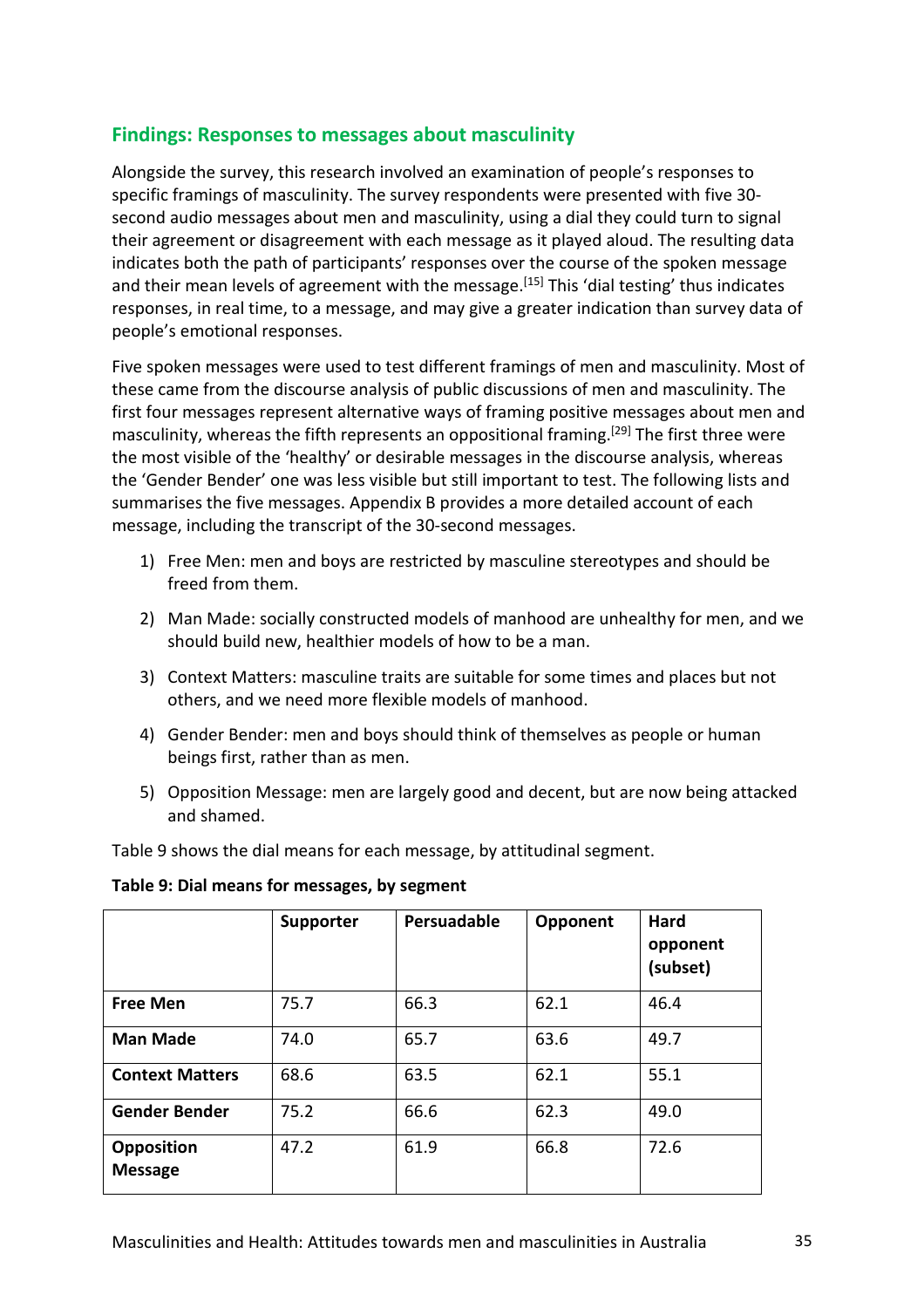## Findings: Responses to messages about masculinity

Alongside the survey, this research involved an examination of people's responses to specific framings of masculinity. The survey respondents were presented with five 30-second audio messages about men and masculinity, using a dial they could turn to signal their agreement or disagreement with each message as it played aloud. The resulting data indicates both the path of participants' responses over the course of the spoken message and their mean levels of agreement with the message.[15] This 'dial testing' thus indicates responses, in real time, to a message, and may give a greater indication than survey data of people's emotional responses.

Five spoken messages were used to test different framings of men and masculinity. Most of these came from the discourse analysis of public discussions of men and masculinity. The first four messages represent alternative ways of framing positive messages about men and masculinity, whereas the fifth represents an oppositional framing.[29] The first three were the most visible of the 'healthy' or desirable messages in the discourse analysis, whereas the 'Gender Bender' one was less visible but still important to test. The following lists and summarises the five messages. Appendix B provides a more detailed account of each message, including the transcript of the 30-second messages.

1) Free Men: men and boys are restricted by masculine stereotypes and should be freed from them.
2) Man Made: socially constructed models of manhood are unhealthy for men, and we should build new, healthier models of how to be a man.
3) Context Matters: masculine traits are suitable for some times and places but not others, and we need more flexible models of manhood.
4) Gender Bender: men and boys should think of themselves as people or human beings first, rather than as men.
5) Opposition Message: men are largely good and decent, but are now being attacked and shamed.

Table 9 shows the dial means for each message, by attitudinal segment.

**Table 9: Dial means for messages, by segment**

| | Supporter | Persuadable | Opponent | Hard opponent (subset) |
|---|---|---|---|---|
| **Free Men** | 75.7 | 66.3 | 62.1 | 46.4 |
| **Man Made** | 74.0 | 65.7 | 63.6 | 49.7 |
| **Context Matters** | 68.6 | 63.5 | 62.1 | 55.1 |
| **Gender Bender** | 75.2 | 66.6 | 62.3 | 49.0 |
| **Opposition Message** | 47.2 | 61.9 | 66.8 | 72.6 |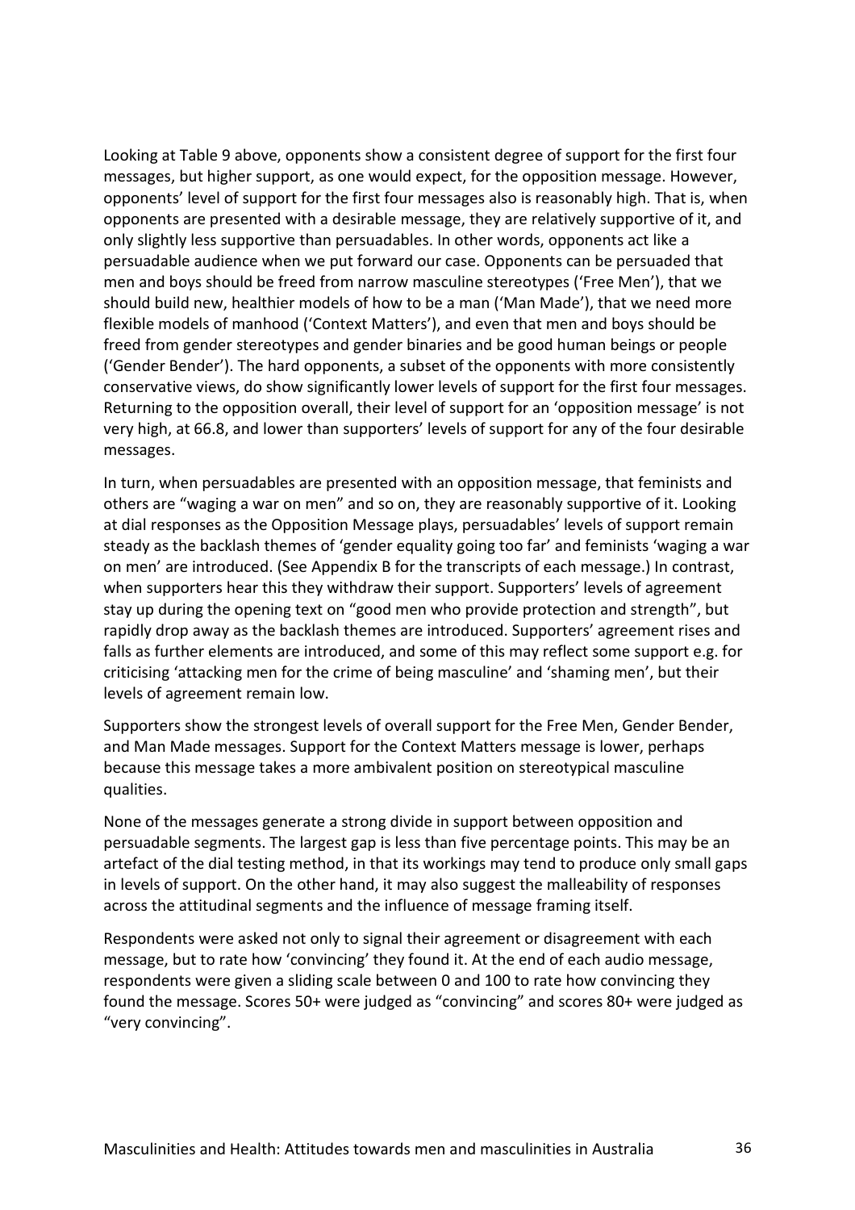Looking at Table 9 above, opponents show a consistent degree of support for the first four messages, but higher support, as one would expect, for the opposition message. However, opponents' level of support for the first four messages also is reasonably high. That is, when opponents are presented with a desirable message, they are relatively supportive of it, and only slightly less supportive than persuadables. In other words, opponents act like a persuadable audience when we put forward our case. Opponents can be persuaded that men and boys should be freed from narrow masculine stereotypes ('Free Men'), that we should build new, healthier models of how to be a man ('Man Made'), that we need more flexible models of manhood ('Context Matters'), and even that men and boys should be freed from gender stereotypes and gender binaries and be good human beings or people ('Gender Bender'). The hard opponents, a subset of the opponents with more consistently conservative views, do show significantly lower levels of support for the first four messages. Returning to the opposition overall, their level of support for an 'opposition message' is not very high, at 66.8, and lower than supporters' levels of support for any of the four desirable messages.

In turn, when persuadables are presented with an opposition message, that feminists and others are "waging a war on men" and so on, they are reasonably supportive of it. Looking at dial responses as the Opposition Message plays, persuadables' levels of support remain steady as the backlash themes of 'gender equality going too far' and feminists 'waging a war on men' are introduced. (See Appendix B for the transcripts of each message.) In contrast, when supporters hear this they withdraw their support. Supporters' levels of agreement stay up during the opening text on "good men who provide protection and strength", but rapidly drop away as the backlash themes are introduced. Supporters' agreement rises and falls as further elements are introduced, and some of this may reflect some support e.g. for criticising 'attacking men for the crime of being masculine' and 'shaming men', but their levels of agreement remain low.

Supporters show the strongest levels of overall support for the Free Men, Gender Bender, and Man Made messages. Support for the Context Matters message is lower, perhaps because this message takes a more ambivalent position on stereotypical masculine qualities.

None of the messages generate a strong divide in support between opposition and persuadable segments. The largest gap is less than five percentage points. This may be an artefact of the dial testing method, in that its workings may tend to produce only small gaps in levels of support. On the other hand, it may also suggest the malleability of responses across the attitudinal segments and the influence of message framing itself.

Respondents were asked not only to signal their agreement or disagreement with each message, but to rate how 'convincing' they found it. At the end of each audio message, respondents were given a sliding scale between 0 and 100 to rate how convincing they found the message. Scores 50+ were judged as "convincing" and scores 80+ were judged as "very convincing".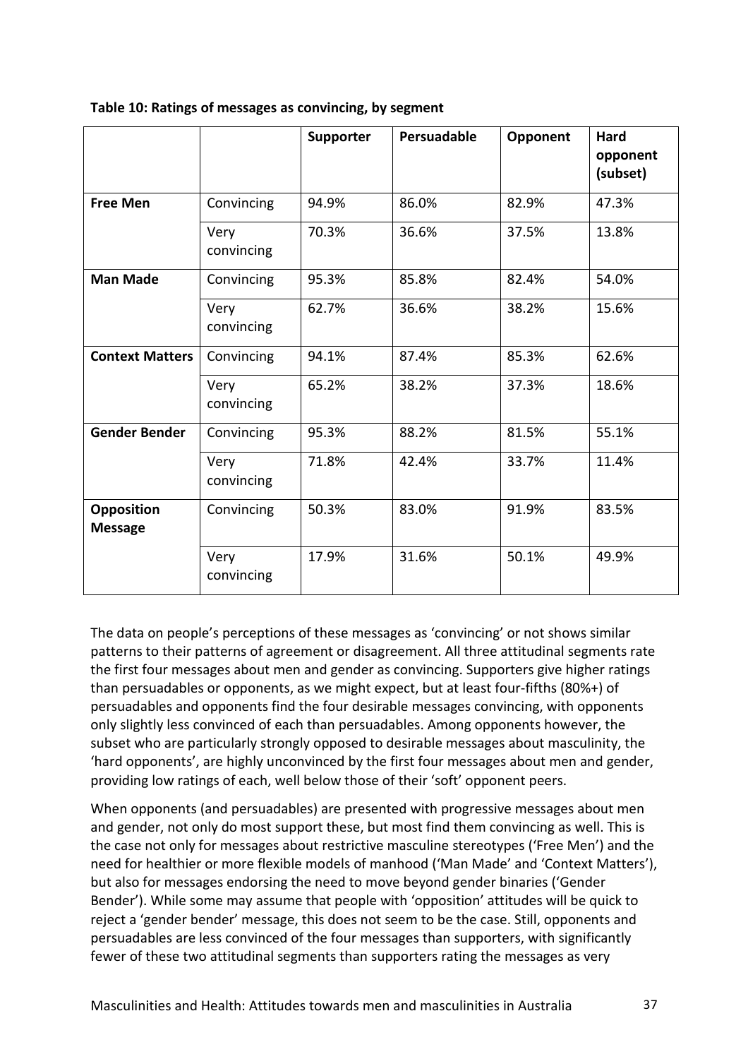**Table 10: Ratings of messages as convincing, by segment**

| | | Supporter | Persuadable | Opponent | Hard opponent (subset) |
|---|---|---|---|---|---|
| **Free Men** | Convincing | 94.9% | 86.0% | 82.9% | 47.3% |
| | Very convincing | 70.3% | 36.6% | 37.5% | 13.8% |
| **Man Made** | Convincing | 95.3% | 85.8% | 82.4% | 54.0% |
| | Very convincing | 62.7% | 36.6% | 38.2% | 15.6% |
| **Context Matters** | Convincing | 94.1% | 87.4% | 85.3% | 62.6% |
| | Very convincing | 65.2% | 38.2% | 37.3% | 18.6% |
| **Gender Bender** | Convincing | 95.3% | 88.2% | 81.5% | 55.1% |
| | Very convincing | 71.8% | 42.4% | 33.7% | 11.4% |
| **Opposition Message** | Convincing | 50.3% | 83.0% | 91.9% | 83.5% |
| | Very convincing | 17.9% | 31.6% | 50.1% | 49.9% |

The data on people's perceptions of these messages as 'convincing' or not shows similar patterns to their patterns of agreement or disagreement. All three attitudinal segments rate the first four messages about men and gender as convincing. Supporters give higher ratings than persuadables or opponents, as we might expect, but at least four-fifths (80%+) of persuadables and opponents find the four desirable messages convincing, with opponents only slightly less convinced of each than persuadables. Among opponents however, the subset who are particularly strongly opposed to desirable messages about masculinity, the 'hard opponents', are highly unconvinced by the first four messages about men and gender, providing low ratings of each, well below those of their 'soft' opponent peers.

When opponents (and persuadables) are presented with progressive messages about men and gender, not only do most support these, but most find them convincing as well. This is the case not only for messages about restrictive masculine stereotypes ('Free Men') and the need for healthier or more flexible models of manhood ('Man Made' and 'Context Matters'), but also for messages endorsing the need to move beyond gender binaries ('Gender Bender'). While some may assume that people with 'opposition' attitudes will be quick to reject a 'gender bender' message, this does not seem to be the case. Still, opponents and persuadables are less convinced of the four messages than supporters, with significantly fewer of these two attitudinal segments than supporters rating the messages as very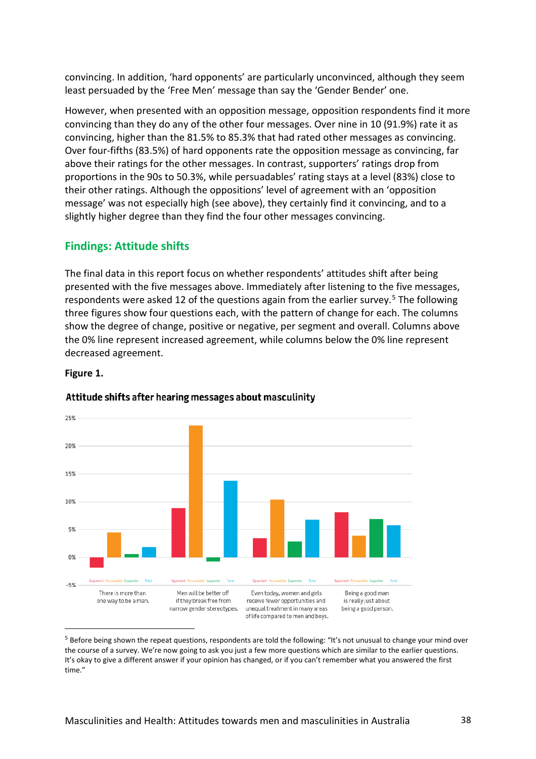convincing. In addition, 'hard opponents' are particularly unconvinced, although they seem least persuaded by the 'Free Men' message than say the 'Gender Bender' one.

However, when presented with an opposition message, opposition respondents find it more convincing than they do any of the other four messages. Over nine in 10 (91.9%) rate it as convincing, higher than the 81.5% to 85.3% that had rated other messages as convincing. Over four-fifths (83.5%) of hard opponents rate the opposition message as convincing, far above their ratings for the other messages. In contrast, supporters' ratings drop from proportions in the 90s to 50.3%, while persuadables' rating stays at a level (83%) close to their other ratings. Although the oppositions' level of agreement with an 'opposition message' was not especially high (see above), they certainly find it convincing, and to a slightly higher degree than they find the four other messages convincing.

## Findings: Attitude shifts

The final data in this report focus on whether respondents' attitudes shift after being presented with the five messages above. Immediately after listening to the five messages, respondents were asked 12 of the questions again from the earlier survey.[5] The following three figures show four questions each, with the pattern of change for each. The columns show the degree of change, positive or negative, per segment and overall. Columns above the 0% line represent increased agreement, while columns below the 0% line represent decreased agreement.

**Figure 1.**

**Attitude shifts after hearing messages about masculinity**

Y-axis: -5% to 25%. Bars for each statement: Opponent, Persuadable, Supporter, Total.

- There is more than one way to be a man.
- Men will be better off if they break free from narrow gender stereotypes.
- Even today, women and girls receive fewer opportunities and unequal treatment in many areas of life compared to men and boys.
- Being a good man is really just about being a good person.

---

[5] Before being shown the repeat questions, respondents are told the following: "It's not unusual to change your mind over the course of a survey. We're now going to ask you just a few more questions which are similar to the earlier questions. It's okay to give a different answer if your opinion has changed, or if you can't remember what you answered the first time."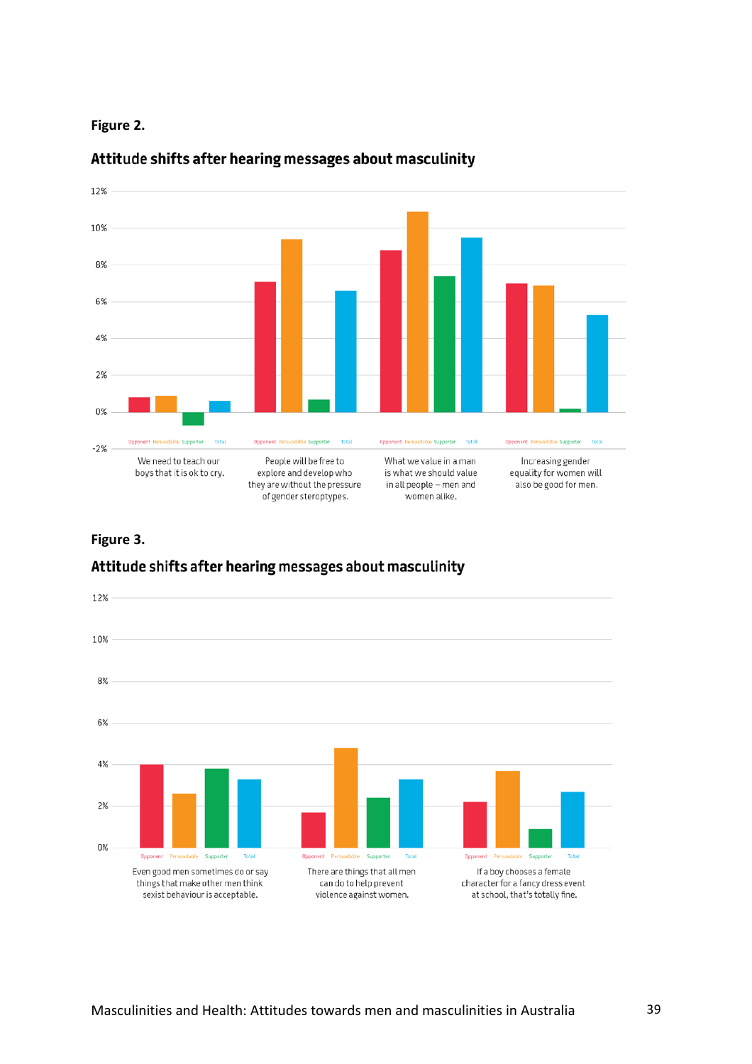**Figure 2.**

**Attitude shifts after hearing messages about masculinity**

12%
10%
8%
6%
4%
2%
0%
-2%

Opponent Persuadable Supporter Total

We need to teach our boys that it is ok to cry.

Opponent Persuadable Supporter Total

People will be free to explore and develop who they are without the pressure of gender steroptypes.

Opponent Persuadable Supporter Total

What we value in a man is what we should value in all people – men and women alike.

Opponent Persuadable Supporter Total

Increasing gender equality for women will also be good for men.

**Figure 3.**

**Attitude shifts after hearing messages about masculinity**

12%
10%
8%
6%
4%
2%
0%

Opponent Persuadable Supporter Total

Even good men sometimes do or say things that make other men think sexist behaviour is acceptable.

Opponent Persuadable Supporter Total

There are things that all men can do to help prevent violence against women.

Opponent Persuadable Supporter Total

If a boy chooses a female character for a fancy dress event at school, that's totally fine.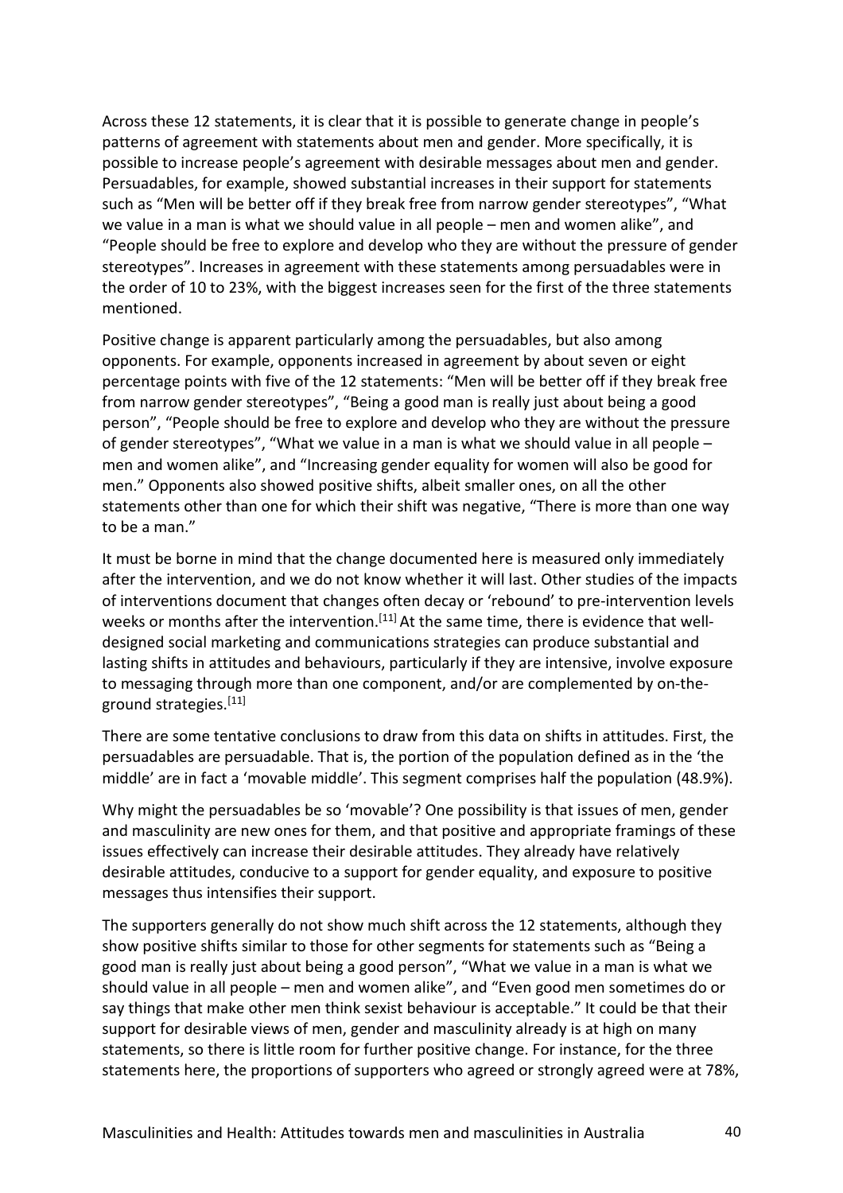Across these 12 statements, it is clear that it is possible to generate change in people's patterns of agreement with statements about men and gender. More specifically, it is possible to increase people's agreement with desirable messages about men and gender. Persuadables, for example, showed substantial increases in their support for statements such as "Men will be better off if they break free from narrow gender stereotypes", "What we value in a man is what we should value in all people – men and women alike", and "People should be free to explore and develop who they are without the pressure of gender stereotypes". Increases in agreement with these statements among persuadables were in the order of 10 to 23%, with the biggest increases seen for the first of the three statements mentioned.

Positive change is apparent particularly among the persuadables, but also among opponents. For example, opponents increased in agreement by about seven or eight percentage points with five of the 12 statements: "Men will be better off if they break free from narrow gender stereotypes", "Being a good man is really just about being a good person", "People should be free to explore and develop who they are without the pressure of gender stereotypes", "What we value in a man is what we should value in all people – men and women alike", and "Increasing gender equality for women will also be good for men." Opponents also showed positive shifts, albeit smaller ones, on all the other statements other than one for which their shift was negative, "There is more than one way to be a man."

It must be borne in mind that the change documented here is measured only immediately after the intervention, and we do not know whether it will last. Other studies of the impacts of interventions document that changes often decay or 'rebound' to pre-intervention levels weeks or months after the intervention.[11] At the same time, there is evidence that well-designed social marketing and communications strategies can produce substantial and lasting shifts in attitudes and behaviours, particularly if they are intensive, involve exposure to messaging through more than one component, and/or are complemented by on-the-ground strategies.[11]

There are some tentative conclusions to draw from this data on shifts in attitudes. First, the persuadables are persuadable. That is, the portion of the population defined as in the 'the middle' are in fact a 'movable middle'. This segment comprises half the population (48.9%).

Why might the persuadables be so 'movable'? One possibility is that issues of men, gender and masculinity are new ones for them, and that positive and appropriate framings of these issues effectively can increase their desirable attitudes. They already have relatively desirable attitudes, conducive to a support for gender equality, and exposure to positive messages thus intensifies their support.

The supporters generally do not show much shift across the 12 statements, although they show positive shifts similar to those for other segments for statements such as "Being a good man is really just about being a good person", "What we value in a man is what we should value in all people – men and women alike", and "Even good men sometimes do or say things that make other men think sexist behaviour is acceptable." It could be that their support for desirable views of men, gender and masculinity already is at high on many statements, so there is little room for further positive change. For instance, for the three statements here, the proportions of supporters who agreed or strongly agreed were at 78%,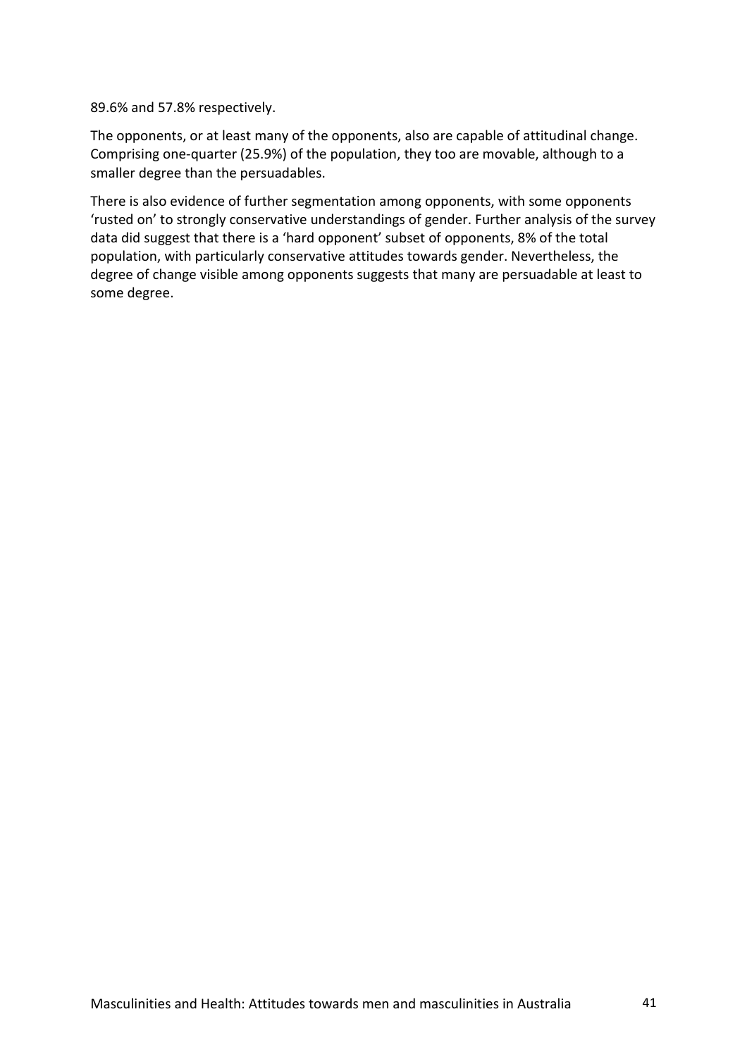89.6% and 57.8% respectively.

The opponents, or at least many of the opponents, also are capable of attitudinal change. Comprising one-quarter (25.9%) of the population, they too are movable, although to a smaller degree than the persuadables.

There is also evidence of further segmentation among opponents, with some opponents 'rusted on' to strongly conservative understandings of gender. Further analysis of the survey data did suggest that there is a 'hard opponent' subset of opponents, 8% of the total population, with particularly conservative attitudes towards gender. Nevertheless, the degree of change visible among opponents suggests that many are persuadable at least to some degree.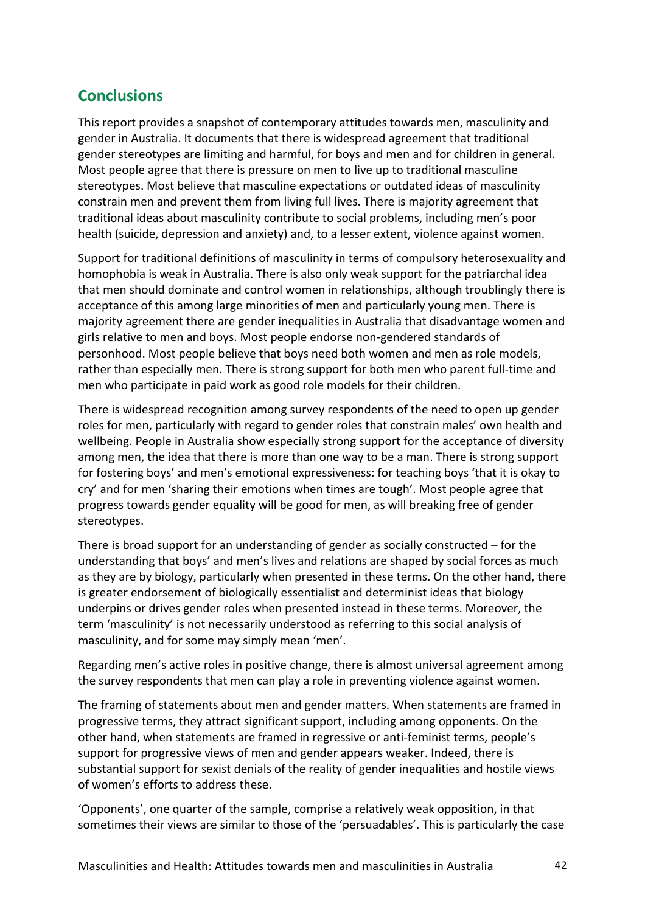## Conclusions

This report provides a snapshot of contemporary attitudes towards men, masculinity and gender in Australia. It documents that there is widespread agreement that traditional gender stereotypes are limiting and harmful, for boys and men and for children in general. Most people agree that there is pressure on men to live up to traditional masculine stereotypes. Most believe that masculine expectations or outdated ideas of masculinity constrain men and prevent them from living full lives. There is majority agreement that traditional ideas about masculinity contribute to social problems, including men's poor health (suicide, depression and anxiety) and, to a lesser extent, violence against women.

Support for traditional definitions of masculinity in terms of compulsory heterosexuality and homophobia is weak in Australia. There is also only weak support for the patriarchal idea that men should dominate and control women in relationships, although troublingly there is acceptance of this among large minorities of men and particularly young men. There is majority agreement there are gender inequalities in Australia that disadvantage women and girls relative to men and boys. Most people endorse non-gendered standards of personhood. Most people believe that boys need both women and men as role models, rather than especially men. There is strong support for both men who parent full-time and men who participate in paid work as good role models for their children.

There is widespread recognition among survey respondents of the need to open up gender roles for men, particularly with regard to gender roles that constrain males' own health and wellbeing. People in Australia show especially strong support for the acceptance of diversity among men, the idea that there is more than one way to be a man. There is strong support for fostering boys' and men's emotional expressiveness: for teaching boys 'that it is okay to cry' and for men 'sharing their emotions when times are tough'. Most people agree that progress towards gender equality will be good for men, as will breaking free of gender stereotypes.

There is broad support for an understanding of gender as socially constructed – for the understanding that boys' and men's lives and relations are shaped by social forces as much as they are by biology, particularly when presented in these terms. On the other hand, there is greater endorsement of biologically essentialist and determinist ideas that biology underpins or drives gender roles when presented instead in these terms. Moreover, the term 'masculinity' is not necessarily understood as referring to this social analysis of masculinity, and for some may simply mean 'men'.

Regarding men's active roles in positive change, there is almost universal agreement among the survey respondents that men can play a role in preventing violence against women.

The framing of statements about men and gender matters. When statements are framed in progressive terms, they attract significant support, including among opponents. On the other hand, when statements are framed in regressive or anti-feminist terms, people's support for progressive views of men and gender appears weaker. Indeed, there is substantial support for sexist denials of the reality of gender inequalities and hostile views of women's efforts to address these.

'Opponents', one quarter of the sample, comprise a relatively weak opposition, in that sometimes their views are similar to those of the 'persuadables'. This is particularly the case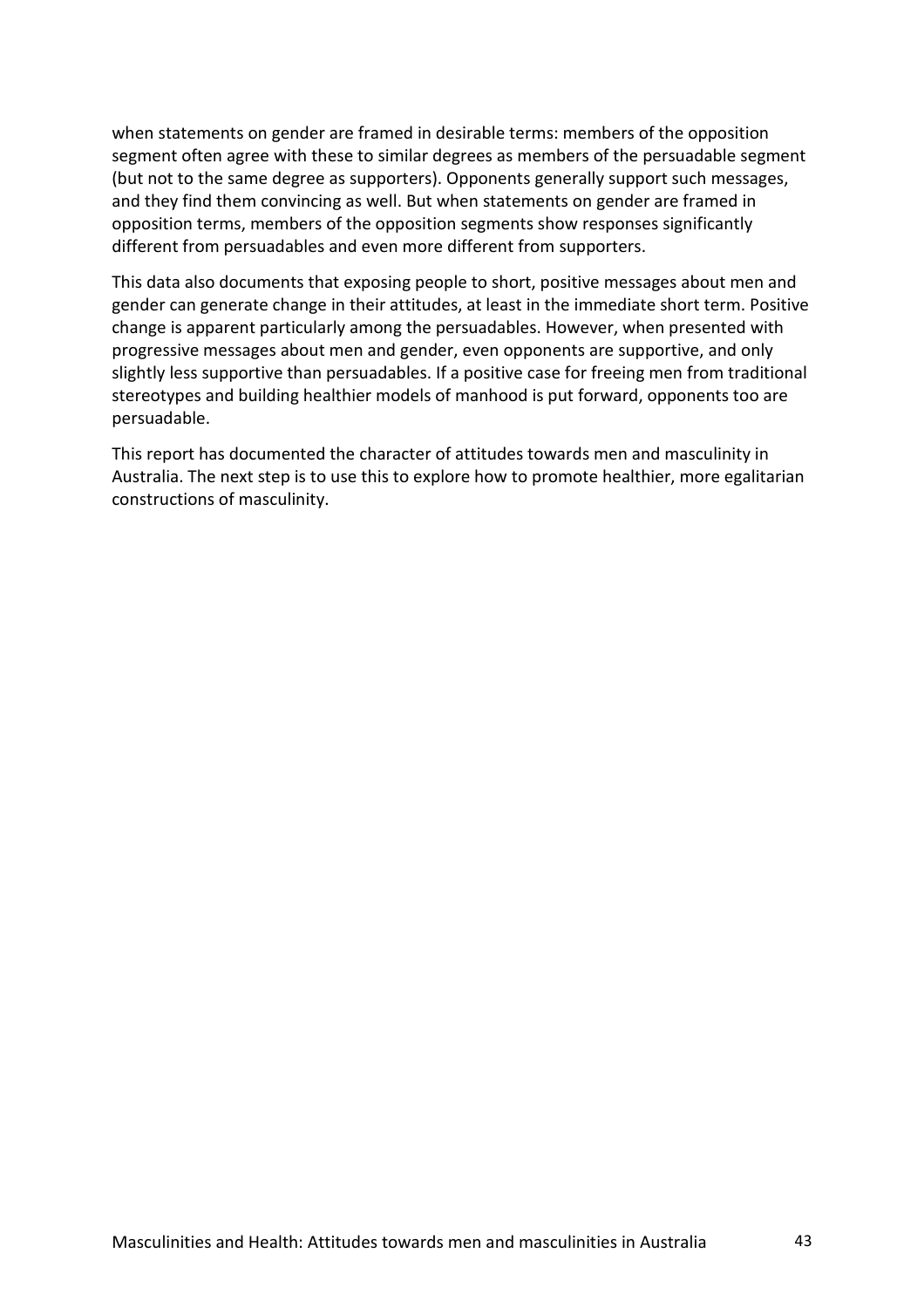when statements on gender are framed in desirable terms: members of the opposition segment often agree with these to similar degrees as members of the persuadable segment (but not to the same degree as supporters). Opponents generally support such messages, and they find them convincing as well. But when statements on gender are framed in opposition terms, members of the opposition segments show responses significantly different from persuadables and even more different from supporters.

This data also documents that exposing people to short, positive messages about men and gender can generate change in their attitudes, at least in the immediate short term. Positive change is apparent particularly among the persuadables. However, when presented with progressive messages about men and gender, even opponents are supportive, and only slightly less supportive than persuadables. If a positive case for freeing men from traditional stereotypes and building healthier models of manhood is put forward, opponents too are persuadable.

This report has documented the character of attitudes towards men and masculinity in Australia. The next step is to use this to explore how to promote healthier, more egalitarian constructions of masculinity.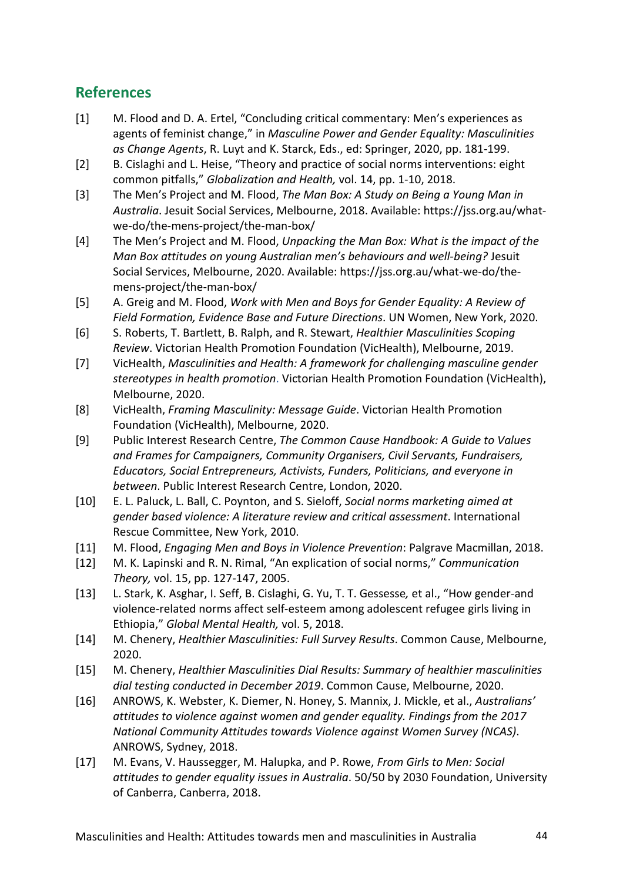## References

[1] M. Flood and D. A. Ertel, "Concluding critical commentary: Men's experiences as agents of feminist change," in *Masculine Power and Gender Equality: Masculinities as Change Agents*, R. Luyt and K. Starck, Eds., ed: Springer, 2020, pp. 181-199.

[2] B. Cislaghi and L. Heise, "Theory and practice of social norms interventions: eight common pitfalls," *Globalization and Health,* vol. 14, pp. 1-10, 2018.

[3] The Men's Project and M. Flood, *The Man Box: A Study on Being a Young Man in Australia*. Jesuit Social Services, Melbourne, 2018. Available: https://jss.org.au/what-we-do/the-mens-project/the-man-box/

[4] The Men's Project and M. Flood, *Unpacking the Man Box: What is the impact of the Man Box attitudes on young Australian men's behaviours and well-being?* Jesuit Social Services, Melbourne, 2020. Available: https://jss.org.au/what-we-do/the-mens-project/the-man-box/

[5] A. Greig and M. Flood, *Work with Men and Boys for Gender Equality: A Review of Field Formation, Evidence Base and Future Directions*. UN Women, New York, 2020.

[6] S. Roberts, T. Bartlett, B. Ralph, and R. Stewart, *Healthier Masculinities Scoping Review*. Victorian Health Promotion Foundation (VicHealth), Melbourne, 2019.

[7] VicHealth, *Masculinities and Health: A framework for challenging masculine gender stereotypes in health promotion*. Victorian Health Promotion Foundation (VicHealth), Melbourne, 2020.

[8] VicHealth, *Framing Masculinity: Message Guide*. Victorian Health Promotion Foundation (VicHealth), Melbourne, 2020.

[9] Public Interest Research Centre, *The Common Cause Handbook: A Guide to Values and Frames for Campaigners, Community Organisers, Civil Servants, Fundraisers, Educators, Social Entrepreneurs, Activists, Funders, Politicians, and everyone in between*. Public Interest Research Centre, London, 2020.

[10] E. L. Paluck, L. Ball, C. Poynton, and S. Sieloff, *Social norms marketing aimed at gender based violence: A literature review and critical assessment*. International Rescue Committee, New York, 2010.

[11] M. Flood, *Engaging Men and Boys in Violence Prevention*: Palgrave Macmillan, 2018.

[12] M. K. Lapinski and R. N. Rimal, "An explication of social norms," *Communication Theory,* vol. 15, pp. 127-147, 2005.

[13] L. Stark, K. Asghar, I. Seff, B. Cislaghi, G. Yu, T. T. Gessesse*,* et al., "How gender-and violence-related norms affect self-esteem among adolescent refugee girls living in Ethiopia," *Global Mental Health,* vol. 5, 2018.

[14] M. Chenery, *Healthier Masculinities: Full Survey Results*. Common Cause, Melbourne, 2020.

[15] M. Chenery, *Healthier Masculinities Dial Results: Summary of healthier masculinities dial testing conducted in December 2019*. Common Cause, Melbourne, 2020.

[16] ANROWS, K. Webster, K. Diemer, N. Honey, S. Mannix, J. Mickle, et al., *Australians' attitudes to violence against women and gender equality. Findings from the 2017 National Community Attitudes towards Violence against Women Survey (NCAS)*. ANROWS, Sydney, 2018.

[17] M. Evans, V. Haussegger, M. Halupka, and P. Rowe, *From Girls to Men: Social attitudes to gender equality issues in Australia*. 50/50 by 2030 Foundation, University of Canberra, Canberra, 2018.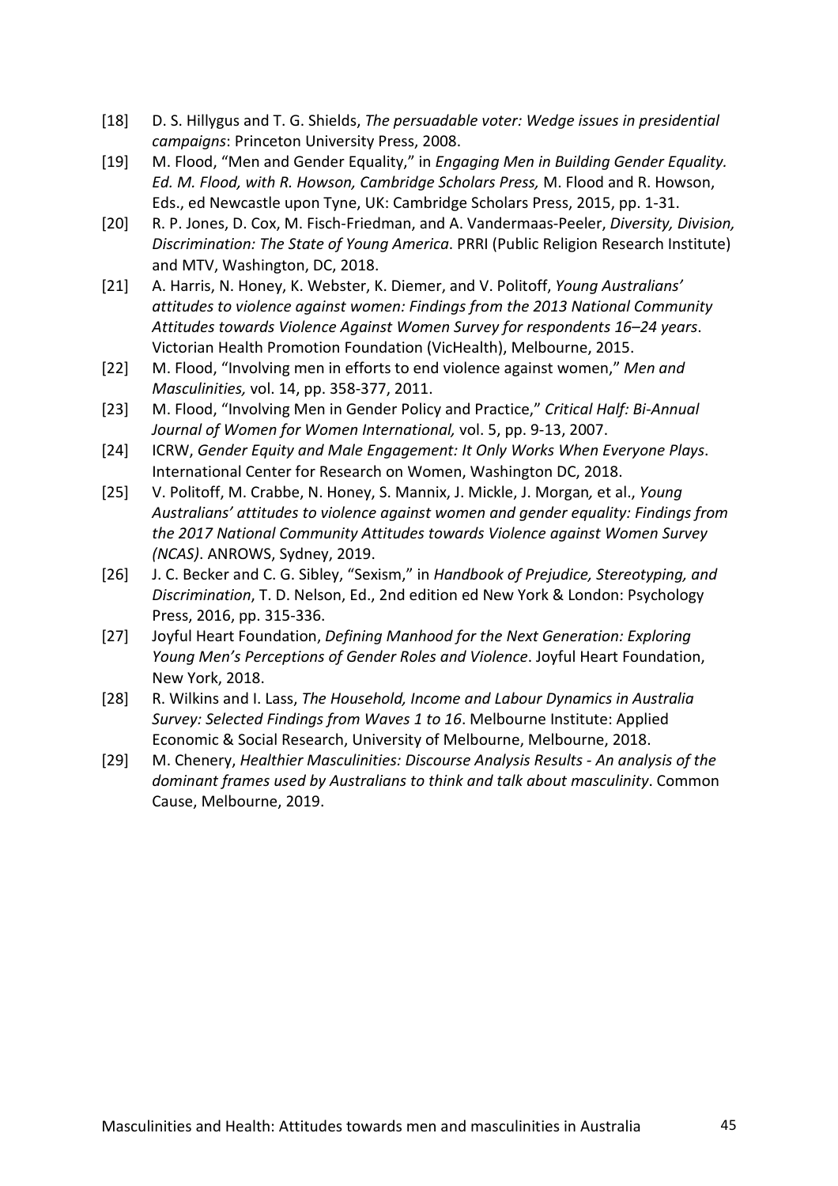[18] D. S. Hillygus and T. G. Shields, *The persuadable voter: Wedge issues in presidential campaigns*: Princeton University Press, 2008.

[19] M. Flood, "Men and Gender Equality," in *Engaging Men in Building Gender Equality. Ed. M. Flood, with R. Howson, Cambridge Scholars Press,* M. Flood and R. Howson, Eds., ed Newcastle upon Tyne, UK: Cambridge Scholars Press, 2015, pp. 1-31.

[20] R. P. Jones, D. Cox, M. Fisch-Friedman, and A. Vandermaas-Peeler, *Diversity, Division, Discrimination: The State of Young America*. PRRI (Public Religion Research Institute) and MTV, Washington, DC, 2018.

[21] A. Harris, N. Honey, K. Webster, K. Diemer, and V. Politoff, *Young Australians' attitudes to violence against women: Findings from the 2013 National Community Attitudes towards Violence Against Women Survey for respondents 16–24 years*. Victorian Health Promotion Foundation (VicHealth), Melbourne, 2015.

[22] M. Flood, "Involving men in efforts to end violence against women," *Men and Masculinities,* vol. 14, pp. 358-377, 2011.

[23] M. Flood, "Involving Men in Gender Policy and Practice," *Critical Half: Bi-Annual Journal of Women for Women International,* vol. 5, pp. 9-13, 2007.

[24] ICRW, *Gender Equity and Male Engagement: It Only Works When Everyone Plays*. International Center for Research on Women, Washington DC, 2018.

[25] V. Politoff, M. Crabbe, N. Honey, S. Mannix, J. Mickle, J. Morgan*,* et al., *Young Australians' attitudes to violence against women and gender equality: Findings from the 2017 National Community Attitudes towards Violence against Women Survey (NCAS)*. ANROWS, Sydney, 2019.

[26] J. C. Becker and C. G. Sibley, "Sexism," in *Handbook of Prejudice, Stereotyping, and Discrimination*, T. D. Nelson, Ed., 2nd edition ed New York & London: Psychology Press, 2016, pp. 315-336.

[27] Joyful Heart Foundation, *Defining Manhood for the Next Generation: Exploring Young Men's Perceptions of Gender Roles and Violence*. Joyful Heart Foundation, New York, 2018.

[28] R. Wilkins and I. Lass, *The Household, Income and Labour Dynamics in Australia Survey: Selected Findings from Waves 1 to 16*. Melbourne Institute: Applied Economic & Social Research, University of Melbourne, Melbourne, 2018.

[29] M. Chenery, *Healthier Masculinities: Discourse Analysis Results - An analysis of the dominant frames used by Australians to think and talk about masculinity*. Common Cause, Melbourne, 2019.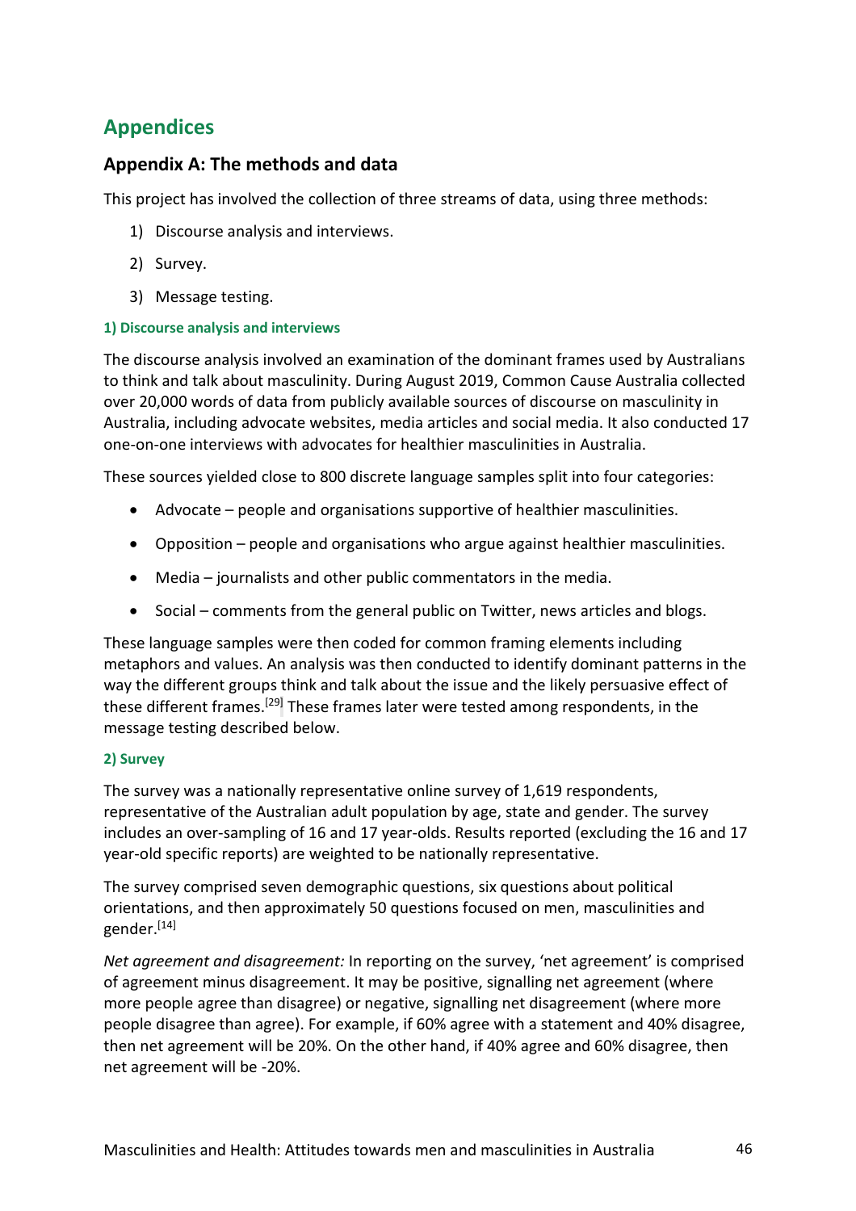# Appendices

## Appendix A: The methods and data

This project has involved the collection of three streams of data, using three methods:

1) Discourse analysis and interviews.
2) Survey.
3) Message testing.

### 1) Discourse analysis and interviews

The discourse analysis involved an examination of the dominant frames used by Australians to think and talk about masculinity. During August 2019, Common Cause Australia collected over 20,000 words of data from publicly available sources of discourse on masculinity in Australia, including advocate websites, media articles and social media. It also conducted 17 one-on-one interviews with advocates for healthier masculinities in Australia.

These sources yielded close to 800 discrete language samples split into four categories:

- Advocate – people and organisations supportive of healthier masculinities.
- Opposition – people and organisations who argue against healthier masculinities.
- Media – journalists and other public commentators in the media.
- Social – comments from the general public on Twitter, news articles and blogs.

These language samples were then coded for common framing elements including metaphors and values. An analysis was then conducted to identify dominant patterns in the way the different groups think and talk about the issue and the likely persuasive effect of these different frames.[29] These frames later were tested among respondents, in the message testing described below.

### 2) Survey

The survey was a nationally representative online survey of 1,619 respondents, representative of the Australian adult population by age, state and gender. The survey includes an over-sampling of 16 and 17 year-olds. Results reported (excluding the 16 and 17 year-old specific reports) are weighted to be nationally representative.

The survey comprised seven demographic questions, six questions about political orientations, and then approximately 50 questions focused on men, masculinities and gender.[14]

*Net agreement and disagreement:* In reporting on the survey, 'net agreement' is comprised of agreement minus disagreement. It may be positive, signalling net agreement (where more people agree than disagree) or negative, signalling net disagreement (where more people disagree than agree). For example, if 60% agree with a statement and 40% disagree, then net agreement will be 20%. On the other hand, if 40% agree and 60% disagree, then net agreement will be -20%.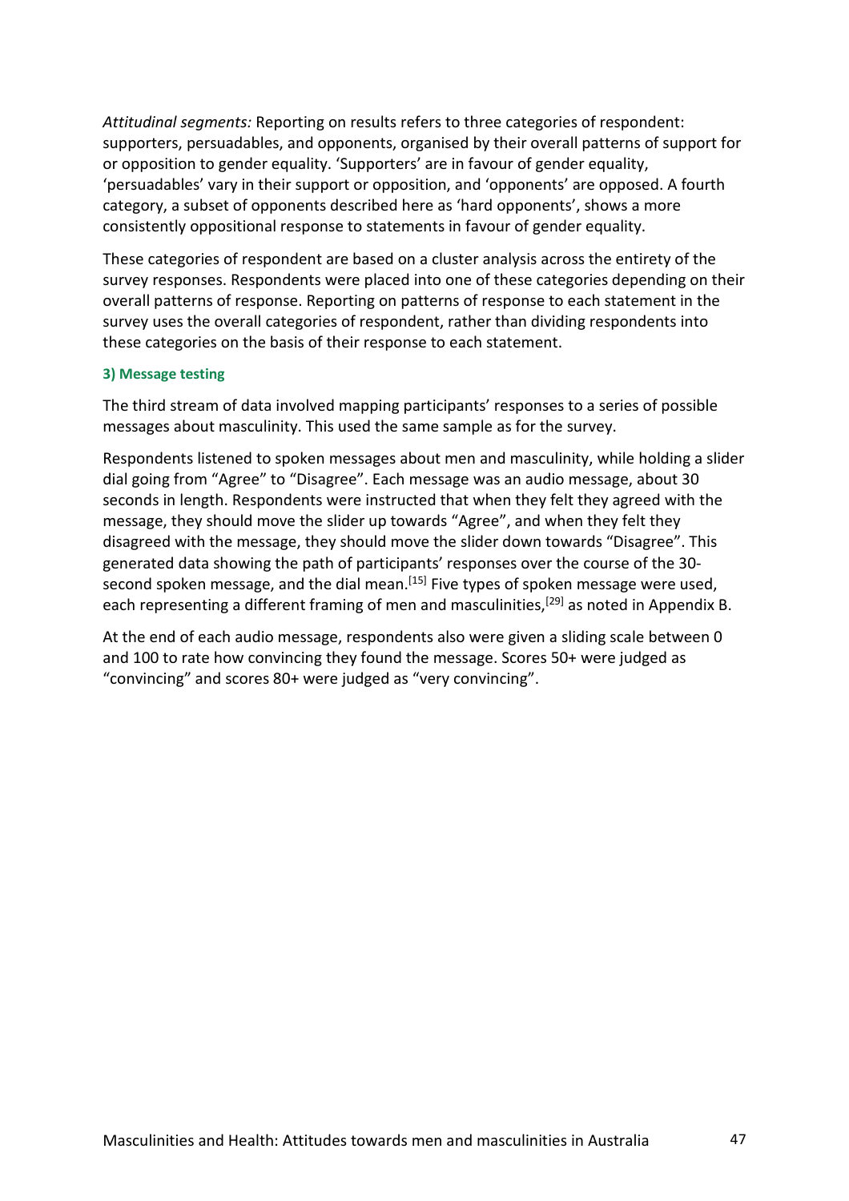*Attitudinal segments:* Reporting on results refers to three categories of respondent: supporters, persuadables, and opponents, organised by their overall patterns of support for or opposition to gender equality. 'Supporters' are in favour of gender equality, 'persuadables' vary in their support or opposition, and 'opponents' are opposed. A fourth category, a subset of opponents described here as 'hard opponents', shows a more consistently oppositional response to statements in favour of gender equality.

These categories of respondent are based on a cluster analysis across the entirety of the survey responses. Respondents were placed into one of these categories depending on their overall patterns of response. Reporting on patterns of response to each statement in the survey uses the overall categories of respondent, rather than dividing respondents into these categories on the basis of their response to each statement.

#### 3) Message testing

The third stream of data involved mapping participants' responses to a series of possible messages about masculinity. This used the same sample as for the survey.

Respondents listened to spoken messages about men and masculinity, while holding a slider dial going from "Agree" to "Disagree". Each message was an audio message, about 30 seconds in length. Respondents were instructed that when they felt they agreed with the message, they should move the slider up towards "Agree", and when they felt they disagreed with the message, they should move the slider down towards "Disagree". This generated data showing the path of participants' responses over the course of the 30-second spoken message, and the dial mean.[15] Five types of spoken message were used, each representing a different framing of men and masculinities,[29] as noted in Appendix B.

At the end of each audio message, respondents also were given a sliding scale between 0 and 100 to rate how convincing they found the message. Scores 50+ were judged as "convincing" and scores 80+ were judged as "very convincing".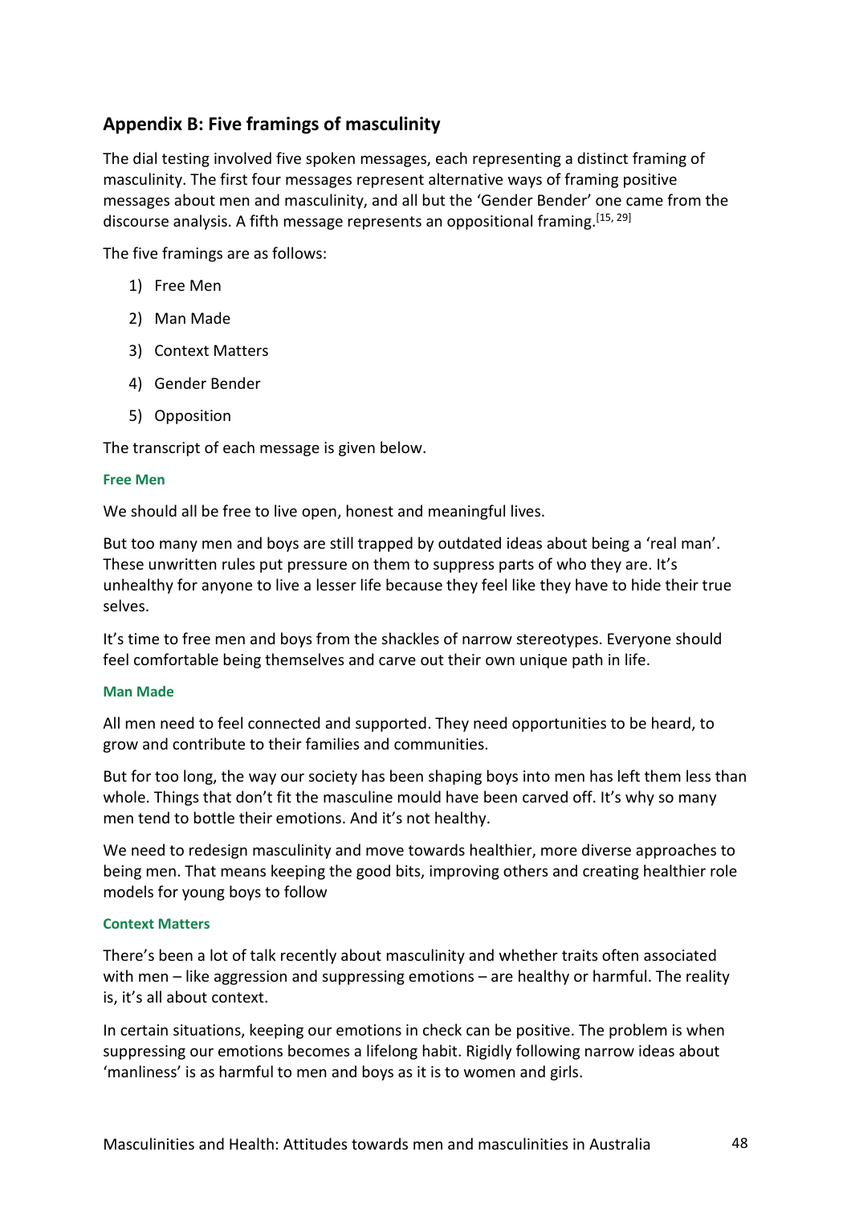## Appendix B: Five framings of masculinity

The dial testing involved five spoken messages, each representing a distinct framing of masculinity. The first four messages represent alternative ways of framing positive messages about men and masculinity, and all but the 'Gender Bender' one came from the discourse analysis. A fifth message represents an oppositional framing.[15, 29]

The five framings are as follows:

1) Free Men
2) Man Made
3) Context Matters
4) Gender Bender
5) Opposition

The transcript of each message is given below.

#### Free Men

We should all be free to live open, honest and meaningful lives.

But too many men and boys are still trapped by outdated ideas about being a 'real man'. These unwritten rules put pressure on them to suppress parts of who they are. It's unhealthy for anyone to live a lesser life because they feel like they have to hide their true selves.

It's time to free men and boys from the shackles of narrow stereotypes. Everyone should feel comfortable being themselves and carve out their own unique path in life.

#### Man Made

All men need to feel connected and supported. They need opportunities to be heard, to grow and contribute to their families and communities.

But for too long, the way our society has been shaping boys into men has left them less than whole. Things that don't fit the masculine mould have been carved off. It's why so many men tend to bottle their emotions. And it's not healthy.

We need to redesign masculinity and move towards healthier, more diverse approaches to being men. That means keeping the good bits, improving others and creating healthier role models for young boys to follow

#### Context Matters

There's been a lot of talk recently about masculinity and whether traits often associated with men – like aggression and suppressing emotions – are healthy or harmful. The reality is, it's all about context.

In certain situations, keeping our emotions in check can be positive. The problem is when suppressing our emotions becomes a lifelong habit. Rigidly following narrow ideas about 'manliness' is as harmful to men and boys as it is to women and girls.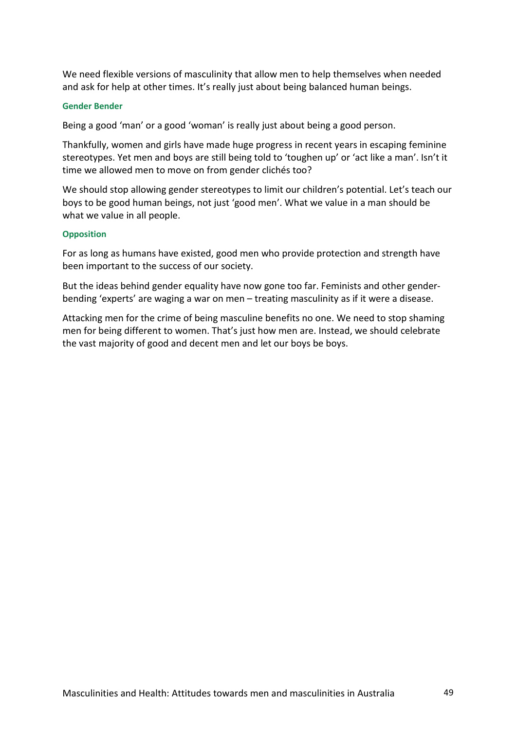We need flexible versions of masculinity that allow men to help themselves when needed and ask for help at other times. It's really just about being balanced human beings.

#### Gender Bender

Being a good 'man' or a good 'woman' is really just about being a good person.

Thankfully, women and girls have made huge progress in recent years in escaping feminine stereotypes. Yet men and boys are still being told to 'toughen up' or 'act like a man'. Isn't it time we allowed men to move on from gender clichés too?

We should stop allowing gender stereotypes to limit our children's potential. Let's teach our boys to be good human beings, not just 'good men'. What we value in a man should be what we value in all people.

#### Opposition

For as long as humans have existed, good men who provide protection and strength have been important to the success of our society.

But the ideas behind gender equality have now gone too far. Feminists and other gender-bending 'experts' are waging a war on men – treating masculinity as if it were a disease.

Attacking men for the crime of being masculine benefits no one. We need to stop shaming men for being different to women. That's just how men are. Instead, we should celebrate the vast majority of good and decent men and let our boys be boys.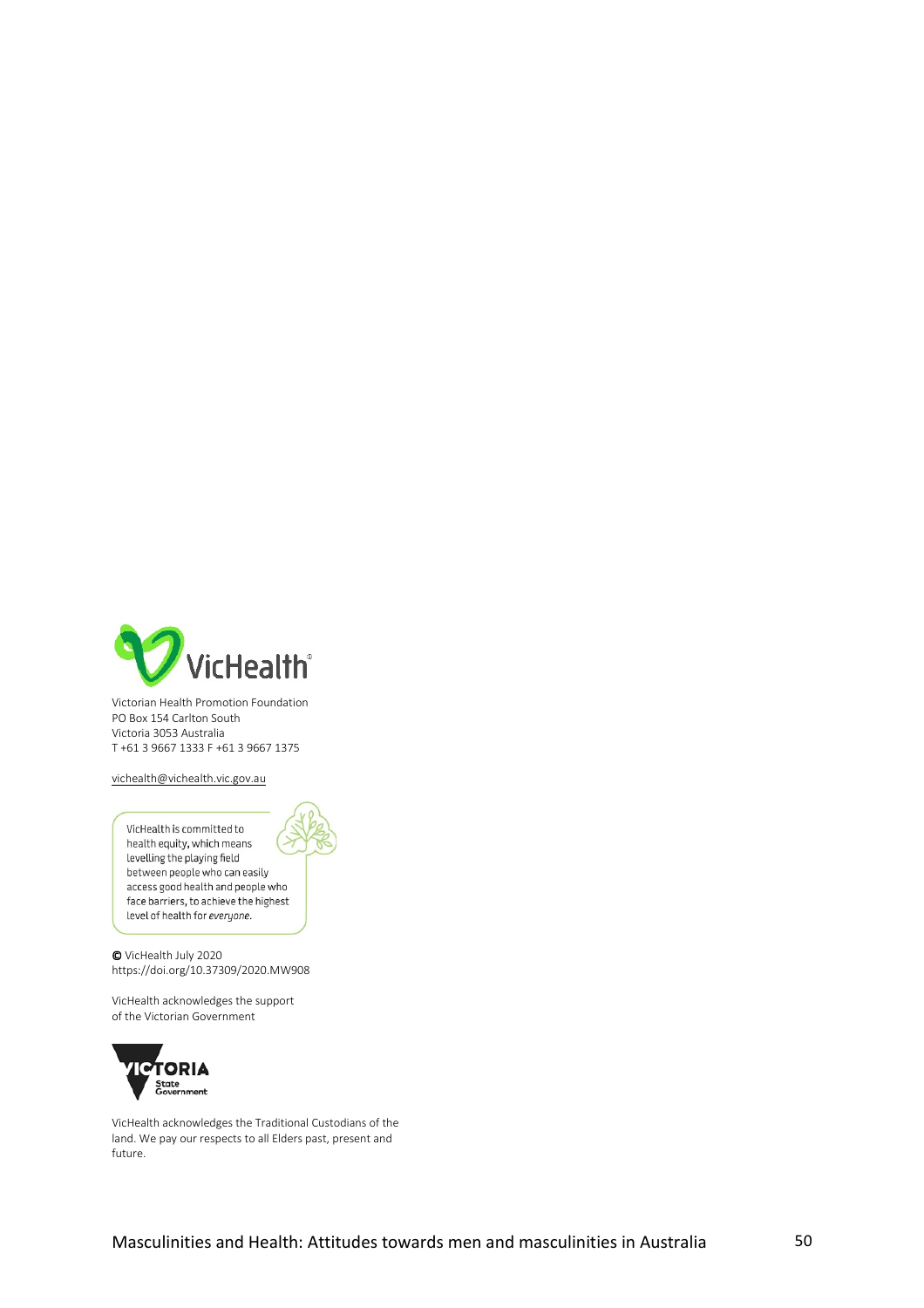VicHealth

Victorian Health Promotion Foundation
PO Box 154 Carlton South
Victoria 3053 Australia
T +61 3 9667 1333 F +61 3 9667 1375

vichealth@vichealth.vic.gov.au

VicHealth is committed to health equity, which means levelling the playing field between people who can easily access good health and people who face barriers, to achieve the highest level of health for *everyone*.

© VicHealth July 2020
https://doi.org/10.37309/2020.MW908

VicHealth acknowledges the support of the Victorian Government

VICTORIA State Government

VicHealth acknowledges the Traditional Custodians of the land. We pay our respects to all Elders past, present and future.